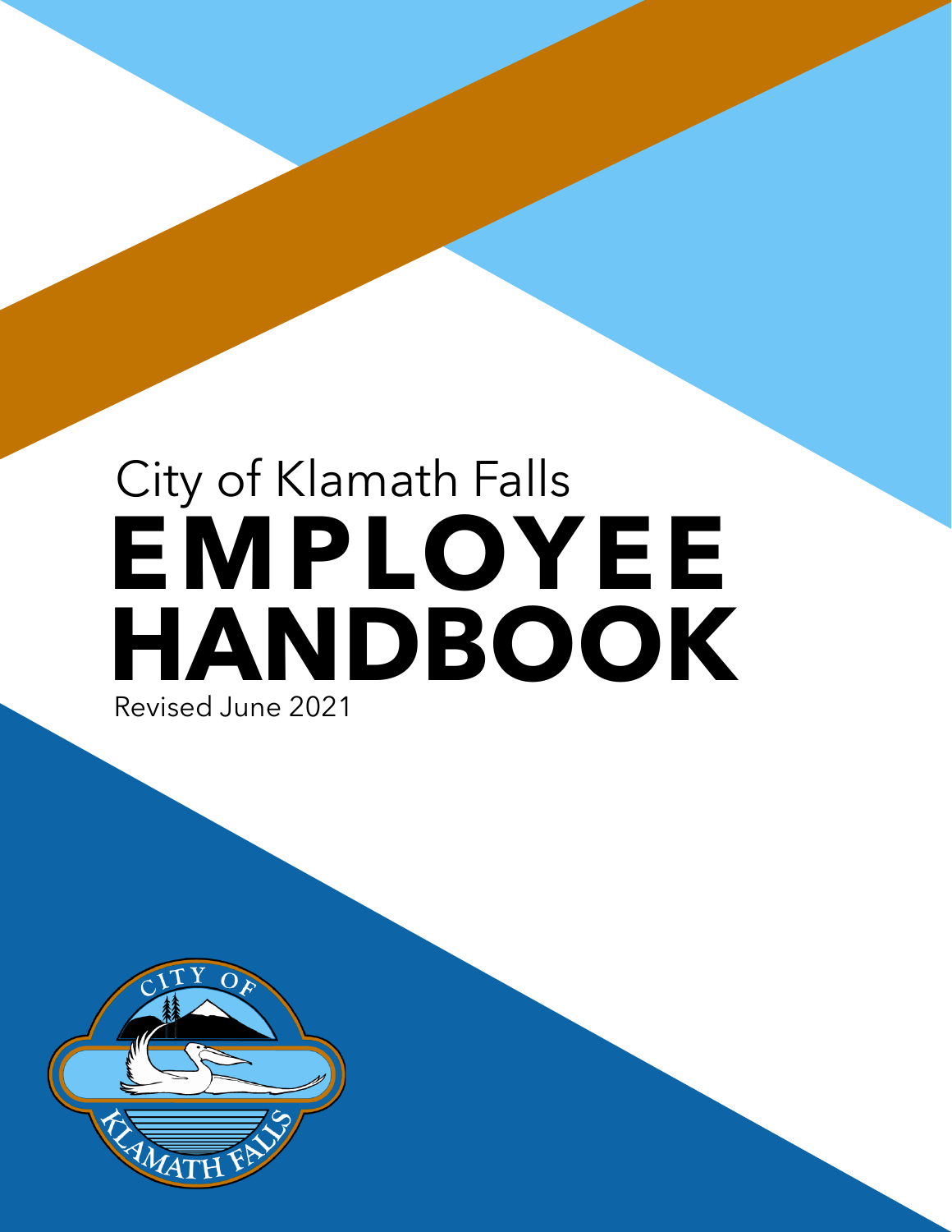City of Klamath Falls

# EMPLOYEE HANDBOOK

Revised June 2021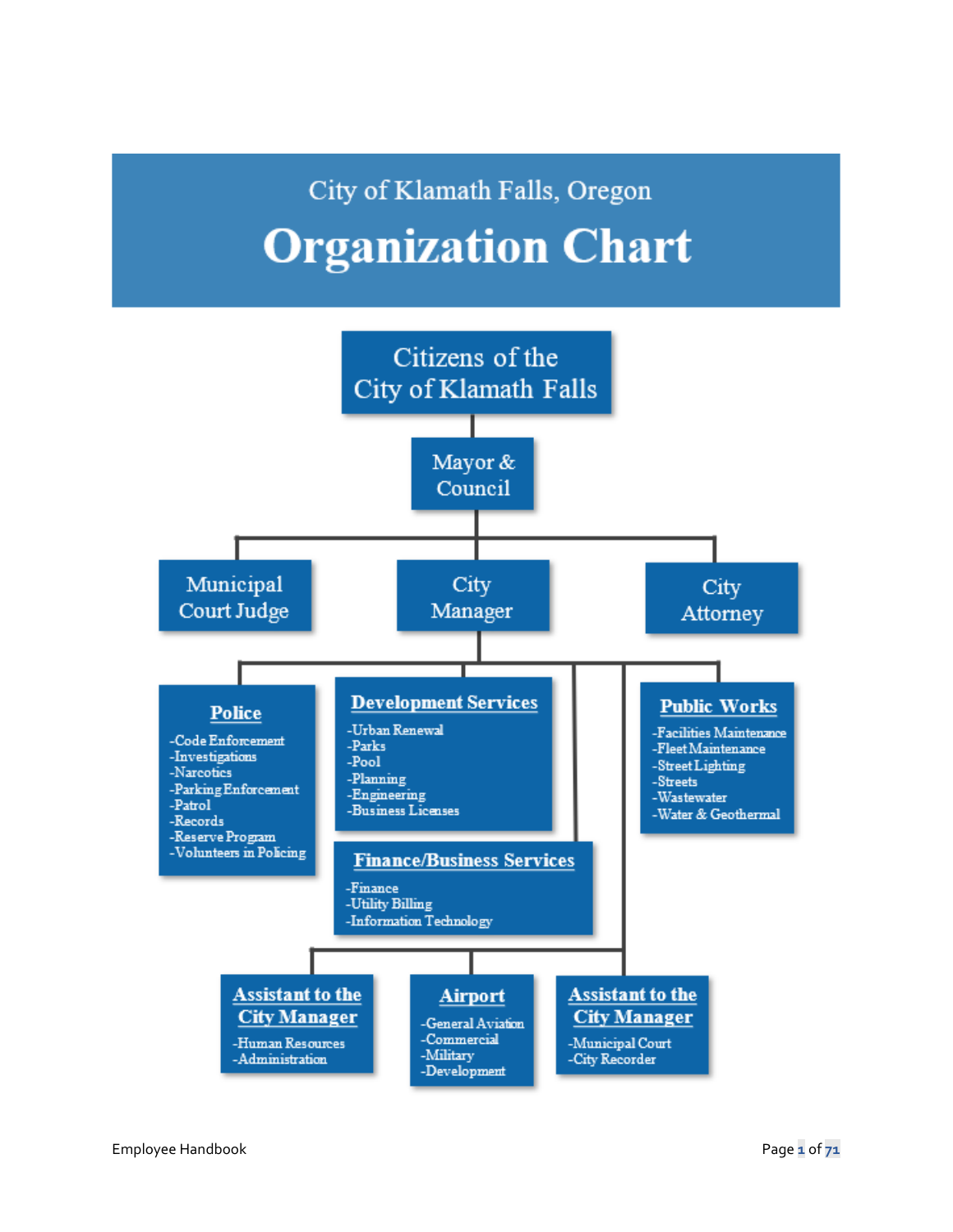City of Klamath Falls, Oregon

# Organization Chart

- Citizens of the City of Klamath Falls
  - Mayor & Council
    - Municipal Court Judge
    - City Manager
      - **Police**
        - Code Enforcement
        - Investigations
        - Narcotics
        - Parking Enforcement
        - Patrol
        - Records
        - Reserve Program
        - Volunteers in Policing
      - **Development Services**
        - Urban Renewal
        - Parks
        - Pool
        - Planning
        - Engineering
        - Business Licenses
      - **Finance/Business Services**
        - Finance
        - Utility Billing
        - Information Technology
      - **Public Works**
        - Facilities Maintenance
        - Fleet Maintenance
        - Street Lighting
        - Streets
        - Wastewater
        - Water & Geothermal
      - **Assistant to the City Manager**
        - Human Resources
        - Administration
      - **Airport**
        - General Aviation
        - Commercial
        - Military
        - Development
      - **Assistant to the City Manager**
        - Municipal Court
        - City Recorder
    - City Attorney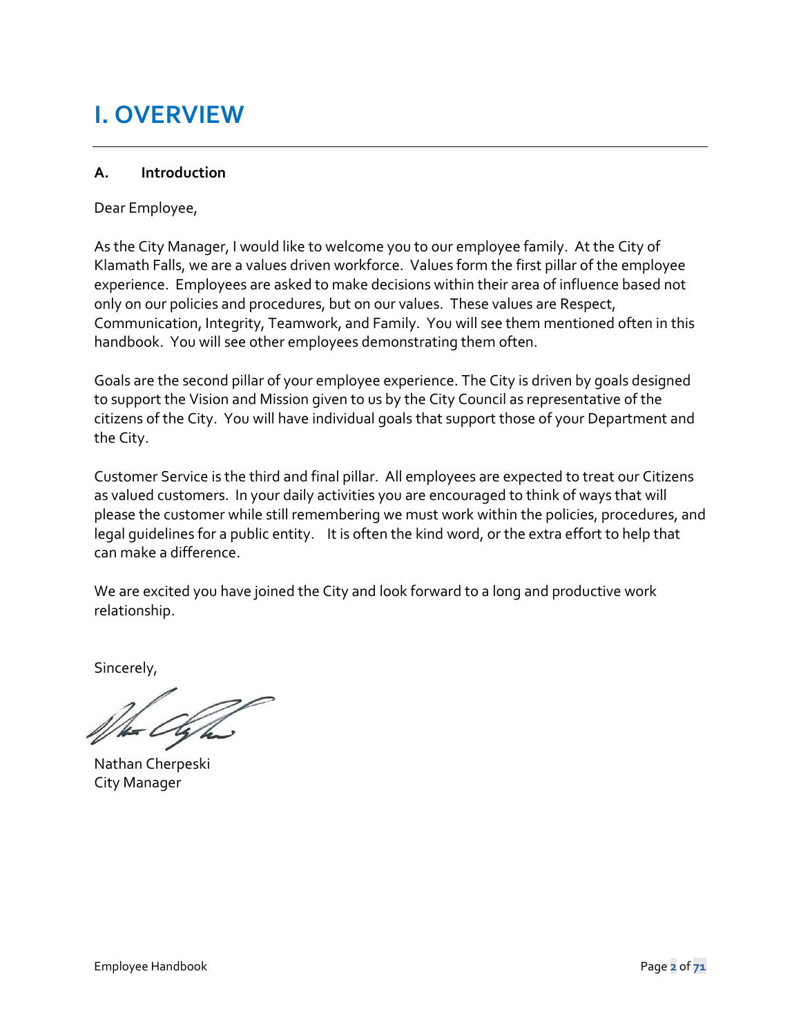# I. OVERVIEW

### A. Introduction

Dear Employee,

As the City Manager, I would like to welcome you to our employee family. At the City of Klamath Falls, we are a values driven workforce. Values form the first pillar of the employee experience. Employees are asked to make decisions within their area of influence based not only on our policies and procedures, but on our values. These values are Respect, Communication, Integrity, Teamwork, and Family. You will see them mentioned often in this handbook. You will see other employees demonstrating them often.

Goals are the second pillar of your employee experience. The City is driven by goals designed to support the Vision and Mission given to us by the City Council as representative of the citizens of the City. You will have individual goals that support those of your Department and the City.

Customer Service is the third and final pillar. All employees are expected to treat our Citizens as valued customers. In your daily activities you are encouraged to think of ways that will please the customer while still remembering we must work within the policies, procedures, and legal guidelines for a public entity. It is often the kind word, or the extra effort to help that can make a difference.

We are excited you have joined the City and look forward to a long and productive work relationship.

Sincerely,

Nathan Cherpeski
City Manager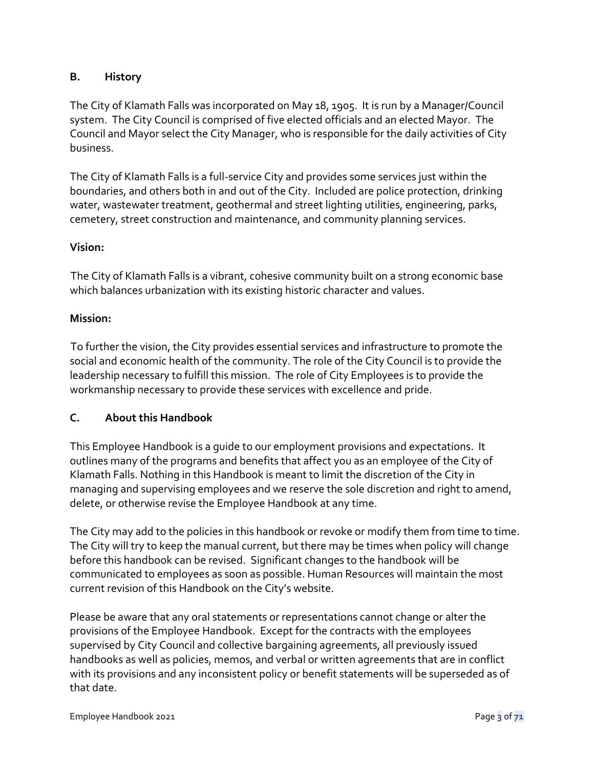## B. History

The City of Klamath Falls was incorporated on May 18, 1905. It is run by a Manager/Council system. The City Council is comprised of five elected officials and an elected Mayor. The Council and Mayor select the City Manager, who is responsible for the daily activities of City business.

The City of Klamath Falls is a full-service City and provides some services just within the boundaries, and others both in and out of the City. Included are police protection, drinking water, wastewater treatment, geothermal and street lighting utilities, engineering, parks, cemetery, street construction and maintenance, and community planning services.

**Vision:**

The City of Klamath Falls is a vibrant, cohesive community built on a strong economic base which balances urbanization with its existing historic character and values.

**Mission:**

To further the vision, the City provides essential services and infrastructure to promote the social and economic health of the community. The role of the City Council is to provide the leadership necessary to fulfill this mission. The role of City Employees is to provide the workmanship necessary to provide these services with excellence and pride.

## C. About this Handbook

This Employee Handbook is a guide to our employment provisions and expectations. It outlines many of the programs and benefits that affect you as an employee of the City of Klamath Falls. Nothing in this Handbook is meant to limit the discretion of the City in managing and supervising employees and we reserve the sole discretion and right to amend, delete, or otherwise revise the Employee Handbook at any time.

The City may add to the policies in this handbook or revoke or modify them from time to time. The City will try to keep the manual current, but there may be times when policy will change before this handbook can be revised. Significant changes to the handbook will be communicated to employees as soon as possible. Human Resources will maintain the most current revision of this Handbook on the City's website.

Please be aware that any oral statements or representations cannot change or alter the provisions of the Employee Handbook. Except for the contracts with the employees supervised by City Council and collective bargaining agreements, all previously issued handbooks as well as policies, memos, and verbal or written agreements that are in conflict with its provisions and any inconsistent policy or benefit statements will be superseded as of that date.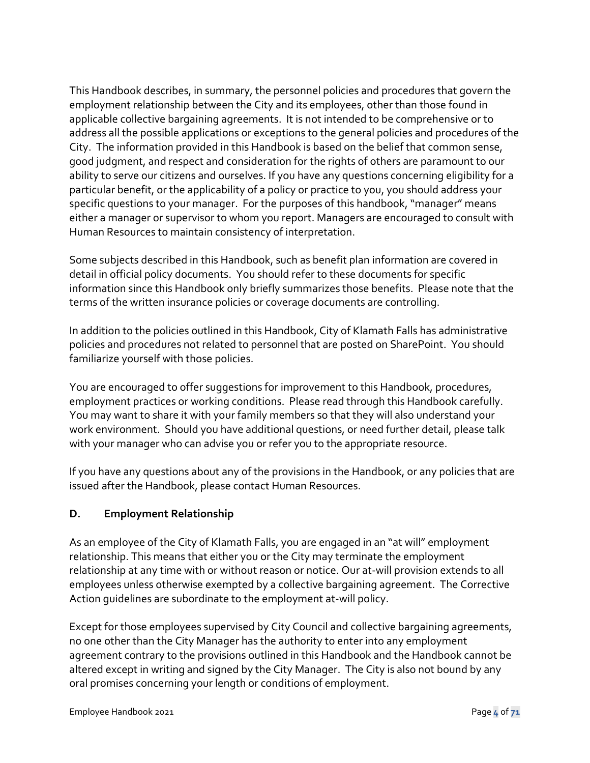This Handbook describes, in summary, the personnel policies and procedures that govern the employment relationship between the City and its employees, other than those found in applicable collective bargaining agreements. It is not intended to be comprehensive or to address all the possible applications or exceptions to the general policies and procedures of the City. The information provided in this Handbook is based on the belief that common sense, good judgment, and respect and consideration for the rights of others are paramount to our ability to serve our citizens and ourselves. If you have any questions concerning eligibility for a particular benefit, or the applicability of a policy or practice to you, you should address your specific questions to your manager. For the purposes of this handbook, "manager" means either a manager or supervisor to whom you report. Managers are encouraged to consult with Human Resources to maintain consistency of interpretation.

Some subjects described in this Handbook, such as benefit plan information are covered in detail in official policy documents. You should refer to these documents for specific information since this Handbook only briefly summarizes those benefits. Please note that the terms of the written insurance policies or coverage documents are controlling.

In addition to the policies outlined in this Handbook, City of Klamath Falls has administrative policies and procedures not related to personnel that are posted on SharePoint. You should familiarize yourself with those policies.

You are encouraged to offer suggestions for improvement to this Handbook, procedures, employment practices or working conditions. Please read through this Handbook carefully. You may want to share it with your family members so that they will also understand your work environment. Should you have additional questions, or need further detail, please talk with your manager who can advise you or refer you to the appropriate resource.

If you have any questions about any of the provisions in the Handbook, or any policies that are issued after the Handbook, please contact Human Resources.

## D. Employment Relationship

As an employee of the City of Klamath Falls, you are engaged in an "at will" employment relationship. This means that either you or the City may terminate the employment relationship at any time with or without reason or notice. Our at-will provision extends to all employees unless otherwise exempted by a collective bargaining agreement. The Corrective Action guidelines are subordinate to the employment at-will policy.

Except for those employees supervised by City Council and collective bargaining agreements, no one other than the City Manager has the authority to enter into any employment agreement contrary to the provisions outlined in this Handbook and the Handbook cannot be altered except in writing and signed by the City Manager. The City is also not bound by any oral promises concerning your length or conditions of employment.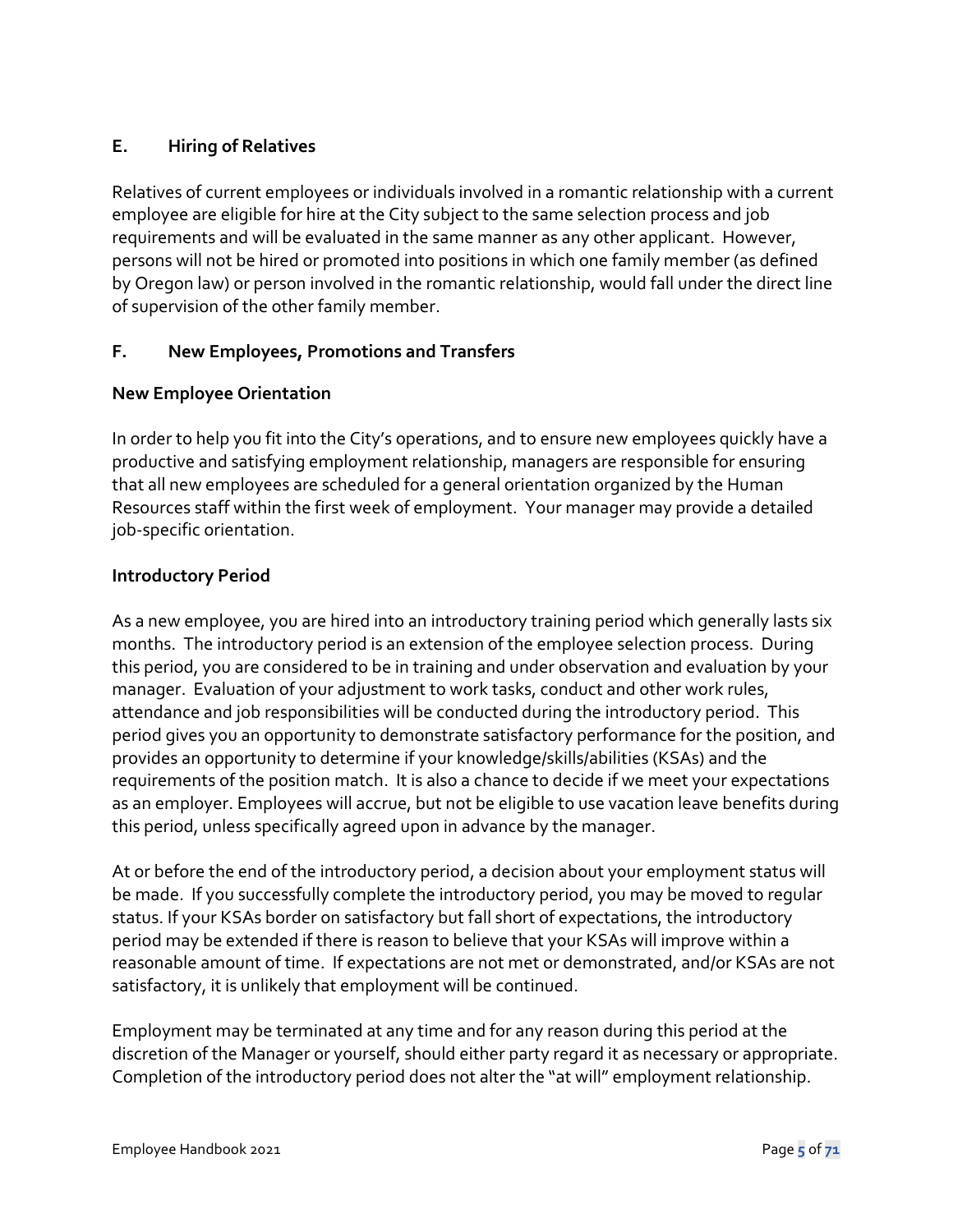## E. Hiring of Relatives

Relatives of current employees or individuals involved in a romantic relationship with a current employee are eligible for hire at the City subject to the same selection process and job requirements and will be evaluated in the same manner as any other applicant. However, persons will not be hired or promoted into positions in which one family member (as defined by Oregon law) or person involved in the romantic relationship, would fall under the direct line of supervision of the other family member.

## F. New Employees, Promotions and Transfers

### New Employee Orientation

In order to help you fit into the City's operations, and to ensure new employees quickly have a productive and satisfying employment relationship, managers are responsible for ensuring that all new employees are scheduled for a general orientation organized by the Human Resources staff within the first week of employment. Your manager may provide a detailed job-specific orientation.

### Introductory Period

As a new employee, you are hired into an introductory training period which generally lasts six months. The introductory period is an extension of the employee selection process. During this period, you are considered to be in training and under observation and evaluation by your manager. Evaluation of your adjustment to work tasks, conduct and other work rules, attendance and job responsibilities will be conducted during the introductory period. This period gives you an opportunity to demonstrate satisfactory performance for the position, and provides an opportunity to determine if your knowledge/skills/abilities (KSAs) and the requirements of the position match. It is also a chance to decide if we meet your expectations as an employer. Employees will accrue, but not be eligible to use vacation leave benefits during this period, unless specifically agreed upon in advance by the manager.

At or before the end of the introductory period, a decision about your employment status will be made. If you successfully complete the introductory period, you may be moved to regular status. If your KSAs border on satisfactory but fall short of expectations, the introductory period may be extended if there is reason to believe that your KSAs will improve within a reasonable amount of time. If expectations are not met or demonstrated, and/or KSAs are not satisfactory, it is unlikely that employment will be continued.

Employment may be terminated at any time and for any reason during this period at the discretion of the Manager or yourself, should either party regard it as necessary or appropriate. Completion of the introductory period does not alter the "at will" employment relationship.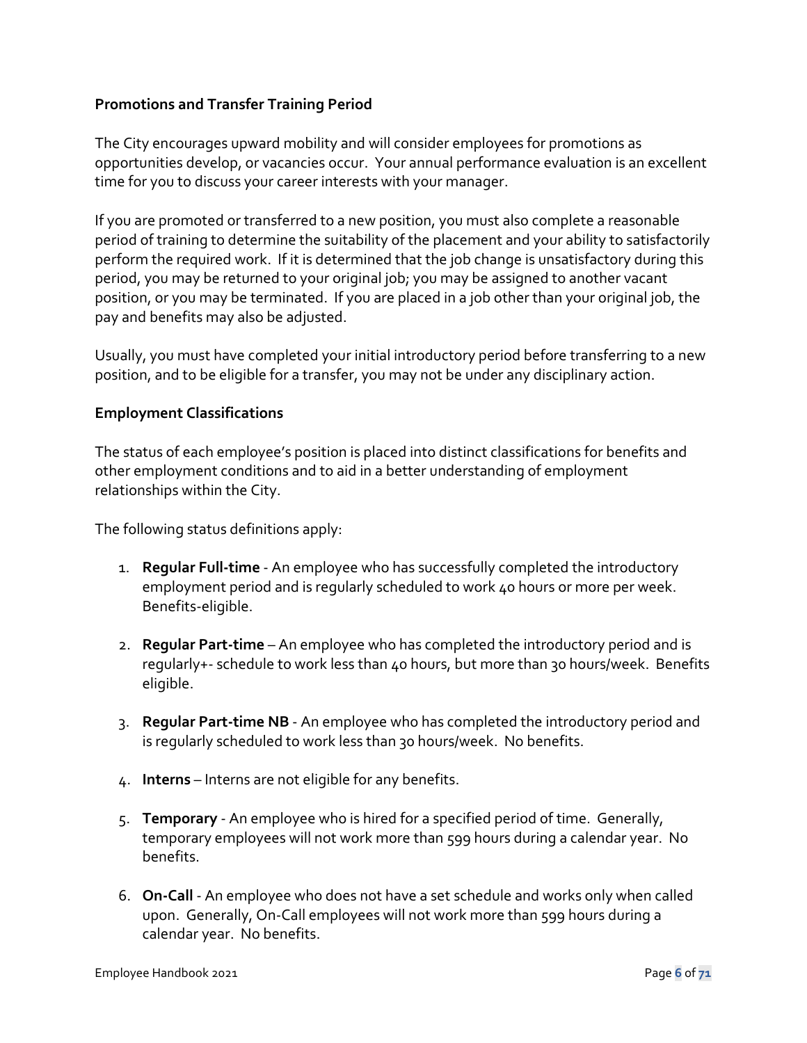**Promotions and Transfer Training Period**

The City encourages upward mobility and will consider employees for promotions as opportunities develop, or vacancies occur. Your annual performance evaluation is an excellent time for you to discuss your career interests with your manager.

If you are promoted or transferred to a new position, you must also complete a reasonable period of training to determine the suitability of the placement and your ability to satisfactorily perform the required work. If it is determined that the job change is unsatisfactory during this period, you may be returned to your original job; you may be assigned to another vacant position, or you may be terminated. If you are placed in a job other than your original job, the pay and benefits may also be adjusted.

Usually, you must have completed your initial introductory period before transferring to a new position, and to be eligible for a transfer, you may not be under any disciplinary action.

**Employment Classifications**

The status of each employee's position is placed into distinct classifications for benefits and other employment conditions and to aid in a better understanding of employment relationships within the City.

The following status definitions apply:

1. **Regular Full-time** - An employee who has successfully completed the introductory employment period and is regularly scheduled to work 40 hours or more per week. Benefits-eligible.

2. **Regular Part-time** – An employee who has completed the introductory period and is regularly+- schedule to work less than 40 hours, but more than 30 hours/week. Benefits eligible.

3. **Regular Part-time NB** - An employee who has completed the introductory period and is regularly scheduled to work less than 30 hours/week. No benefits.

4. **Interns** – Interns are not eligible for any benefits.

5. **Temporary** - An employee who is hired for a specified period of time. Generally, temporary employees will not work more than 599 hours during a calendar year. No benefits.

6. **On-Call** - An employee who does not have a set schedule and works only when called upon. Generally, On-Call employees will not work more than 599 hours during a calendar year. No benefits.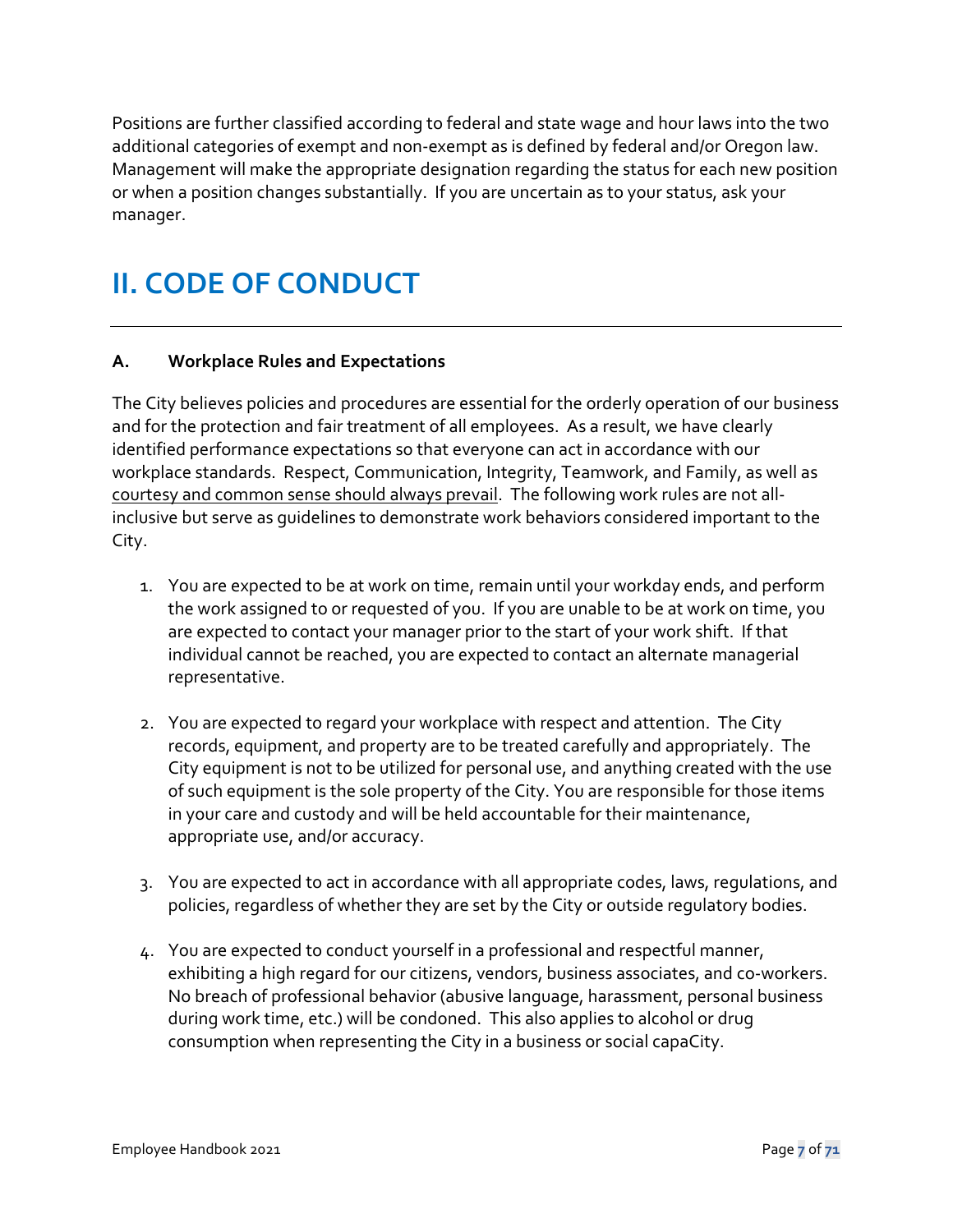Positions are further classified according to federal and state wage and hour laws into the two additional categories of exempt and non-exempt as is defined by federal and/or Oregon law. Management will make the appropriate designation regarding the status for each new position or when a position changes substantially. If you are uncertain as to your status, ask your manager.

# II. CODE OF CONDUCT

## A. Workplace Rules and Expectations

The City believes policies and procedures are essential for the orderly operation of our business and for the protection and fair treatment of all employees. As a result, we have clearly identified performance expectations so that everyone can act in accordance with our workplace standards. Respect, Communication, Integrity, Teamwork, and Family, as well as <u>courtesy and common sense should always prevail</u>. The following work rules are not all-inclusive but serve as guidelines to demonstrate work behaviors considered important to the City.

1. You are expected to be at work on time, remain until your workday ends, and perform the work assigned to or requested of you. If you are unable to be at work on time, you are expected to contact your manager prior to the start of your work shift. If that individual cannot be reached, you are expected to contact an alternate managerial representative.

2. You are expected to regard your workplace with respect and attention. The City records, equipment, and property are to be treated carefully and appropriately. The City equipment is not to be utilized for personal use, and anything created with the use of such equipment is the sole property of the City. You are responsible for those items in your care and custody and will be held accountable for their maintenance, appropriate use, and/or accuracy.

3. You are expected to act in accordance with all appropriate codes, laws, regulations, and policies, regardless of whether they are set by the City or outside regulatory bodies.

4. You are expected to conduct yourself in a professional and respectful manner, exhibiting a high regard for our citizens, vendors, business associates, and co-workers. No breach of professional behavior (abusive language, harassment, personal business during work time, etc.) will be condoned. This also applies to alcohol or drug consumption when representing the City in a business or social capaCity.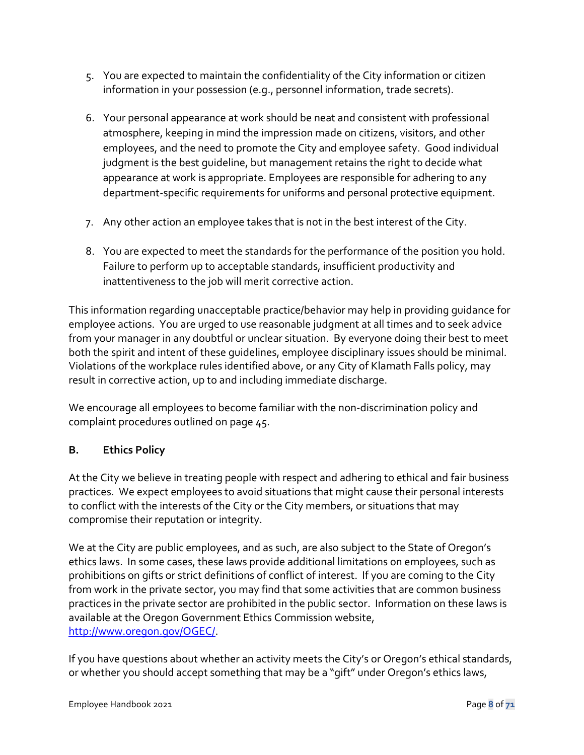5. You are expected to maintain the confidentiality of the City information or citizen information in your possession (e.g., personnel information, trade secrets).

6. Your personal appearance at work should be neat and consistent with professional atmosphere, keeping in mind the impression made on citizens, visitors, and other employees, and the need to promote the City and employee safety. Good individual judgment is the best guideline, but management retains the right to decide what appearance at work is appropriate. Employees are responsible for adhering to any department-specific requirements for uniforms and personal protective equipment.

7. Any other action an employee takes that is not in the best interest of the City.

8. You are expected to meet the standards for the performance of the position you hold. Failure to perform up to acceptable standards, insufficient productivity and inattentiveness to the job will merit corrective action.

This information regarding unacceptable practice/behavior may help in providing guidance for employee actions. You are urged to use reasonable judgment at all times and to seek advice from your manager in any doubtful or unclear situation. By everyone doing their best to meet both the spirit and intent of these guidelines, employee disciplinary issues should be minimal. Violations of the workplace rules identified above, or any City of Klamath Falls policy, may result in corrective action, up to and including immediate discharge.

We encourage all employees to become familiar with the non-discrimination policy and complaint procedures outlined on page 45.

### B. Ethics Policy

At the City we believe in treating people with respect and adhering to ethical and fair business practices. We expect employees to avoid situations that might cause their personal interests to conflict with the interests of the City or the City members, or situations that may compromise their reputation or integrity.

We at the City are public employees, and as such, are also subject to the State of Oregon's ethics laws. In some cases, these laws provide additional limitations on employees, such as prohibitions on gifts or strict definitions of conflict of interest. If you are coming to the City from work in the private sector, you may find that some activities that are common business practices in the private sector are prohibited in the public sector. Information on these laws is available at the Oregon Government Ethics Commission website, [http://www.oregon.gov/OGEC/](http://www.oregon.gov/OGEC/).

If you have questions about whether an activity meets the City's or Oregon's ethical standards, or whether you should accept something that may be a "gift" under Oregon's ethics laws,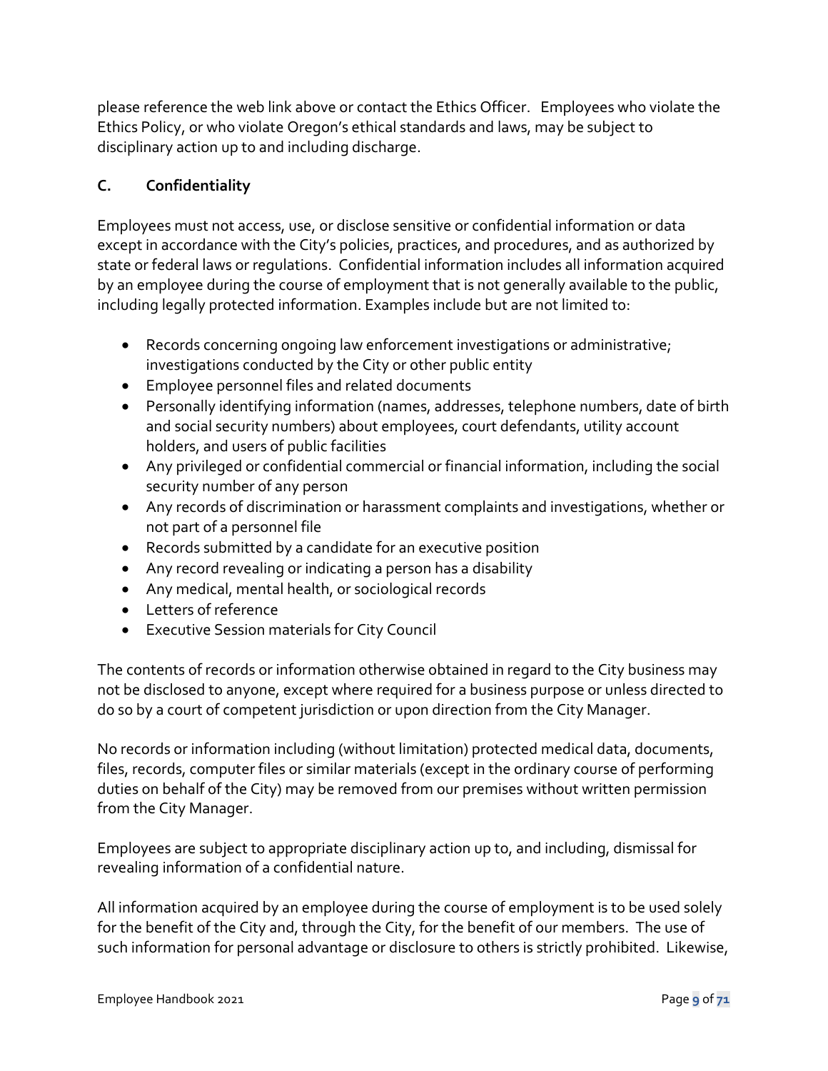please reference the web link above or contact the Ethics Officer.   Employees who violate the Ethics Policy, or who violate Oregon's ethical standards and laws, may be subject to disciplinary action up to and including discharge.

## C.   Confidentiality

Employees must not access, use, or disclose sensitive or confidential information or data except in accordance with the City's policies, practices, and procedures, and as authorized by state or federal laws or regulations.  Confidential information includes all information acquired by an employee during the course of employment that is not generally available to the public, including legally protected information. Examples include but are not limited to:

- Records concerning ongoing law enforcement investigations or administrative; investigations conducted by the City or other public entity
- Employee personnel files and related documents
- Personally identifying information (names, addresses, telephone numbers, date of birth and social security numbers) about employees, court defendants, utility account holders, and users of public facilities
- Any privileged or confidential commercial or financial information, including the social security number of any person
- Any records of discrimination or harassment complaints and investigations, whether or not part of a personnel file
- Records submitted by a candidate for an executive position
- Any record revealing or indicating a person has a disability
- Any medical, mental health, or sociological records
- Letters of reference
- Executive Session materials for City Council

The contents of records or information otherwise obtained in regard to the City business may not be disclosed to anyone, except where required for a business purpose or unless directed to do so by a court of competent jurisdiction or upon direction from the City Manager.

No records or information including (without limitation) protected medical data, documents, files, records, computer files or similar materials (except in the ordinary course of performing duties on behalf of the City) may be removed from our premises without written permission from the City Manager.

Employees are subject to appropriate disciplinary action up to, and including, dismissal for revealing information of a confidential nature.

All information acquired by an employee during the course of employment is to be used solely for the benefit of the City and, through the City, for the benefit of our members.  The use of such information for personal advantage or disclosure to others is strictly prohibited.  Likewise,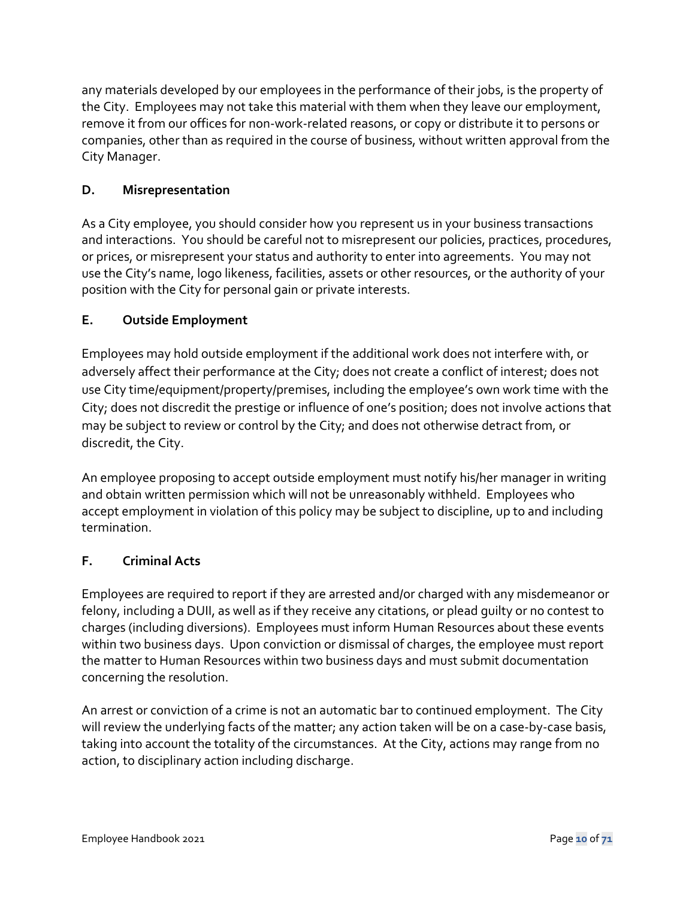any materials developed by our employees in the performance of their jobs, is the property of the City. Employees may not take this material with them when they leave our employment, remove it from our offices for non-work-related reasons, or copy or distribute it to persons or companies, other than as required in the course of business, without written approval from the City Manager.

### D. Misrepresentation

As a City employee, you should consider how you represent us in your business transactions and interactions. You should be careful not to misrepresent our policies, practices, procedures, or prices, or misrepresent your status and authority to enter into agreements. You may not use the City's name, logo likeness, facilities, assets or other resources, or the authority of your position with the City for personal gain or private interests.

### E. Outside Employment

Employees may hold outside employment if the additional work does not interfere with, or adversely affect their performance at the City; does not create a conflict of interest; does not use City time/equipment/property/premises, including the employee's own work time with the City; does not discredit the prestige or influence of one's position; does not involve actions that may be subject to review or control by the City; and does not otherwise detract from, or discredit, the City.

An employee proposing to accept outside employment must notify his/her manager in writing and obtain written permission which will not be unreasonably withheld. Employees who accept employment in violation of this policy may be subject to discipline, up to and including termination.

### F. Criminal Acts

Employees are required to report if they are arrested and/or charged with any misdemeanor or felony, including a DUII, as well as if they receive any citations, or plead guilty or no contest to charges (including diversions). Employees must inform Human Resources about these events within two business days. Upon conviction or dismissal of charges, the employee must report the matter to Human Resources within two business days and must submit documentation concerning the resolution.

An arrest or conviction of a crime is not an automatic bar to continued employment. The City will review the underlying facts of the matter; any action taken will be on a case-by-case basis, taking into account the totality of the circumstances. At the City, actions may range from no action, to disciplinary action including discharge.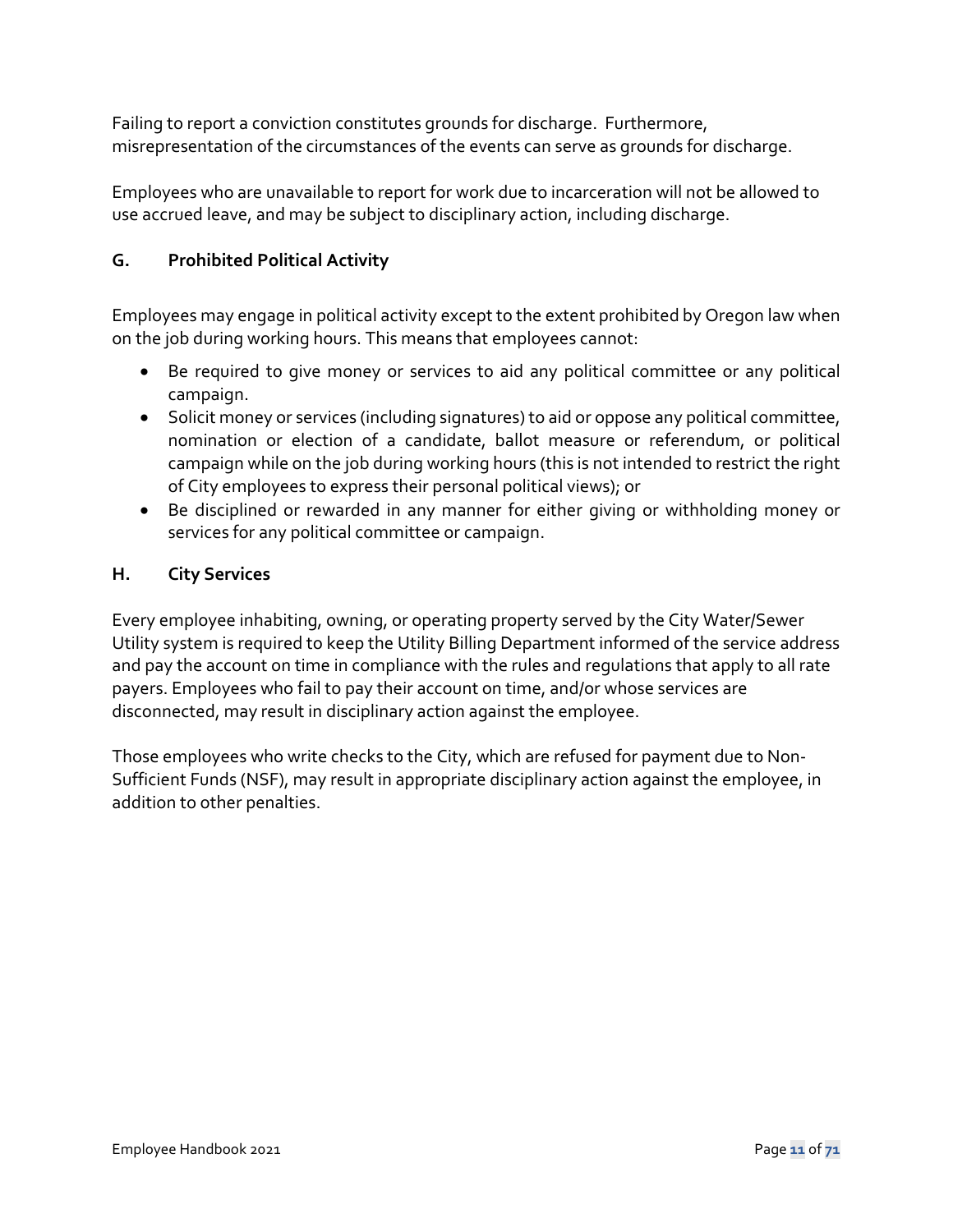Failing to report a conviction constitutes grounds for discharge. Furthermore, misrepresentation of the circumstances of the events can serve as grounds for discharge.

Employees who are unavailable to report for work due to incarceration will not be allowed to use accrued leave, and may be subject to disciplinary action, including discharge.

### G. Prohibited Political Activity

Employees may engage in political activity except to the extent prohibited by Oregon law when on the job during working hours. This means that employees cannot:

- Be required to give money or services to aid any political committee or any political campaign.
- Solicit money or services (including signatures) to aid or oppose any political committee, nomination or election of a candidate, ballot measure or referendum, or political campaign while on the job during working hours (this is not intended to restrict the right of City employees to express their personal political views); or
- Be disciplined or rewarded in any manner for either giving or withholding money or services for any political committee or campaign.

### H. City Services

Every employee inhabiting, owning, or operating property served by the City Water/Sewer Utility system is required to keep the Utility Billing Department informed of the service address and pay the account on time in compliance with the rules and regulations that apply to all rate payers. Employees who fail to pay their account on time, and/or whose services are disconnected, may result in disciplinary action against the employee.

Those employees who write checks to the City, which are refused for payment due to Non-Sufficient Funds (NSF), may result in appropriate disciplinary action against the employee, in addition to other penalties.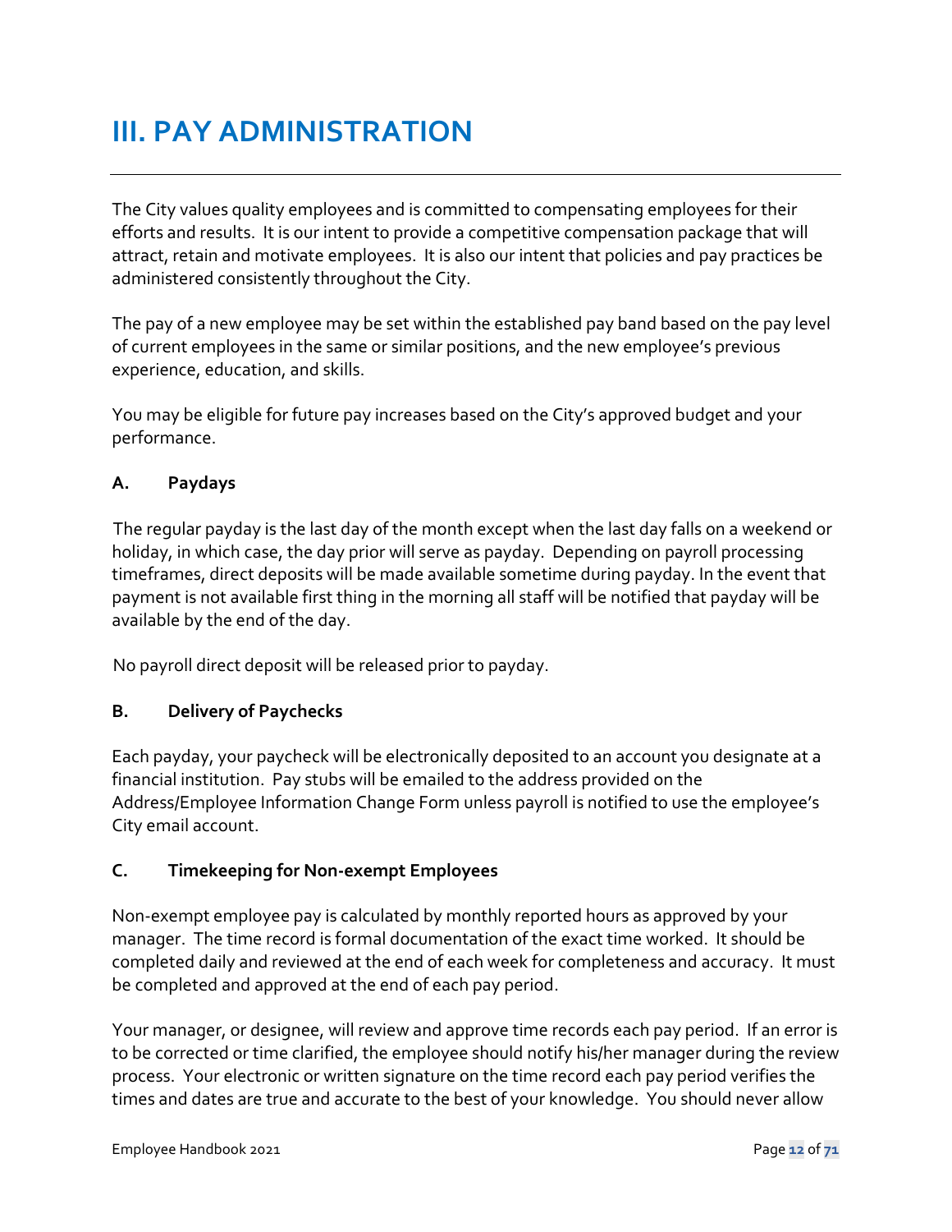# III. PAY ADMINISTRATION

The City values quality employees and is committed to compensating employees for their efforts and results. It is our intent to provide a competitive compensation package that will attract, retain and motivate employees. It is also our intent that policies and pay practices be administered consistently throughout the City.

The pay of a new employee may be set within the established pay band based on the pay level of current employees in the same or similar positions, and the new employee's previous experience, education, and skills.

You may be eligible for future pay increases based on the City's approved budget and your performance.

### A. Paydays

The regular payday is the last day of the month except when the last day falls on a weekend or holiday, in which case, the day prior will serve as payday. Depending on payroll processing timeframes, direct deposits will be made available sometime during payday. In the event that payment is not available first thing in the morning all staff will be notified that payday will be available by the end of the day.

No payroll direct deposit will be released prior to payday.

### B. Delivery of Paychecks

Each payday, your paycheck will be electronically deposited to an account you designate at a financial institution. Pay stubs will be emailed to the address provided on the Address/Employee Information Change Form unless payroll is notified to use the employee's City email account.

### C. Timekeeping for Non-exempt Employees

Non-exempt employee pay is calculated by monthly reported hours as approved by your manager. The time record is formal documentation of the exact time worked. It should be completed daily and reviewed at the end of each week for completeness and accuracy. It must be completed and approved at the end of each pay period.

Your manager, or designee, will review and approve time records each pay period. If an error is to be corrected or time clarified, the employee should notify his/her manager during the review process. Your electronic or written signature on the time record each pay period verifies the times and dates are true and accurate to the best of your knowledge. You should never allow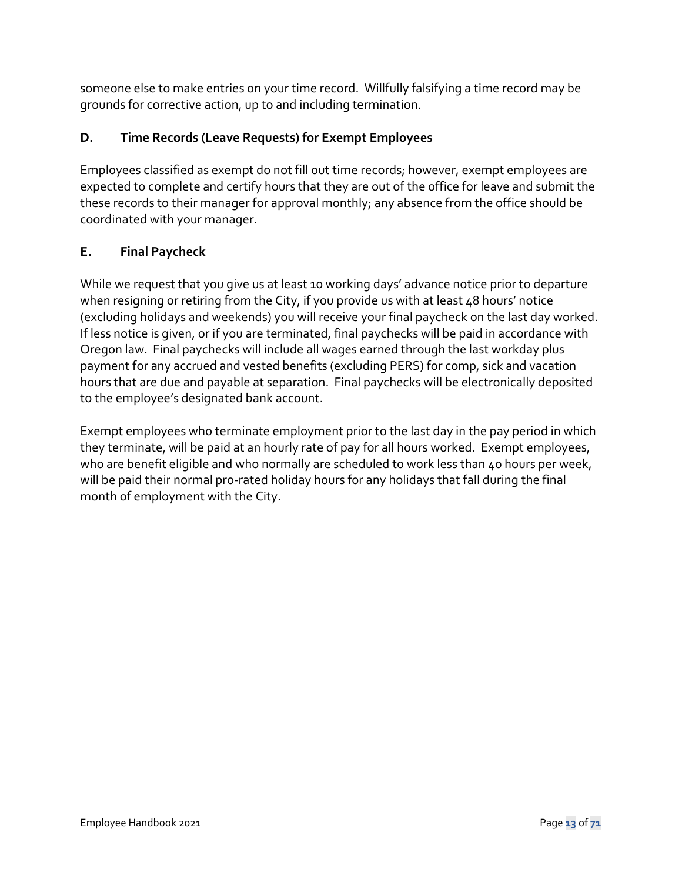someone else to make entries on your time record. Willfully falsifying a time record may be grounds for corrective action, up to and including termination.

### D. Time Records (Leave Requests) for Exempt Employees

Employees classified as exempt do not fill out time records; however, exempt employees are expected to complete and certify hours that they are out of the office for leave and submit the these records to their manager for approval monthly; any absence from the office should be coordinated with your manager.

### E. Final Paycheck

While we request that you give us at least 10 working days' advance notice prior to departure when resigning or retiring from the City, if you provide us with at least 48 hours' notice (excluding holidays and weekends) you will receive your final paycheck on the last day worked. If less notice is given, or if you are terminated, final paychecks will be paid in accordance with Oregon law. Final paychecks will include all wages earned through the last workday plus payment for any accrued and vested benefits (excluding PERS) for comp, sick and vacation hours that are due and payable at separation. Final paychecks will be electronically deposited to the employee's designated bank account.

Exempt employees who terminate employment prior to the last day in the pay period in which they terminate, will be paid at an hourly rate of pay for all hours worked. Exempt employees, who are benefit eligible and who normally are scheduled to work less than 40 hours per week, will be paid their normal pro-rated holiday hours for any holidays that fall during the final month of employment with the City.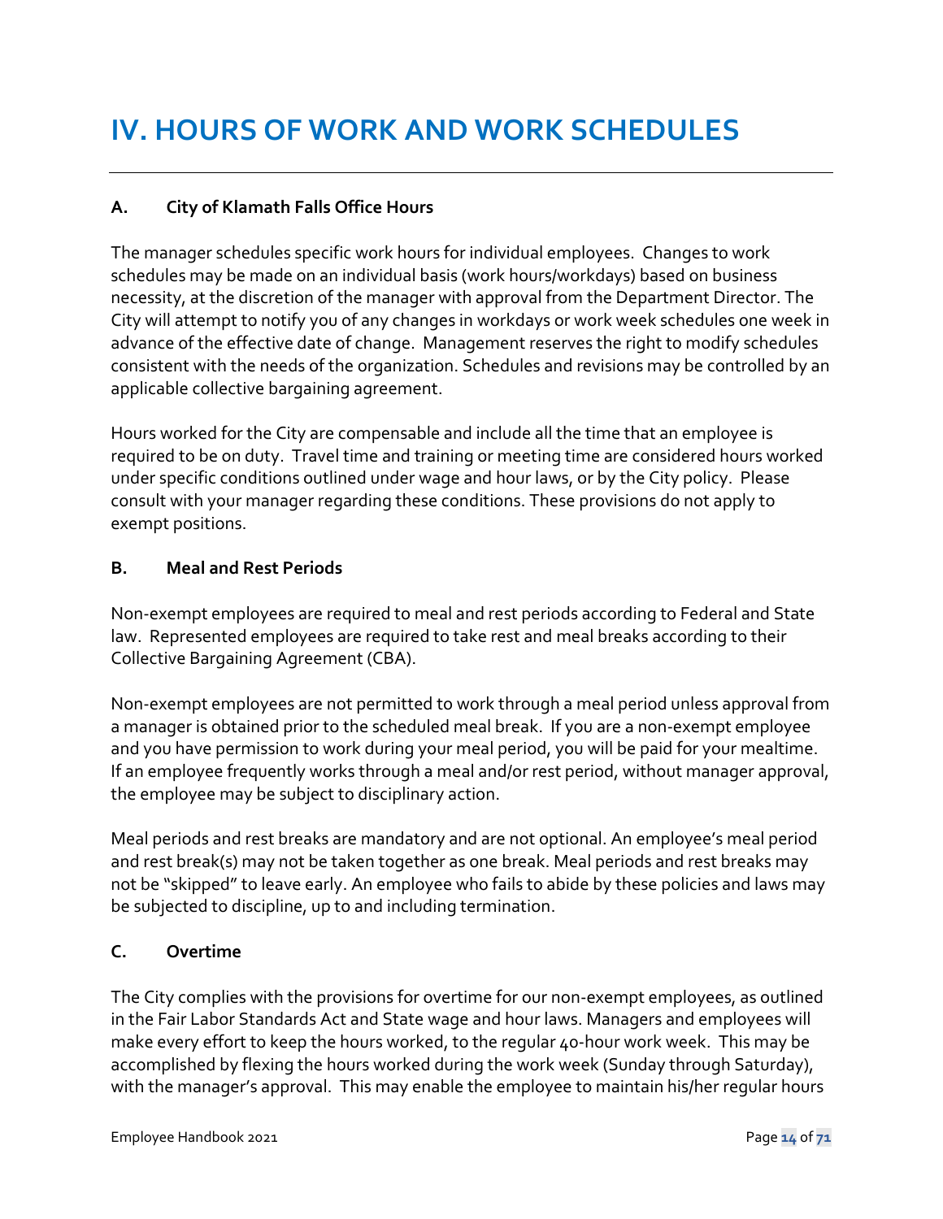# IV. HOURS OF WORK AND WORK SCHEDULES

### A. City of Klamath Falls Office Hours

The manager schedules specific work hours for individual employees. Changes to work schedules may be made on an individual basis (work hours/workdays) based on business necessity, at the discretion of the manager with approval from the Department Director. The City will attempt to notify you of any changes in workdays or work week schedules one week in advance of the effective date of change. Management reserves the right to modify schedules consistent with the needs of the organization. Schedules and revisions may be controlled by an applicable collective bargaining agreement.

Hours worked for the City are compensable and include all the time that an employee is required to be on duty. Travel time and training or meeting time are considered hours worked under specific conditions outlined under wage and hour laws, or by the City policy. Please consult with your manager regarding these conditions. These provisions do not apply to exempt positions.

### B. Meal and Rest Periods

Non-exempt employees are required to meal and rest periods according to Federal and State law. Represented employees are required to take rest and meal breaks according to their Collective Bargaining Agreement (CBA).

Non-exempt employees are not permitted to work through a meal period unless approval from a manager is obtained prior to the scheduled meal break. If you are a non-exempt employee and you have permission to work during your meal period, you will be paid for your mealtime. If an employee frequently works through a meal and/or rest period, without manager approval, the employee may be subject to disciplinary action.

Meal periods and rest breaks are mandatory and are not optional. An employee's meal period and rest break(s) may not be taken together as one break. Meal periods and rest breaks may not be "skipped" to leave early. An employee who fails to abide by these policies and laws may be subjected to discipline, up to and including termination.

### C. Overtime

The City complies with the provisions for overtime for our non-exempt employees, as outlined in the Fair Labor Standards Act and State wage and hour laws. Managers and employees will make every effort to keep the hours worked, to the regular 40-hour work week. This may be accomplished by flexing the hours worked during the work week (Sunday through Saturday), with the manager's approval. This may enable the employee to maintain his/her regular hours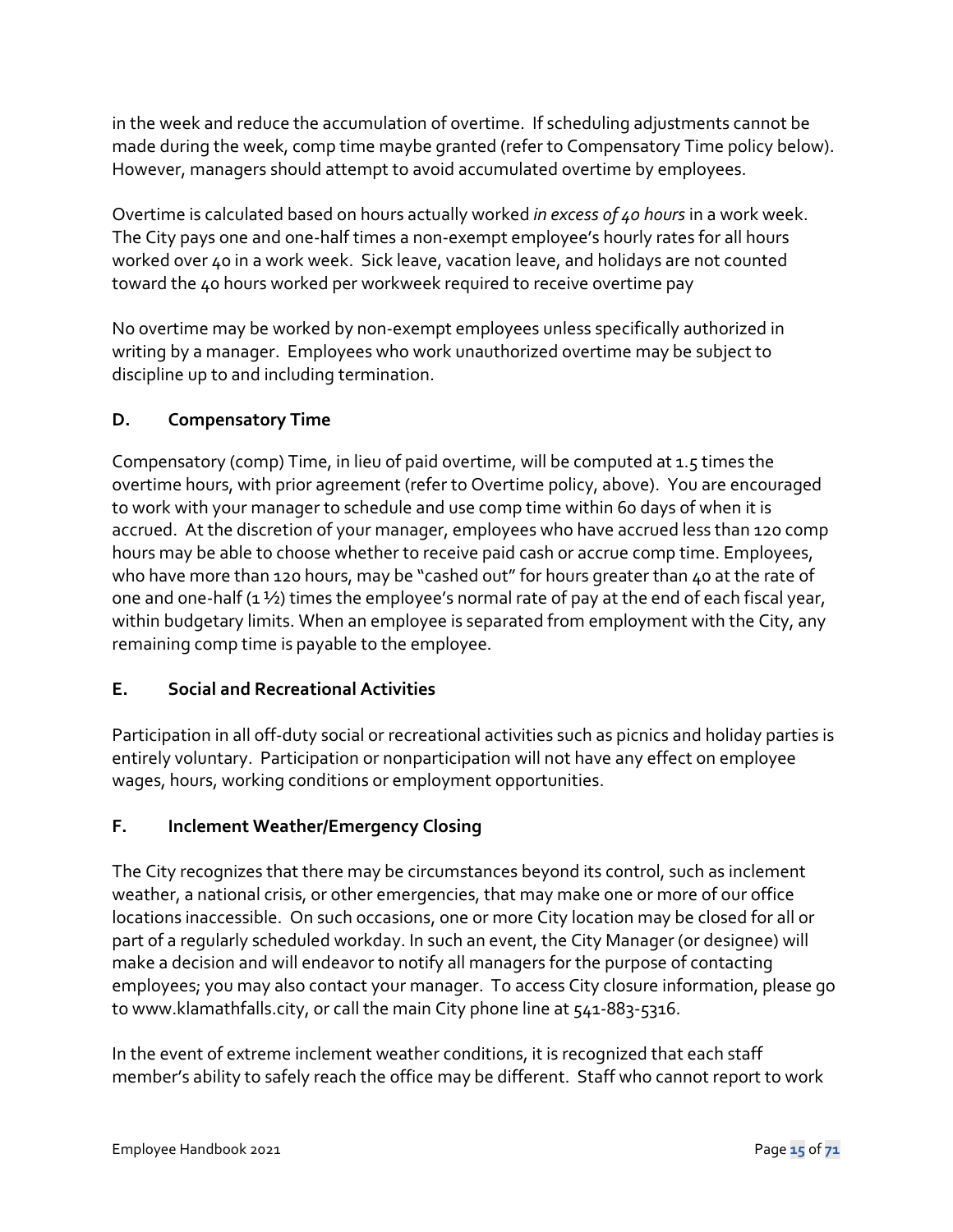in the week and reduce the accumulation of overtime. If scheduling adjustments cannot be made during the week, comp time maybe granted (refer to Compensatory Time policy below). However, managers should attempt to avoid accumulated overtime by employees.

Overtime is calculated based on hours actually worked *in excess of 40 hours* in a work week. The City pays one and one-half times a non-exempt employee's hourly rates for all hours worked over 40 in a work week. Sick leave, vacation leave, and holidays are not counted toward the 40 hours worked per workweek required to receive overtime pay

No overtime may be worked by non-exempt employees unless specifically authorized in writing by a manager. Employees who work unauthorized overtime may be subject to discipline up to and including termination.

### D. Compensatory Time

Compensatory (comp) Time, in lieu of paid overtime, will be computed at 1.5 times the overtime hours, with prior agreement (refer to Overtime policy, above). You are encouraged to work with your manager to schedule and use comp time within 60 days of when it is accrued. At the discretion of your manager, employees who have accrued less than 120 comp hours may be able to choose whether to receive paid cash or accrue comp time. Employees, who have more than 120 hours, may be "cashed out" for hours greater than 40 at the rate of one and one-half (1 ½) times the employee's normal rate of pay at the end of each fiscal year, within budgetary limits. When an employee is separated from employment with the City, any remaining comp time is payable to the employee.

### E. Social and Recreational Activities

Participation in all off-duty social or recreational activities such as picnics and holiday parties is entirely voluntary. Participation or nonparticipation will not have any effect on employee wages, hours, working conditions or employment opportunities.

### F. Inclement Weather/Emergency Closing

The City recognizes that there may be circumstances beyond its control, such as inclement weather, a national crisis, or other emergencies, that may make one or more of our office locations inaccessible. On such occasions, one or more City location may be closed for all or part of a regularly scheduled workday. In such an event, the City Manager (or designee) will make a decision and will endeavor to notify all managers for the purpose of contacting employees; you may also contact your manager. To access City closure information, please go to www.klamathfalls.city, or call the main City phone line at 541-883-5316.

In the event of extreme inclement weather conditions, it is recognized that each staff member's ability to safely reach the office may be different. Staff who cannot report to work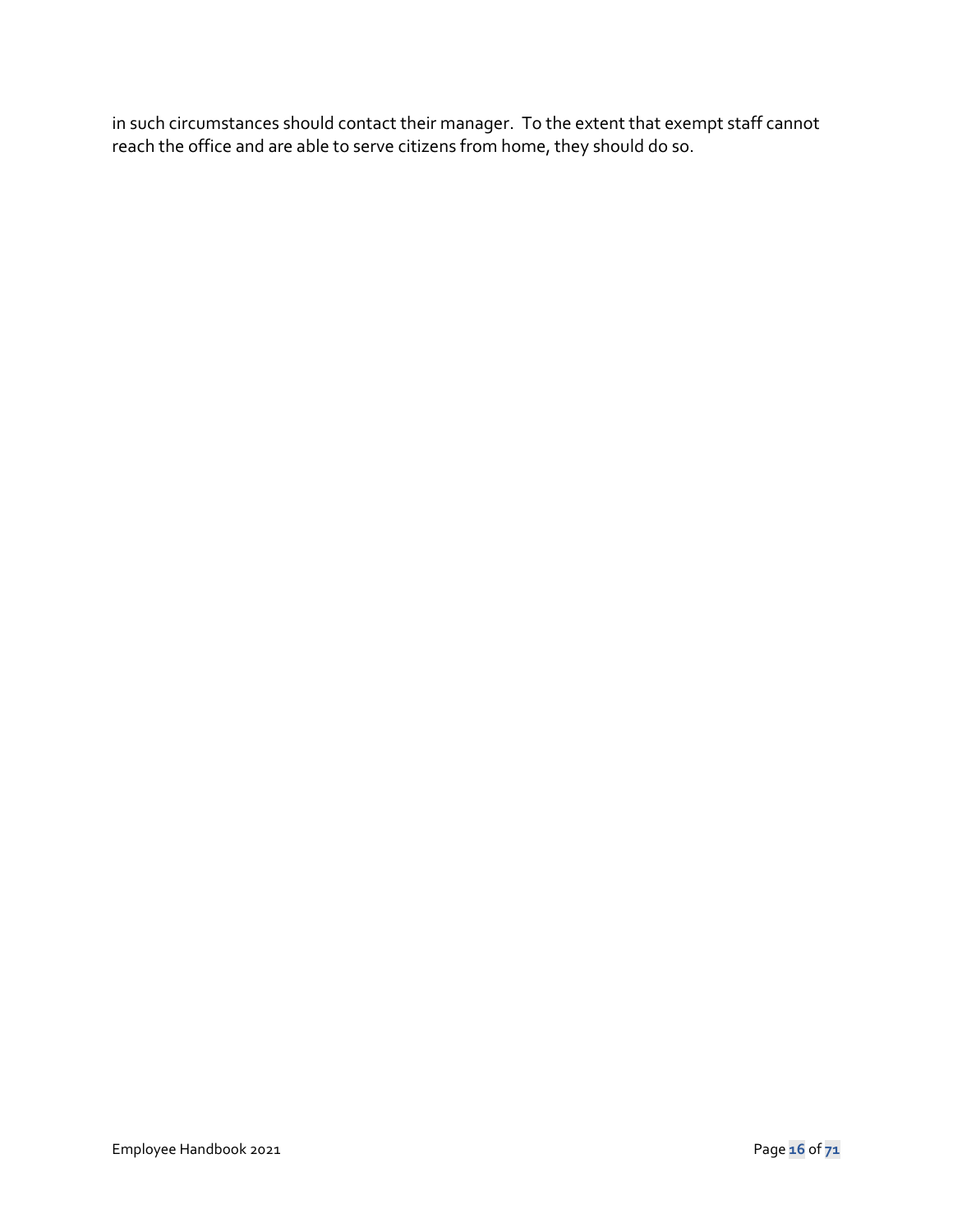in such circumstances should contact their manager. To the extent that exempt staff cannot reach the office and are able to serve citizens from home, they should do so.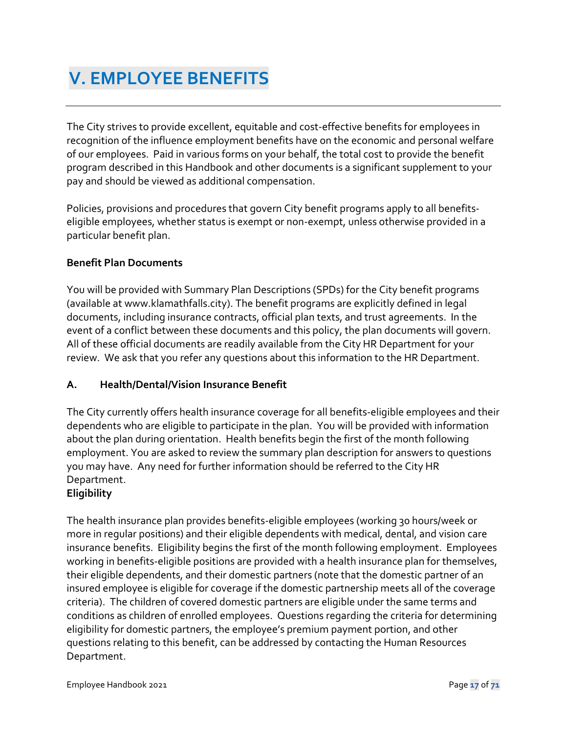# V. EMPLOYEE BENEFITS

The City strives to provide excellent, equitable and cost-effective benefits for employees in recognition of the influence employment benefits have on the economic and personal welfare of our employees. Paid in various forms on your behalf, the total cost to provide the benefit program described in this Handbook and other documents is a significant supplement to your pay and should be viewed as additional compensation.

Policies, provisions and procedures that govern City benefit programs apply to all benefits-eligible employees, whether status is exempt or non-exempt, unless otherwise provided in a particular benefit plan.

**Benefit Plan Documents**

You will be provided with Summary Plan Descriptions (SPDs) for the City benefit programs (available at www.klamathfalls.city). The benefit programs are explicitly defined in legal documents, including insurance contracts, official plan texts, and trust agreements. In the event of a conflict between these documents and this policy, the plan documents will govern. All of these official documents are readily available from the City HR Department for your review. We ask that you refer any questions about this information to the HR Department.

**A. Health/Dental/Vision Insurance Benefit**

The City currently offers health insurance coverage for all benefits-eligible employees and their dependents who are eligible to participate in the plan. You will be provided with information about the plan during orientation. Health benefits begin the first of the month following employment. You are asked to review the summary plan description for answers to questions you may have. Any need for further information should be referred to the City HR Department.

**Eligibility**

The health insurance plan provides benefits-eligible employees (working 30 hours/week or more in regular positions) and their eligible dependents with medical, dental, and vision care insurance benefits. Eligibility begins the first of the month following employment. Employees working in benefits-eligible positions are provided with a health insurance plan for themselves, their eligible dependents, and their domestic partners (note that the domestic partner of an insured employee is eligible for coverage if the domestic partnership meets all of the coverage criteria). The children of covered domestic partners are eligible under the same terms and conditions as children of enrolled employees. Questions regarding the criteria for determining eligibility for domestic partners, the employee's premium payment portion, and other questions relating to this benefit, can be addressed by contacting the Human Resources Department.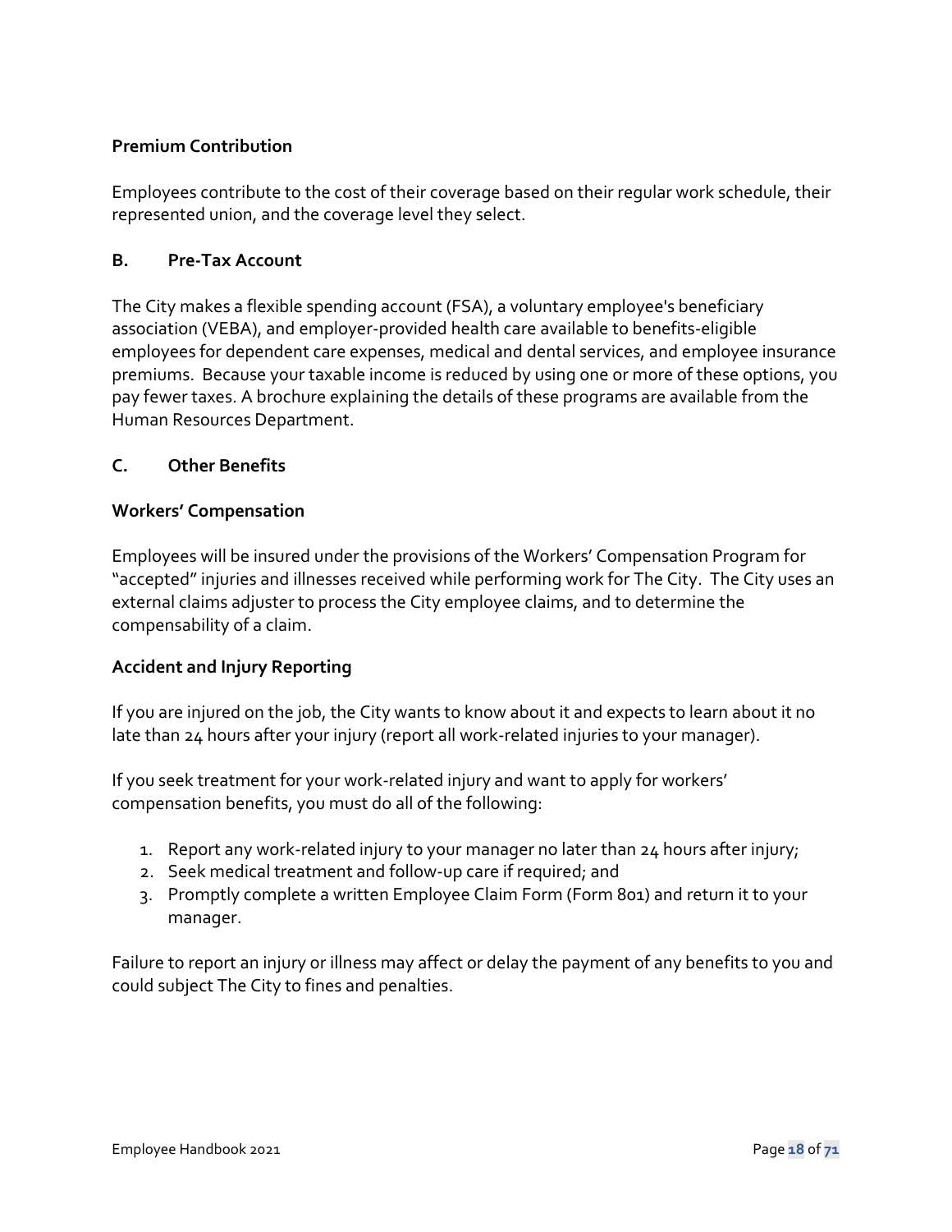**Premium Contribution**

Employees contribute to the cost of their coverage based on their regular work schedule, their represented union, and the coverage level they select.

## B. Pre-Tax Account

The City makes a flexible spending account (FSA), a voluntary employee's beneficiary association (VEBA), and employer-provided health care available to benefits-eligible employees for dependent care expenses, medical and dental services, and employee insurance premiums. Because your taxable income is reduced by using one or more of these options, you pay fewer taxes. A brochure explaining the details of these programs are available from the Human Resources Department.

## C. Other Benefits

**Workers' Compensation**

Employees will be insured under the provisions of the Workers' Compensation Program for "accepted" injuries and illnesses received while performing work for The City. The City uses an external claims adjuster to process the City employee claims, and to determine the compensability of a claim.

**Accident and Injury Reporting**

If you are injured on the job, the City wants to know about it and expects to learn about it no late than 24 hours after your injury (report all work-related injuries to your manager).

If you seek treatment for your work-related injury and want to apply for workers' compensation benefits, you must do all of the following:

1. Report any work-related injury to your manager no later than 24 hours after injury;
2. Seek medical treatment and follow-up care if required; and
3. Promptly complete a written Employee Claim Form (Form 801) and return it to your manager.

Failure to report an injury or illness may affect or delay the payment of any benefits to you and could subject The City to fines and penalties.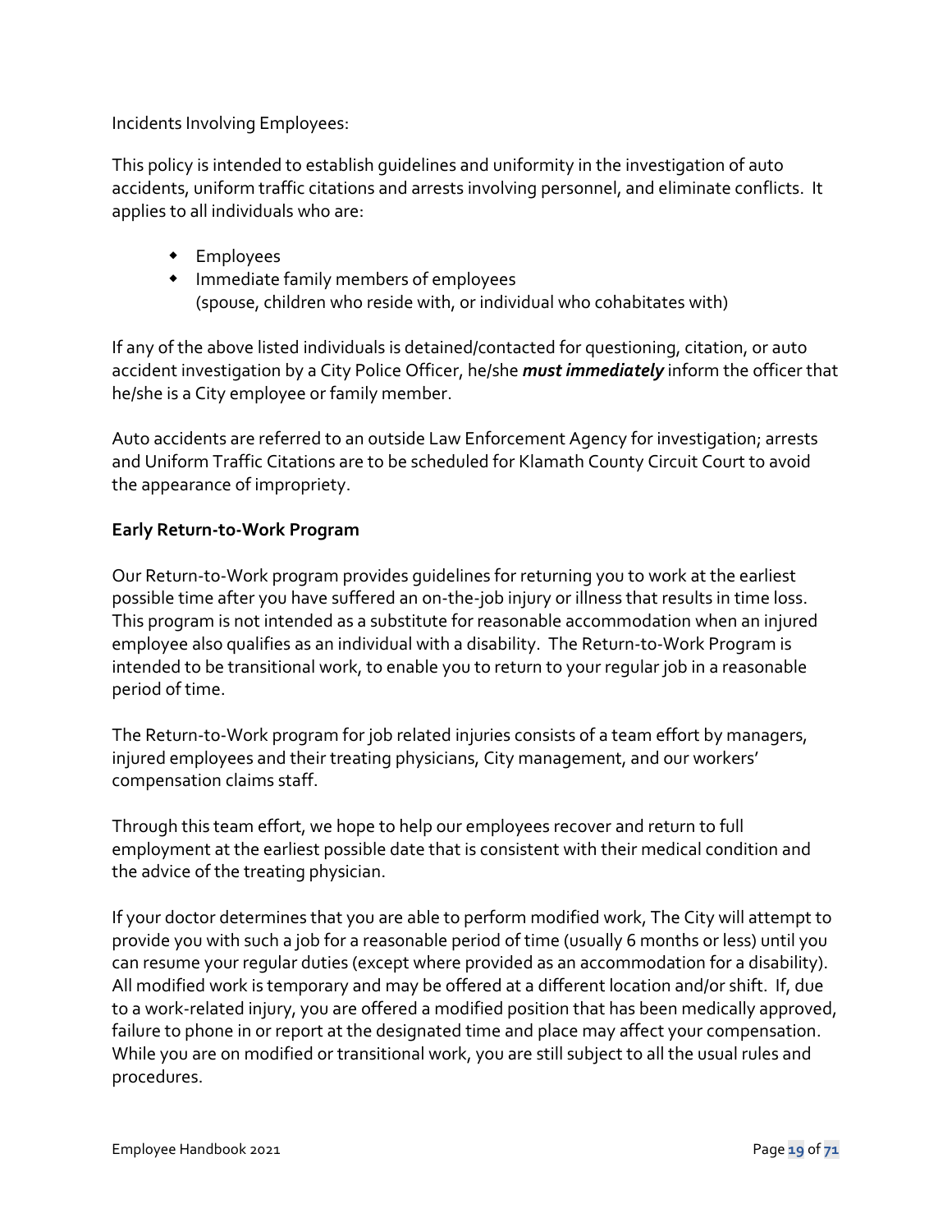Incidents Involving Employees:

This policy is intended to establish guidelines and uniformity in the investigation of auto accidents, uniform traffic citations and arrests involving personnel, and eliminate conflicts. It applies to all individuals who are:

- Employees
- Immediate family members of employees
  (spouse, children who reside with, or individual who cohabitates with)

If any of the above listed individuals is detained/contacted for questioning, citation, or auto accident investigation by a City Police Officer, he/she ***must immediately*** inform the officer that he/she is a City employee or family member.

Auto accidents are referred to an outside Law Enforcement Agency for investigation; arrests and Uniform Traffic Citations are to be scheduled for Klamath County Circuit Court to avoid the appearance of impropriety.

**Early Return-to-Work Program**

Our Return-to-Work program provides guidelines for returning you to work at the earliest possible time after you have suffered an on-the-job injury or illness that results in time loss. This program is not intended as a substitute for reasonable accommodation when an injured employee also qualifies as an individual with a disability. The Return-to-Work Program is intended to be transitional work, to enable you to return to your regular job in a reasonable period of time.

The Return-to-Work program for job related injuries consists of a team effort by managers, injured employees and their treating physicians, City management, and our workers' compensation claims staff.

Through this team effort, we hope to help our employees recover and return to full employment at the earliest possible date that is consistent with their medical condition and the advice of the treating physician.

If your doctor determines that you are able to perform modified work, The City will attempt to provide you with such a job for a reasonable period of time (usually 6 months or less) until you can resume your regular duties (except where provided as an accommodation for a disability). All modified work is temporary and may be offered at a different location and/or shift. If, due to a work-related injury, you are offered a modified position that has been medically approved, failure to phone in or report at the designated time and place may affect your compensation. While you are on modified or transitional work, you are still subject to all the usual rules and procedures.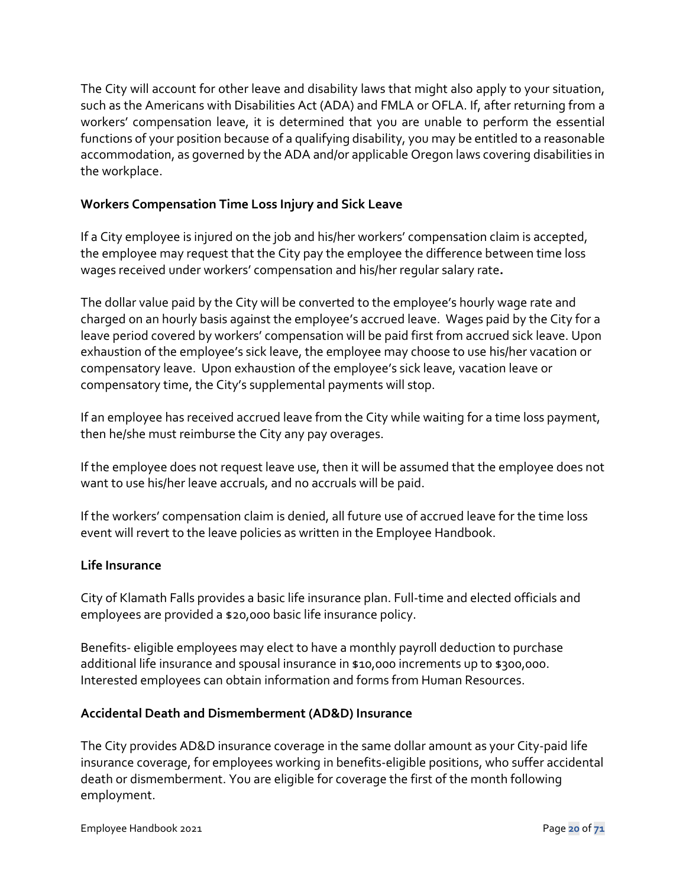The City will account for other leave and disability laws that might also apply to your situation, such as the Americans with Disabilities Act (ADA) and FMLA or OFLA. If, after returning from a workers' compensation leave, it is determined that you are unable to perform the essential functions of your position because of a qualifying disability, you may be entitled to a reasonable accommodation, as governed by the ADA and/or applicable Oregon laws covering disabilities in the workplace.

### Workers Compensation Time Loss Injury and Sick Leave

If a City employee is injured on the job and his/her workers' compensation claim is accepted, the employee may request that the City pay the employee the difference between time loss wages received under workers' compensation and his/her regular salary rate**.**

The dollar value paid by the City will be converted to the employee's hourly wage rate and charged on an hourly basis against the employee's accrued leave. Wages paid by the City for a leave period covered by workers' compensation will be paid first from accrued sick leave. Upon exhaustion of the employee's sick leave, the employee may choose to use his/her vacation or compensatory leave. Upon exhaustion of the employee's sick leave, vacation leave or compensatory time, the City's supplemental payments will stop.

If an employee has received accrued leave from the City while waiting for a time loss payment, then he/she must reimburse the City any pay overages.

If the employee does not request leave use, then it will be assumed that the employee does not want to use his/her leave accruals, and no accruals will be paid.

If the workers' compensation claim is denied, all future use of accrued leave for the time loss event will revert to the leave policies as written in the Employee Handbook.

### Life Insurance

City of Klamath Falls provides a basic life insurance plan. Full-time and elected officials and employees are provided a $20,000 basic life insurance policy.

Benefits- eligible employees may elect to have a monthly payroll deduction to purchase additional life insurance and spousal insurance in $10,000 increments up to $300,000. Interested employees can obtain information and forms from Human Resources.

### Accidental Death and Dismemberment (AD&D) Insurance

The City provides AD&D insurance coverage in the same dollar amount as your City-paid life insurance coverage, for employees working in benefits-eligible positions, who suffer accidental death or dismemberment. You are eligible for coverage the first of the month following employment.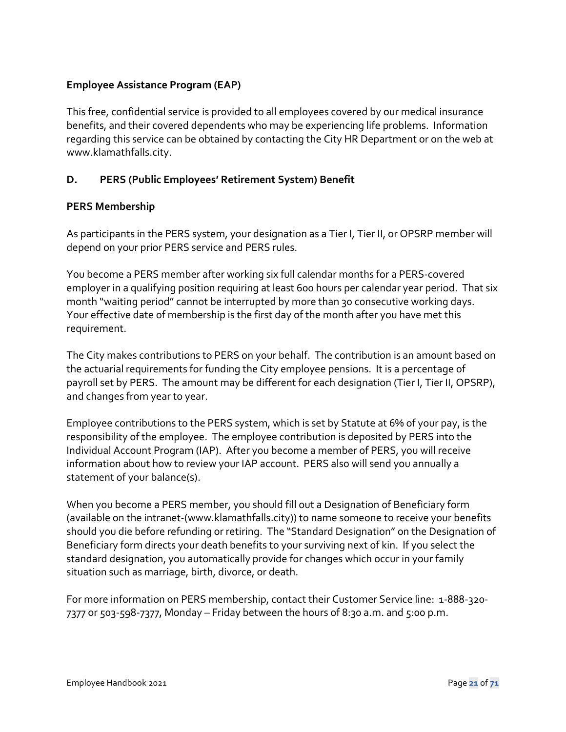**Employee Assistance Program (EAP)**

This free, confidential service is provided to all employees covered by our medical insurance benefits, and their covered dependents who may be experiencing life problems. Information regarding this service can be obtained by contacting the City HR Department or on the web at www.klamathfalls.city.

**D. PERS (Public Employees' Retirement System) Benefit**

**PERS Membership**

As participants in the PERS system, your designation as a Tier I, Tier II, or OPSRP member will depend on your prior PERS service and PERS rules.

You become a PERS member after working six full calendar months for a PERS-covered employer in a qualifying position requiring at least 600 hours per calendar year period. That six month "waiting period" cannot be interrupted by more than 30 consecutive working days. Your effective date of membership is the first day of the month after you have met this requirement.

The City makes contributions to PERS on your behalf. The contribution is an amount based on the actuarial requirements for funding the City employee pensions. It is a percentage of payroll set by PERS. The amount may be different for each designation (Tier I, Tier II, OPSRP), and changes from year to year.

Employee contributions to the PERS system, which is set by Statute at 6% of your pay, is the responsibility of the employee. The employee contribution is deposited by PERS into the Individual Account Program (IAP). After you become a member of PERS, you will receive information about how to review your IAP account. PERS also will send you annually a statement of your balance(s).

When you become a PERS member, you should fill out a Designation of Beneficiary form (available on the intranet-(www.klamathfalls.city)) to name someone to receive your benefits should you die before refunding or retiring. The "Standard Designation" on the Designation of Beneficiary form directs your death benefits to your surviving next of kin. If you select the standard designation, you automatically provide for changes which occur in your family situation such as marriage, birth, divorce, or death.

For more information on PERS membership, contact their Customer Service line: 1-888-320-7377 or 503-598-7377, Monday – Friday between the hours of 8:30 a.m. and 5:00 p.m.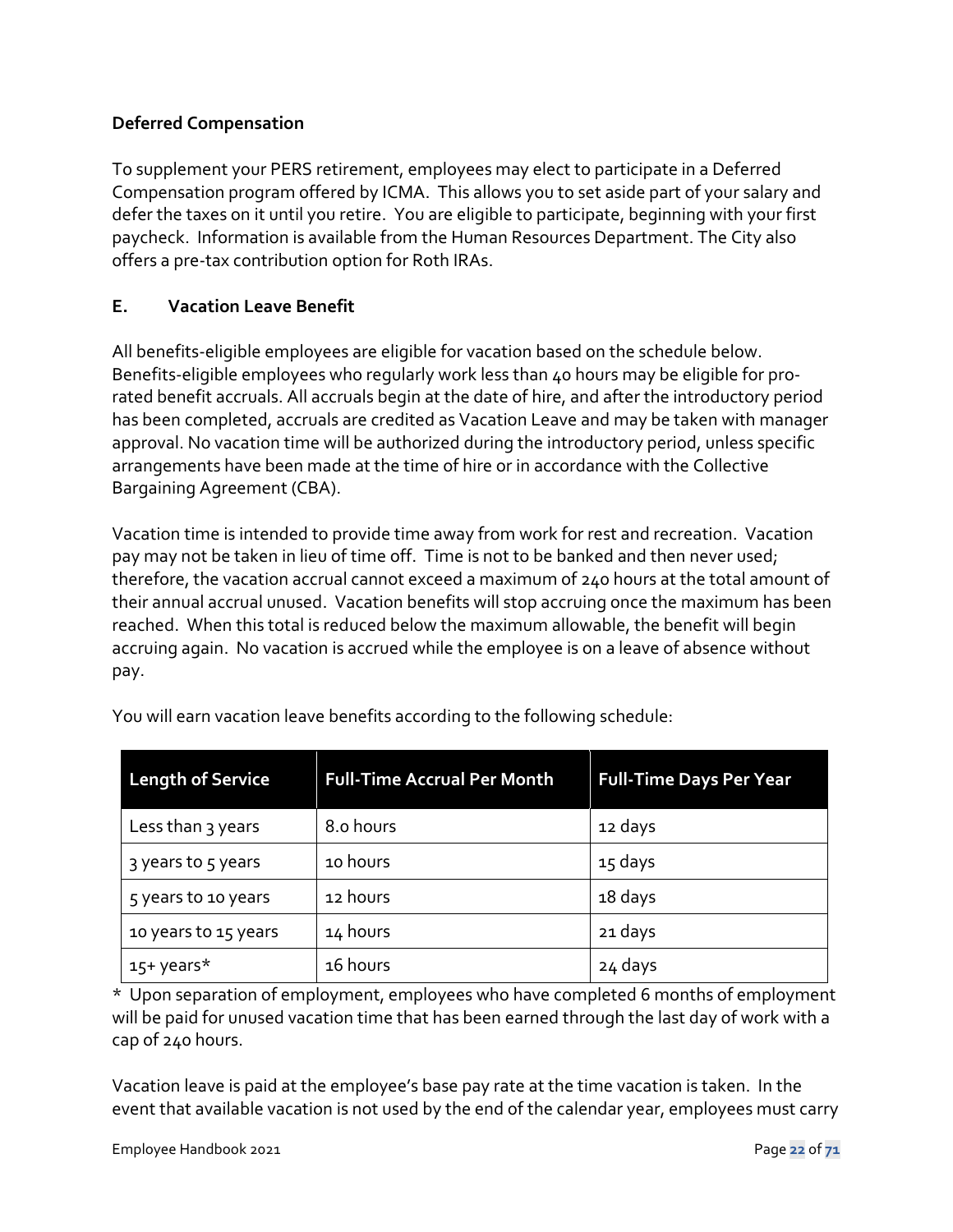**Deferred Compensation**

To supplement your PERS retirement, employees may elect to participate in a Deferred Compensation program offered by ICMA. This allows you to set aside part of your salary and defer the taxes on it until you retire. You are eligible to participate, beginning with your first paycheck. Information is available from the Human Resources Department. The City also offers a pre-tax contribution option for Roth IRAs.

**E. Vacation Leave Benefit**

All benefits-eligible employees are eligible for vacation based on the schedule below. Benefits-eligible employees who regularly work less than 40 hours may be eligible for pro-rated benefit accruals. All accruals begin at the date of hire, and after the introductory period has been completed, accruals are credited as Vacation Leave and may be taken with manager approval. No vacation time will be authorized during the introductory period, unless specific arrangements have been made at the time of hire or in accordance with the Collective Bargaining Agreement (CBA).

Vacation time is intended to provide time away from work for rest and recreation. Vacation pay may not be taken in lieu of time off. Time is not to be banked and then never used; therefore, the vacation accrual cannot exceed a maximum of 240 hours at the total amount of their annual accrual unused. Vacation benefits will stop accruing once the maximum has been reached. When this total is reduced below the maximum allowable, the benefit will begin accruing again. No vacation is accrued while the employee is on a leave of absence without pay.

You will earn vacation leave benefits according to the following schedule:

| Length of Service | Full-Time Accrual Per Month | Full-Time Days Per Year |
|---|---|---|
| Less than 3 years | 8.0 hours | 12 days |
| 3 years to 5 years | 10 hours | 15 days |
| 5 years to 10 years | 12 hours | 18 days |
| 10 years to 15 years | 14 hours | 21 days |
| 15+ years* | 16 hours | 24 days |

* Upon separation of employment, employees who have completed 6 months of employment will be paid for unused vacation time that has been earned through the last day of work with a cap of 240 hours.

Vacation leave is paid at the employee's base pay rate at the time vacation is taken. In the event that available vacation is not used by the end of the calendar year, employees must carry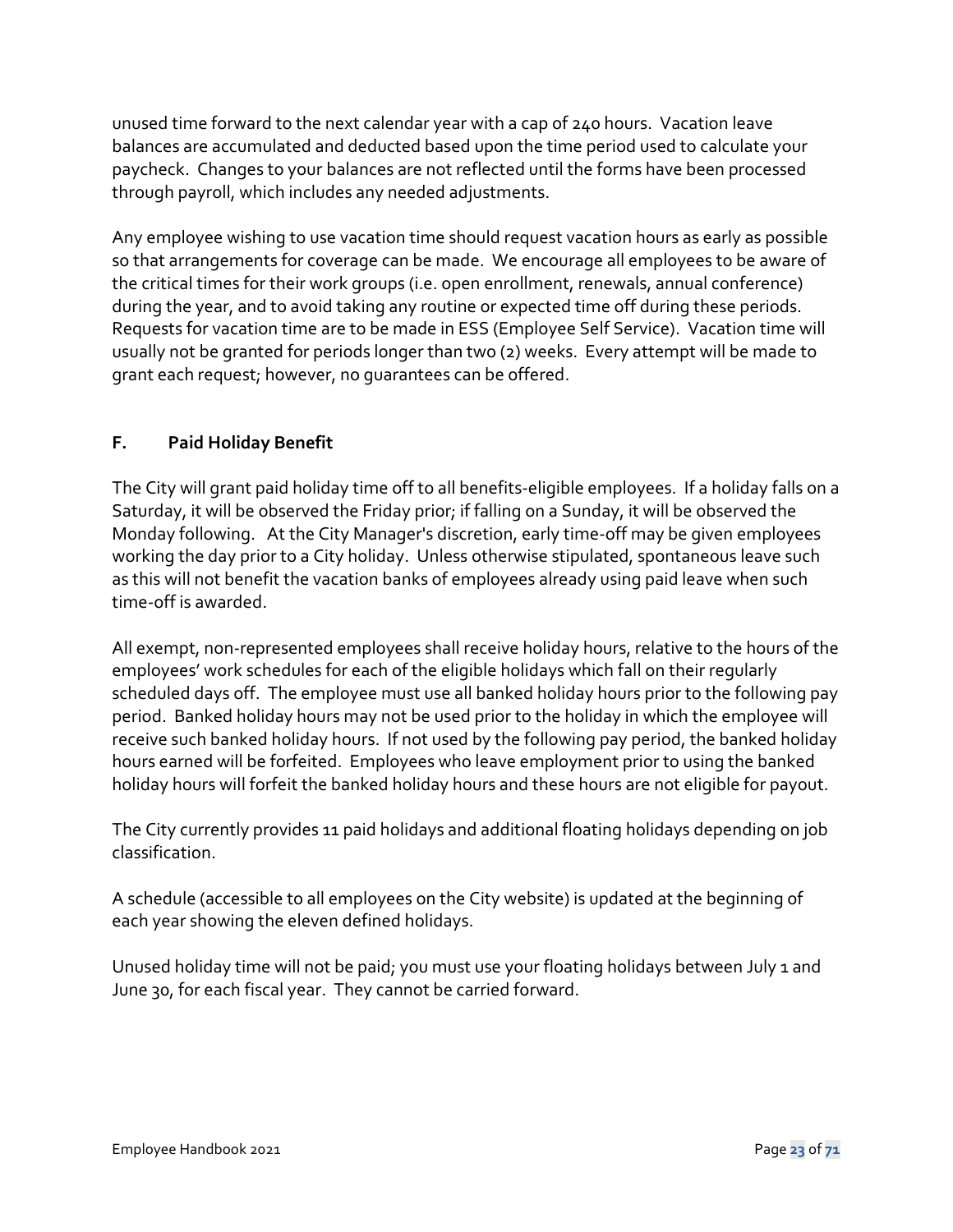unused time forward to the next calendar year with a cap of 240 hours. Vacation leave balances are accumulated and deducted based upon the time period used to calculate your paycheck. Changes to your balances are not reflected until the forms have been processed through payroll, which includes any needed adjustments.

Any employee wishing to use vacation time should request vacation hours as early as possible so that arrangements for coverage can be made. We encourage all employees to be aware of the critical times for their work groups (i.e. open enrollment, renewals, annual conference) during the year, and to avoid taking any routine or expected time off during these periods. Requests for vacation time are to be made in ESS (Employee Self Service). Vacation time will usually not be granted for periods longer than two (2) weeks. Every attempt will be made to grant each request; however, no guarantees can be offered.

## F. Paid Holiday Benefit

The City will grant paid holiday time off to all benefits-eligible employees. If a holiday falls on a Saturday, it will be observed the Friday prior; if falling on a Sunday, it will be observed the Monday following. At the City Manager's discretion, early time-off may be given employees working the day prior to a City holiday. Unless otherwise stipulated, spontaneous leave such as this will not benefit the vacation banks of employees already using paid leave when such time-off is awarded.

All exempt, non-represented employees shall receive holiday hours, relative to the hours of the employees' work schedules for each of the eligible holidays which fall on their regularly scheduled days off. The employee must use all banked holiday hours prior to the following pay period. Banked holiday hours may not be used prior to the holiday in which the employee will receive such banked holiday hours. If not used by the following pay period, the banked holiday hours earned will be forfeited. Employees who leave employment prior to using the banked holiday hours will forfeit the banked holiday hours and these hours are not eligible for payout.

The City currently provides 11 paid holidays and additional floating holidays depending on job classification.

A schedule (accessible to all employees on the City website) is updated at the beginning of each year showing the eleven defined holidays.

Unused holiday time will not be paid; you must use your floating holidays between July 1 and June 30, for each fiscal year. They cannot be carried forward.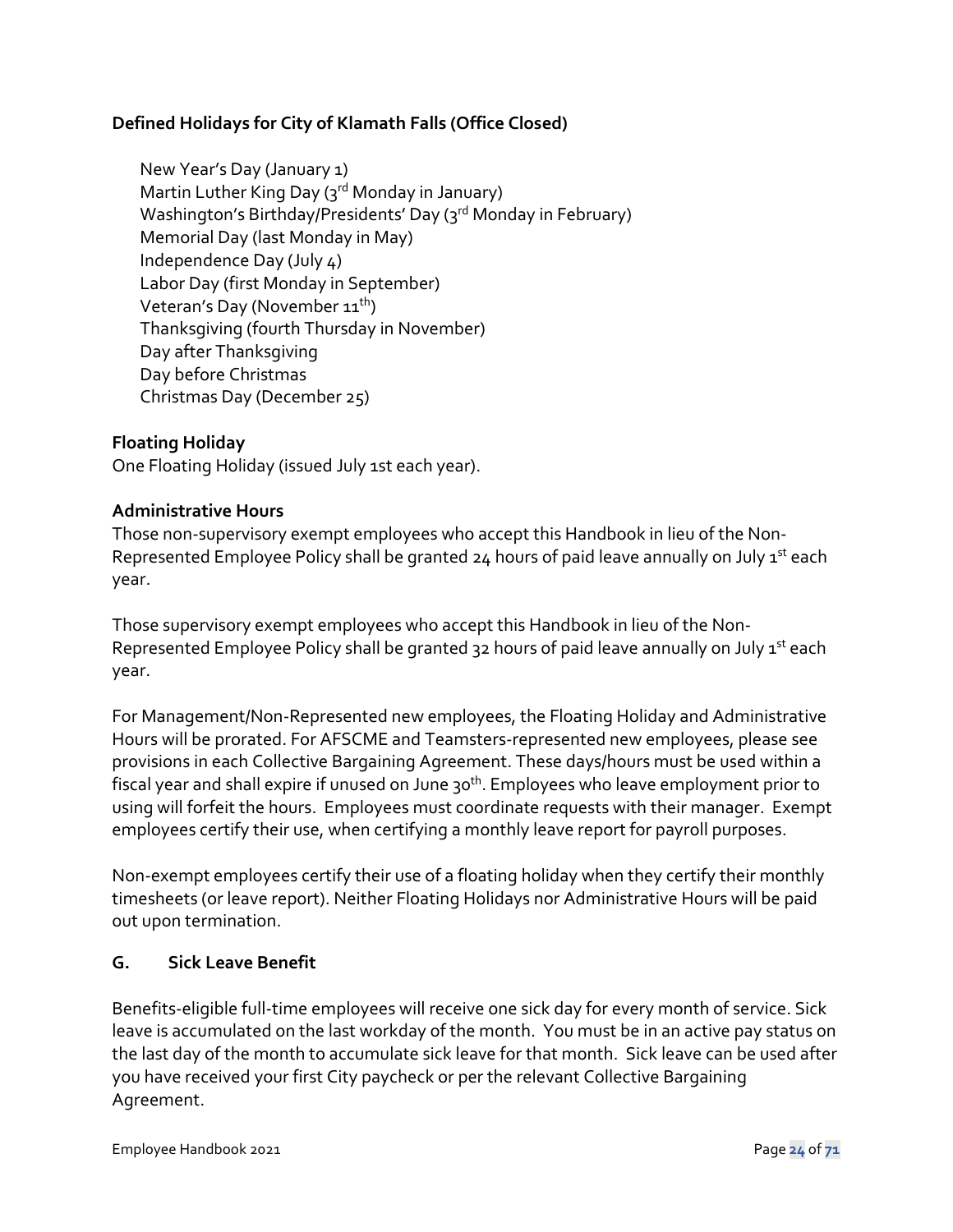**Defined Holidays for City of Klamath Falls (Office Closed)**

New Year's Day (January 1)
Martin Luther King Day (3rd Monday in January)
Washington's Birthday/Presidents' Day (3rd Monday in February)
Memorial Day (last Monday in May)
Independence Day (July 4)
Labor Day (first Monday in September)
Veteran's Day (November 11th)
Thanksgiving (fourth Thursday in November)
Day after Thanksgiving
Day before Christmas
Christmas Day (December 25)

**Floating Holiday**

One Floating Holiday (issued July 1st each year).

**Administrative Hours**

Those non-supervisory exempt employees who accept this Handbook in lieu of the Non-Represented Employee Policy shall be granted 24 hours of paid leave annually on July 1st each year.

Those supervisory exempt employees who accept this Handbook in lieu of the Non-Represented Employee Policy shall be granted 32 hours of paid leave annually on July 1st each year.

For Management/Non-Represented new employees, the Floating Holiday and Administrative Hours will be prorated. For AFSCME and Teamsters-represented new employees, please see provisions in each Collective Bargaining Agreement. These days/hours must be used within a fiscal year and shall expire if unused on June 30th. Employees who leave employment prior to using will forfeit the hours. Employees must coordinate requests with their manager. Exempt employees certify their use, when certifying a monthly leave report for payroll purposes.

Non-exempt employees certify their use of a floating holiday when they certify their monthly timesheets (or leave report). Neither Floating Holidays nor Administrative Hours will be paid out upon termination.

## G. Sick Leave Benefit

Benefits-eligible full-time employees will receive one sick day for every month of service. Sick leave is accumulated on the last workday of the month. You must be in an active pay status on the last day of the month to accumulate sick leave for that month. Sick leave can be used after you have received your first City paycheck or per the relevant Collective Bargaining Agreement.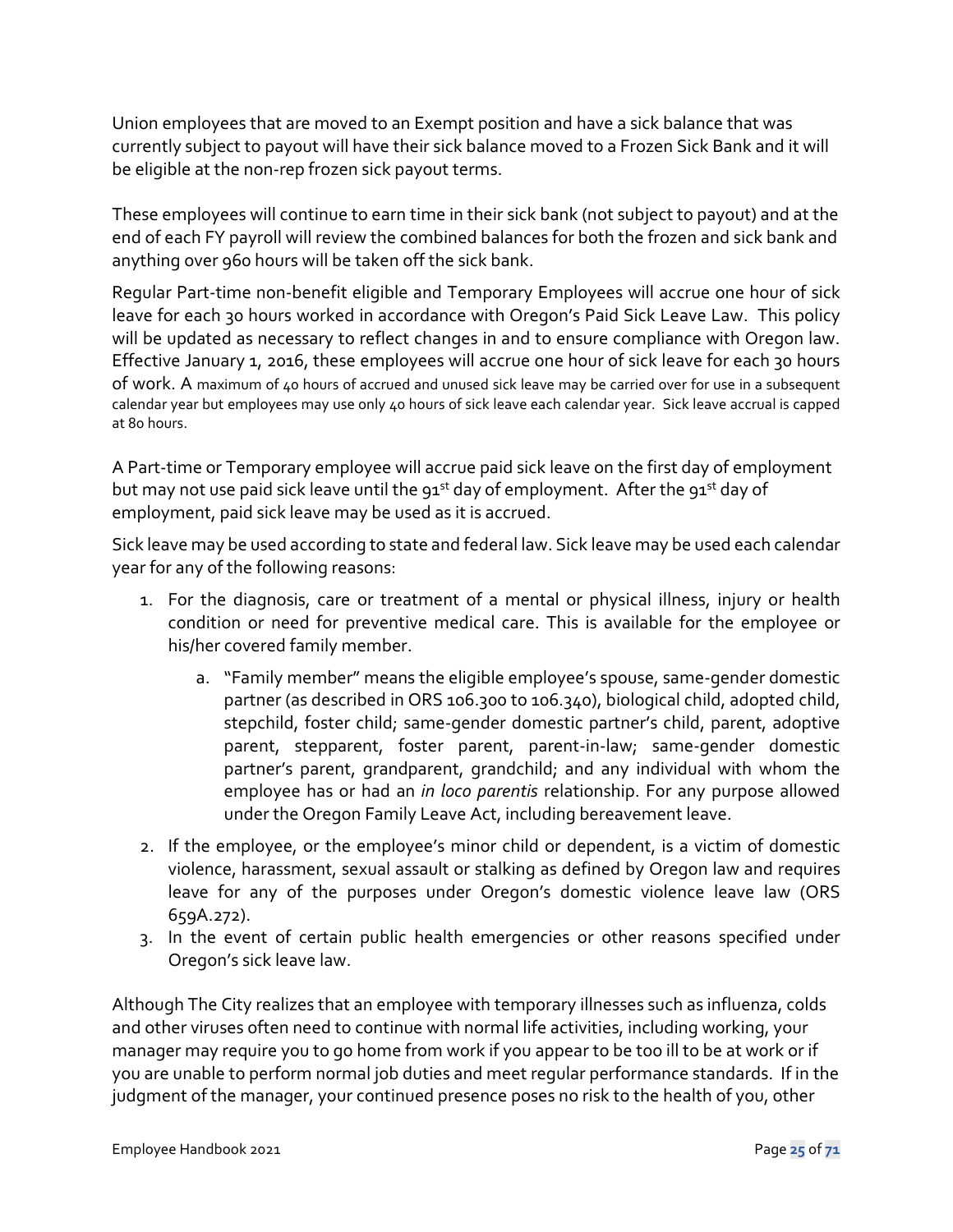Union employees that are moved to an Exempt position and have a sick balance that was currently subject to payout will have their sick balance moved to a Frozen Sick Bank and it will be eligible at the non-rep frozen sick payout terms.

These employees will continue to earn time in their sick bank (not subject to payout) and at the end of each FY payroll will review the combined balances for both the frozen and sick bank and anything over 960 hours will be taken off the sick bank.

Regular Part-time non-benefit eligible and Temporary Employees will accrue one hour of sick leave for each 30 hours worked in accordance with Oregon's Paid Sick Leave Law. This policy will be updated as necessary to reflect changes in and to ensure compliance with Oregon law. Effective January 1, 2016, these employees will accrue one hour of sick leave for each 30 hours of work. A maximum of 40 hours of accrued and unused sick leave may be carried over for use in a subsequent calendar year but employees may use only 40 hours of sick leave each calendar year. Sick leave accrual is capped at 80 hours.

A Part-time or Temporary employee will accrue paid sick leave on the first day of employment but may not use paid sick leave until the 91st day of employment. After the 91st day of employment, paid sick leave may be used as it is accrued.

Sick leave may be used according to state and federal law. Sick leave may be used each calendar year for any of the following reasons:

1. For the diagnosis, care or treatment of a mental or physical illness, injury or health condition or need for preventive medical care. This is available for the employee or his/her covered family member.
    a. "Family member" means the eligible employee's spouse, same-gender domestic partner (as described in ORS 106.300 to 106.340), biological child, adopted child, stepchild, foster child; same-gender domestic partner's child, parent, adoptive parent, stepparent, foster parent, parent-in-law; same-gender domestic partner's parent, grandparent, grandchild; and any individual with whom the employee has or had an *in loco parentis* relationship. For any purpose allowed under the Oregon Family Leave Act, including bereavement leave.
2. If the employee, or the employee's minor child or dependent, is a victim of domestic violence, harassment, sexual assault or stalking as defined by Oregon law and requires leave for any of the purposes under Oregon's domestic violence leave law (ORS 659A.272).
3. In the event of certain public health emergencies or other reasons specified under Oregon's sick leave law.

Although The City realizes that an employee with temporary illnesses such as influenza, colds and other viruses often need to continue with normal life activities, including working, your manager may require you to go home from work if you appear to be too ill to be at work or if you are unable to perform normal job duties and meet regular performance standards. If in the judgment of the manager, your continued presence poses no risk to the health of you, other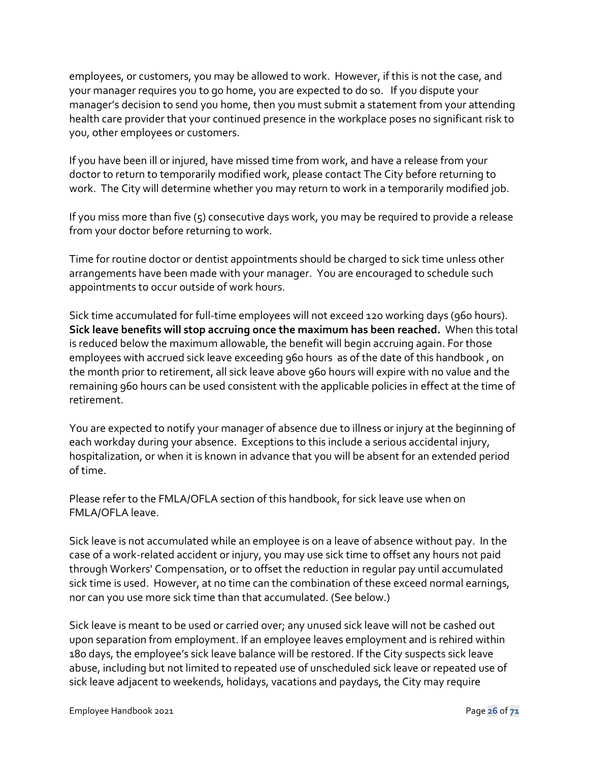employees, or customers, you may be allowed to work. However, if this is not the case, and your manager requires you to go home, you are expected to do so. If you dispute your manager's decision to send you home, then you must submit a statement from your attending health care provider that your continued presence in the workplace poses no significant risk to you, other employees or customers.

If you have been ill or injured, have missed time from work, and have a release from your doctor to return to temporarily modified work, please contact The City before returning to work. The City will determine whether you may return to work in a temporarily modified job.

If you miss more than five (5) consecutive days work, you may be required to provide a release from your doctor before returning to work.

Time for routine doctor or dentist appointments should be charged to sick time unless other arrangements have been made with your manager. You are encouraged to schedule such appointments to occur outside of work hours.

Sick time accumulated for full-time employees will not exceed 120 working days (960 hours). **Sick leave benefits will stop accruing once the maximum has been reached.** When this total is reduced below the maximum allowable, the benefit will begin accruing again. For those employees with accrued sick leave exceeding 960 hours as of the date of this handbook , on the month prior to retirement, all sick leave above 960 hours will expire with no value and the remaining 960 hours can be used consistent with the applicable policies in effect at the time of retirement.

You are expected to notify your manager of absence due to illness or injury at the beginning of each workday during your absence. Exceptions to this include a serious accidental injury, hospitalization, or when it is known in advance that you will be absent for an extended period of time.

Please refer to the FMLA/OFLA section of this handbook, for sick leave use when on FMLA/OFLA leave.

Sick leave is not accumulated while an employee is on a leave of absence without pay. In the case of a work-related accident or injury, you may use sick time to offset any hours not paid through Workers' Compensation, or to offset the reduction in regular pay until accumulated sick time is used. However, at no time can the combination of these exceed normal earnings, nor can you use more sick time than that accumulated. (See below.)

Sick leave is meant to be used or carried over; any unused sick leave will not be cashed out upon separation from employment. If an employee leaves employment and is rehired within 180 days, the employee's sick leave balance will be restored. If the City suspects sick leave abuse, including but not limited to repeated use of unscheduled sick leave or repeated use of sick leave adjacent to weekends, holidays, vacations and paydays, the City may require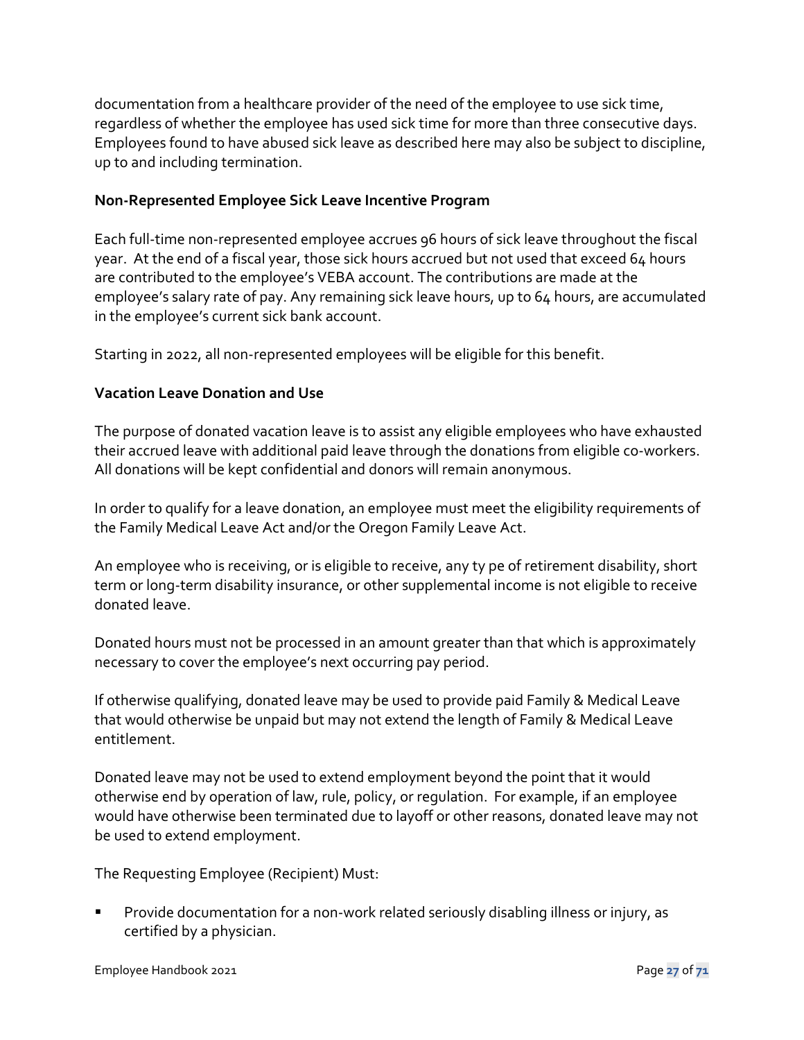documentation from a healthcare provider of the need of the employee to use sick time, regardless of whether the employee has used sick time for more than three consecutive days. Employees found to have abused sick leave as described here may also be subject to discipline, up to and including termination.

**Non-Represented Employee Sick Leave Incentive Program**

Each full-time non-represented employee accrues 96 hours of sick leave throughout the fiscal year. At the end of a fiscal year, those sick hours accrued but not used that exceed 64 hours are contributed to the employee's VEBA account. The contributions are made at the employee's salary rate of pay. Any remaining sick leave hours, up to 64 hours, are accumulated in the employee's current sick bank account.

Starting in 2022, all non-represented employees will be eligible for this benefit.

**Vacation Leave Donation and Use**

The purpose of donated vacation leave is to assist any eligible employees who have exhausted their accrued leave with additional paid leave through the donations from eligible co-workers. All donations will be kept confidential and donors will remain anonymous.

In order to qualify for a leave donation, an employee must meet the eligibility requirements of the Family Medical Leave Act and/or the Oregon Family Leave Act.

An employee who is receiving, or is eligible to receive, any ty pe of retirement disability, short term or long-term disability insurance, or other supplemental income is not eligible to receive donated leave.

Donated hours must not be processed in an amount greater than that which is approximately necessary to cover the employee's next occurring pay period.

If otherwise qualifying, donated leave may be used to provide paid Family & Medical Leave that would otherwise be unpaid but may not extend the length of Family & Medical Leave entitlement.

Donated leave may not be used to extend employment beyond the point that it would otherwise end by operation of law, rule, policy, or regulation. For example, if an employee would have otherwise been terminated due to layoff or other reasons, donated leave may not be used to extend employment.

The Requesting Employee (Recipient) Must:

- Provide documentation for a non-work related seriously disabling illness or injury, as certified by a physician.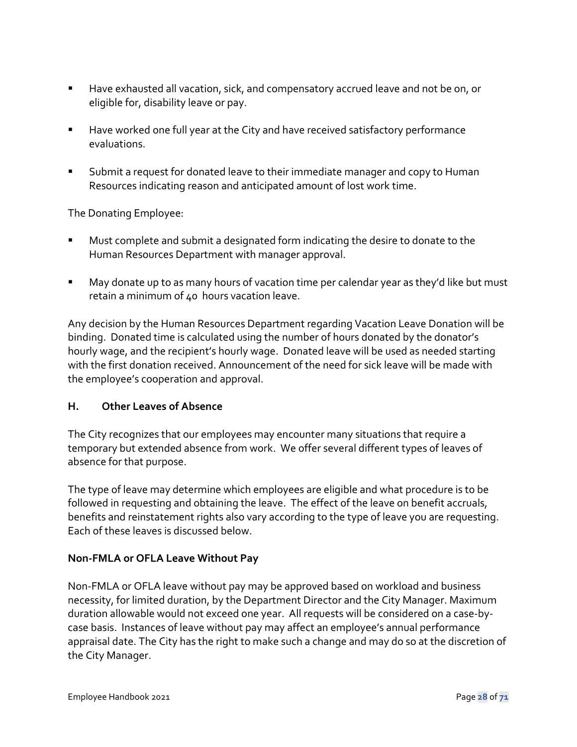- Have exhausted all vacation, sick, and compensatory accrued leave and not be on, or eligible for, disability leave or pay.
- Have worked one full year at the City and have received satisfactory performance evaluations.
- Submit a request for donated leave to their immediate manager and copy to Human Resources indicating reason and anticipated amount of lost work time.

The Donating Employee:

- Must complete and submit a designated form indicating the desire to donate to the Human Resources Department with manager approval.
- May donate up to as many hours of vacation time per calendar year as they'd like but must retain a minimum of 40 hours vacation leave.

Any decision by the Human Resources Department regarding Vacation Leave Donation will be binding. Donated time is calculated using the number of hours donated by the donator's hourly wage, and the recipient's hourly wage. Donated leave will be used as needed starting with the first donation received. Announcement of the need for sick leave will be made with the employee's cooperation and approval.

### H. Other Leaves of Absence

The City recognizes that our employees may encounter many situations that require a temporary but extended absence from work. We offer several different types of leaves of absence for that purpose.

The type of leave may determine which employees are eligible and what procedure is to be followed in requesting and obtaining the leave. The effect of the leave on benefit accruals, benefits and reinstatement rights also vary according to the type of leave you are requesting. Each of these leaves is discussed below.

**Non-FMLA or OFLA Leave Without Pay**

Non-FMLA or OFLA leave without pay may be approved based on workload and business necessity, for limited duration, by the Department Director and the City Manager. Maximum duration allowable would not exceed one year. All requests will be considered on a case-by-case basis. Instances of leave without pay may affect an employee's annual performance appraisal date. The City has the right to make such a change and may do so at the discretion of the City Manager.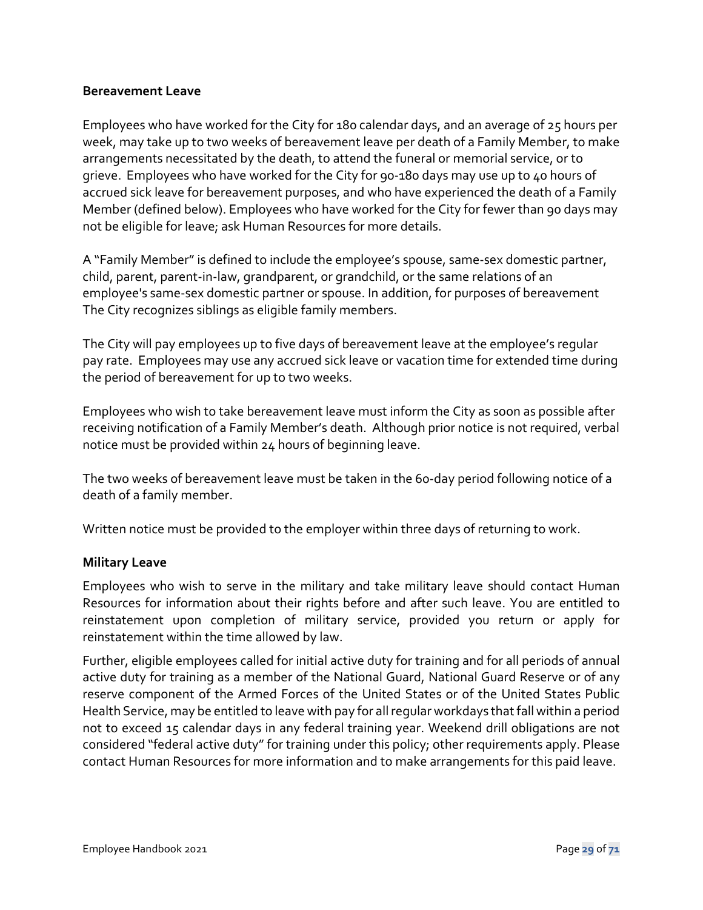### Bereavement Leave

Employees who have worked for the City for 180 calendar days, and an average of 25 hours per week, may take up to two weeks of bereavement leave per death of a Family Member, to make arrangements necessitated by the death, to attend the funeral or memorial service, or to grieve. Employees who have worked for the City for 90-180 days may use up to 40 hours of accrued sick leave for bereavement purposes, and who have experienced the death of a Family Member (defined below). Employees who have worked for the City for fewer than 90 days may not be eligible for leave; ask Human Resources for more details.

A "Family Member" is defined to include the employee's spouse, same-sex domestic partner, child, parent, parent-in-law, grandparent, or grandchild, or the same relations of an employee's same-sex domestic partner or spouse. In addition, for purposes of bereavement The City recognizes siblings as eligible family members.

The City will pay employees up to five days of bereavement leave at the employee's regular pay rate. Employees may use any accrued sick leave or vacation time for extended time during the period of bereavement for up to two weeks.

Employees who wish to take bereavement leave must inform the City as soon as possible after receiving notification of a Family Member's death. Although prior notice is not required, verbal notice must be provided within 24 hours of beginning leave.

The two weeks of bereavement leave must be taken in the 60-day period following notice of a death of a family member.

Written notice must be provided to the employer within three days of returning to work.

### Military Leave

Employees who wish to serve in the military and take military leave should contact Human Resources for information about their rights before and after such leave. You are entitled to reinstatement upon completion of military service, provided you return or apply for reinstatement within the time allowed by law.

Further, eligible employees called for initial active duty for training and for all periods of annual active duty for training as a member of the National Guard, National Guard Reserve or of any reserve component of the Armed Forces of the United States or of the United States Public Health Service, may be entitled to leave with pay for all regular workdays that fall within a period not to exceed 15 calendar days in any federal training year. Weekend drill obligations are not considered "federal active duty" for training under this policy; other requirements apply. Please contact Human Resources for more information and to make arrangements for this paid leave.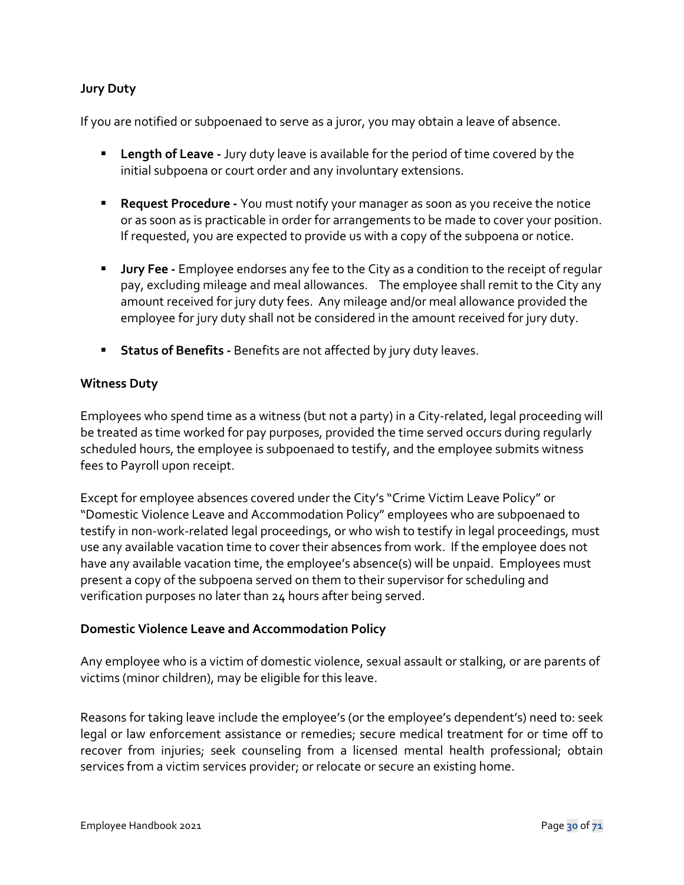**Jury Duty**

If you are notified or subpoenaed to serve as a juror, you may obtain a leave of absence.

- **Length of Leave -** Jury duty leave is available for the period of time covered by the initial subpoena or court order and any involuntary extensions.

- **Request Procedure -** You must notify your manager as soon as you receive the notice or as soon as is practicable in order for arrangements to be made to cover your position. If requested, you are expected to provide us with a copy of the subpoena or notice.

- **Jury Fee -** Employee endorses any fee to the City as a condition to the receipt of regular pay, excluding mileage and meal allowances. The employee shall remit to the City any amount received for jury duty fees. Any mileage and/or meal allowance provided the employee for jury duty shall not be considered in the amount received for jury duty.

- **Status of Benefits -** Benefits are not affected by jury duty leaves.

**Witness Duty**

Employees who spend time as a witness (but not a party) in a City-related, legal proceeding will be treated as time worked for pay purposes, provided the time served occurs during regularly scheduled hours, the employee is subpoenaed to testify, and the employee submits witness fees to Payroll upon receipt.

Except for employee absences covered under the City's "Crime Victim Leave Policy" or "Domestic Violence Leave and Accommodation Policy" employees who are subpoenaed to testify in non-work-related legal proceedings, or who wish to testify in legal proceedings, must use any available vacation time to cover their absences from work. If the employee does not have any available vacation time, the employee's absence(s) will be unpaid. Employees must present a copy of the subpoena served on them to their supervisor for scheduling and verification purposes no later than 24 hours after being served.

**Domestic Violence Leave and Accommodation Policy**

Any employee who is a victim of domestic violence, sexual assault or stalking, or are parents of victims (minor children), may be eligible for this leave.

Reasons for taking leave include the employee's (or the employee's dependent's) need to: seek legal or law enforcement assistance or remedies; secure medical treatment for or time off to recover from injuries; seek counseling from a licensed mental health professional; obtain services from a victim services provider; or relocate or secure an existing home.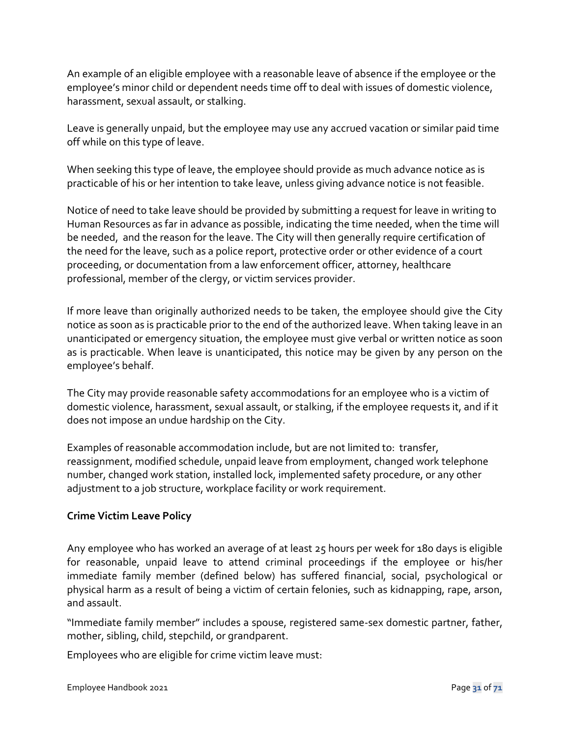An example of an eligible employee with a reasonable leave of absence if the employee or the employee's minor child or dependent needs time off to deal with issues of domestic violence, harassment, sexual assault, or stalking.

Leave is generally unpaid, but the employee may use any accrued vacation or similar paid time off while on this type of leave.

When seeking this type of leave, the employee should provide as much advance notice as is practicable of his or her intention to take leave, unless giving advance notice is not feasible.

Notice of need to take leave should be provided by submitting a request for leave in writing to Human Resources as far in advance as possible, indicating the time needed, when the time will be needed, and the reason for the leave. The City will then generally require certification of the need for the leave, such as a police report, protective order or other evidence of a court proceeding, or documentation from a law enforcement officer, attorney, healthcare professional, member of the clergy, or victim services provider.

If more leave than originally authorized needs to be taken, the employee should give the City notice as soon as is practicable prior to the end of the authorized leave. When taking leave in an unanticipated or emergency situation, the employee must give verbal or written notice as soon as is practicable. When leave is unanticipated, this notice may be given by any person on the employee's behalf.

The City may provide reasonable safety accommodations for an employee who is a victim of domestic violence, harassment, sexual assault, or stalking, if the employee requests it, and if it does not impose an undue hardship on the City.

Examples of reasonable accommodation include, but are not limited to: transfer, reassignment, modified schedule, unpaid leave from employment, changed work telephone number, changed work station, installed lock, implemented safety procedure, or any other adjustment to a job structure, workplace facility or work requirement.

**Crime Victim Leave Policy**

Any employee who has worked an average of at least 25 hours per week for 180 days is eligible for reasonable, unpaid leave to attend criminal proceedings if the employee or his/her immediate family member (defined below) has suffered financial, social, psychological or physical harm as a result of being a victim of certain felonies, such as kidnapping, rape, arson, and assault.

"Immediate family member" includes a spouse, registered same-sex domestic partner, father, mother, sibling, child, stepchild, or grandparent.

Employees who are eligible for crime victim leave must: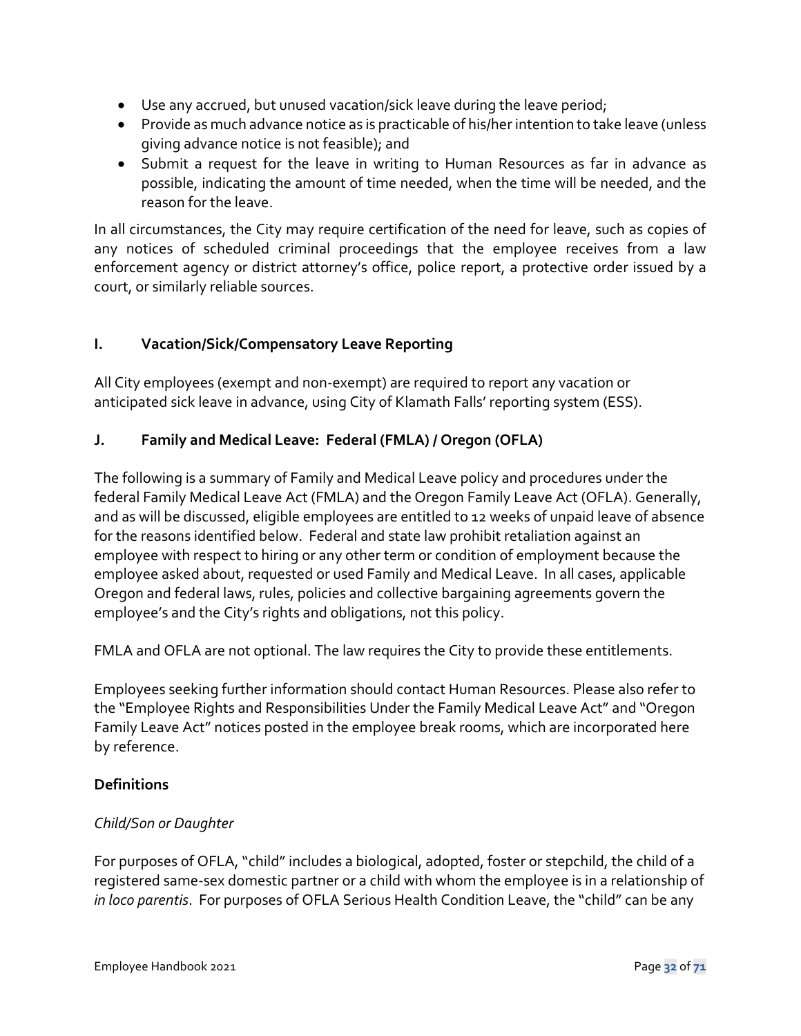- Use any accrued, but unused vacation/sick leave during the leave period;
- Provide as much advance notice as is practicable of his/her intention to take leave (unless giving advance notice is not feasible); and
- Submit a request for the leave in writing to Human Resources as far in advance as possible, indicating the amount of time needed, when the time will be needed, and the reason for the leave.

In all circumstances, the City may require certification of the need for leave, such as copies of any notices of scheduled criminal proceedings that the employee receives from a law enforcement agency or district attorney's office, police report, a protective order issued by a court, or similarly reliable sources.

### I. Vacation/Sick/Compensatory Leave Reporting

All City employees (exempt and non-exempt) are required to report any vacation or anticipated sick leave in advance, using City of Klamath Falls' reporting system (ESS).

### J. Family and Medical Leave: Federal (FMLA) / Oregon (OFLA)

The following is a summary of Family and Medical Leave policy and procedures under the federal Family Medical Leave Act (FMLA) and the Oregon Family Leave Act (OFLA). Generally, and as will be discussed, eligible employees are entitled to 12 weeks of unpaid leave of absence for the reasons identified below. Federal and state law prohibit retaliation against an employee with respect to hiring or any other term or condition of employment because the employee asked about, requested or used Family and Medical Leave. In all cases, applicable Oregon and federal laws, rules, policies and collective bargaining agreements govern the employee's and the City's rights and obligations, not this policy.

FMLA and OFLA are not optional. The law requires the City to provide these entitlements.

Employees seeking further information should contact Human Resources. Please also refer to the "Employee Rights and Responsibilities Under the Family Medical Leave Act" and "Oregon Family Leave Act" notices posted in the employee break rooms, which are incorporated here by reference.

**Definitions**

*Child/Son or Daughter*

For purposes of OFLA, "child" includes a biological, adopted, foster or stepchild, the child of a registered same-sex domestic partner or a child with whom the employee is in a relationship of *in loco parentis*. For purposes of OFLA Serious Health Condition Leave, the "child" can be any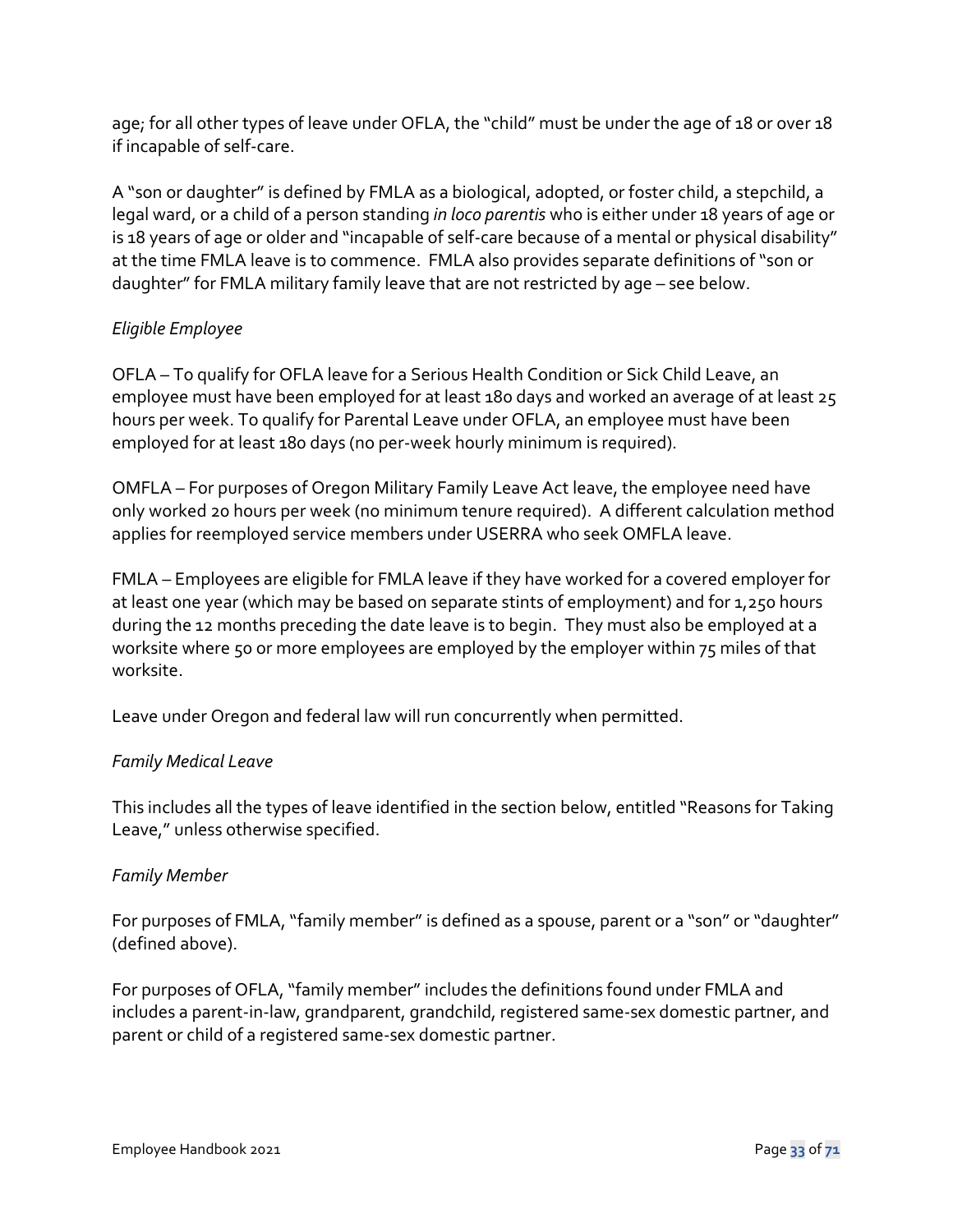age; for all other types of leave under OFLA, the "child" must be under the age of 18 or over 18 if incapable of self-care.

A "son or daughter" is defined by FMLA as a biological, adopted, or foster child, a stepchild, a legal ward, or a child of a person standing *in loco parentis* who is either under 18 years of age or is 18 years of age or older and "incapable of self-care because of a mental or physical disability" at the time FMLA leave is to commence. FMLA also provides separate definitions of "son or daughter" for FMLA military family leave that are not restricted by age – see below.

*Eligible Employee*

OFLA – To qualify for OFLA leave for a Serious Health Condition or Sick Child Leave, an employee must have been employed for at least 180 days and worked an average of at least 25 hours per week. To qualify for Parental Leave under OFLA, an employee must have been employed for at least 180 days (no per-week hourly minimum is required).

OMFLA – For purposes of Oregon Military Family Leave Act leave, the employee need have only worked 20 hours per week (no minimum tenure required). A different calculation method applies for reemployed service members under USERRA who seek OMFLA leave.

FMLA – Employees are eligible for FMLA leave if they have worked for a covered employer for at least one year (which may be based on separate stints of employment) and for 1,250 hours during the 12 months preceding the date leave is to begin. They must also be employed at a worksite where 50 or more employees are employed by the employer within 75 miles of that worksite.

Leave under Oregon and federal law will run concurrently when permitted.

*Family Medical Leave*

This includes all the types of leave identified in the section below, entitled "Reasons for Taking Leave," unless otherwise specified.

*Family Member*

For purposes of FMLA, "family member" is defined as a spouse, parent or a "son" or "daughter" (defined above).

For purposes of OFLA, "family member" includes the definitions found under FMLA and includes a parent-in-law, grandparent, grandchild, registered same-sex domestic partner, and parent or child of a registered same-sex domestic partner.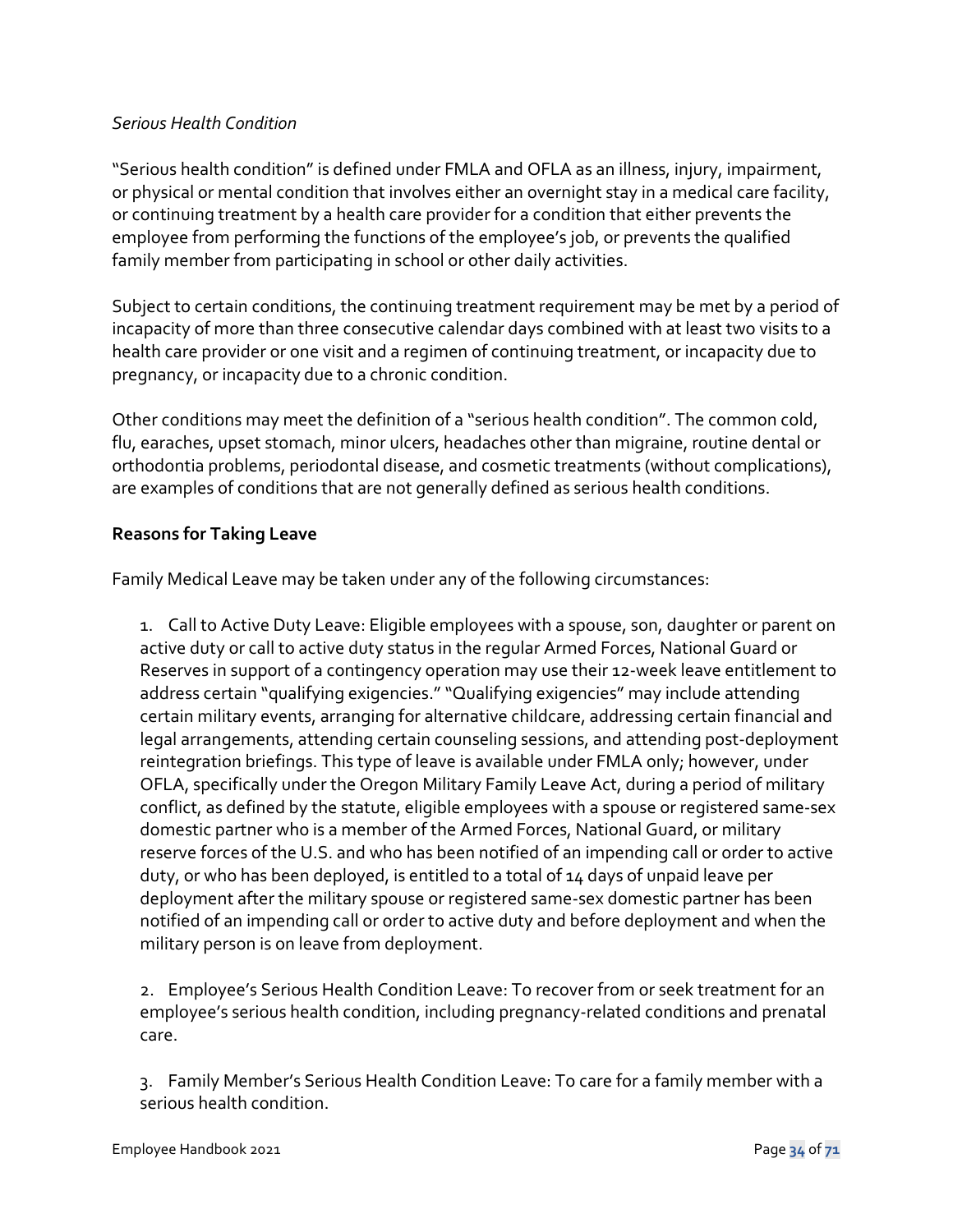*Serious Health Condition*

"Serious health condition" is defined under FMLA and OFLA as an illness, injury, impairment, or physical or mental condition that involves either an overnight stay in a medical care facility, or continuing treatment by a health care provider for a condition that either prevents the employee from performing the functions of the employee's job, or prevents the qualified family member from participating in school or other daily activities.

Subject to certain conditions, the continuing treatment requirement may be met by a period of incapacity of more than three consecutive calendar days combined with at least two visits to a health care provider or one visit and a regimen of continuing treatment, or incapacity due to pregnancy, or incapacity due to a chronic condition.

Other conditions may meet the definition of a "serious health condition". The common cold, flu, earaches, upset stomach, minor ulcers, headaches other than migraine, routine dental or orthodontia problems, periodontal disease, and cosmetic treatments (without complications), are examples of conditions that are not generally defined as serious health conditions.

**Reasons for Taking Leave**

Family Medical Leave may be taken under any of the following circumstances:

1. Call to Active Duty Leave: Eligible employees with a spouse, son, daughter or parent on active duty or call to active duty status in the regular Armed Forces, National Guard or Reserves in support of a contingency operation may use their 12-week leave entitlement to address certain "qualifying exigencies." "Qualifying exigencies" may include attending certain military events, arranging for alternative childcare, addressing certain financial and legal arrangements, attending certain counseling sessions, and attending post-deployment reintegration briefings. This type of leave is available under FMLA only; however, under OFLA, specifically under the Oregon Military Family Leave Act, during a period of military conflict, as defined by the statute, eligible employees with a spouse or registered same-sex domestic partner who is a member of the Armed Forces, National Guard, or military reserve forces of the U.S. and who has been notified of an impending call or order to active duty, or who has been deployed, is entitled to a total of 14 days of unpaid leave per deployment after the military spouse or registered same-sex domestic partner has been notified of an impending call or order to active duty and before deployment and when the military person is on leave from deployment.

2. Employee's Serious Health Condition Leave: To recover from or seek treatment for an employee's serious health condition, including pregnancy-related conditions and prenatal care.

3. Family Member's Serious Health Condition Leave: To care for a family member with a serious health condition.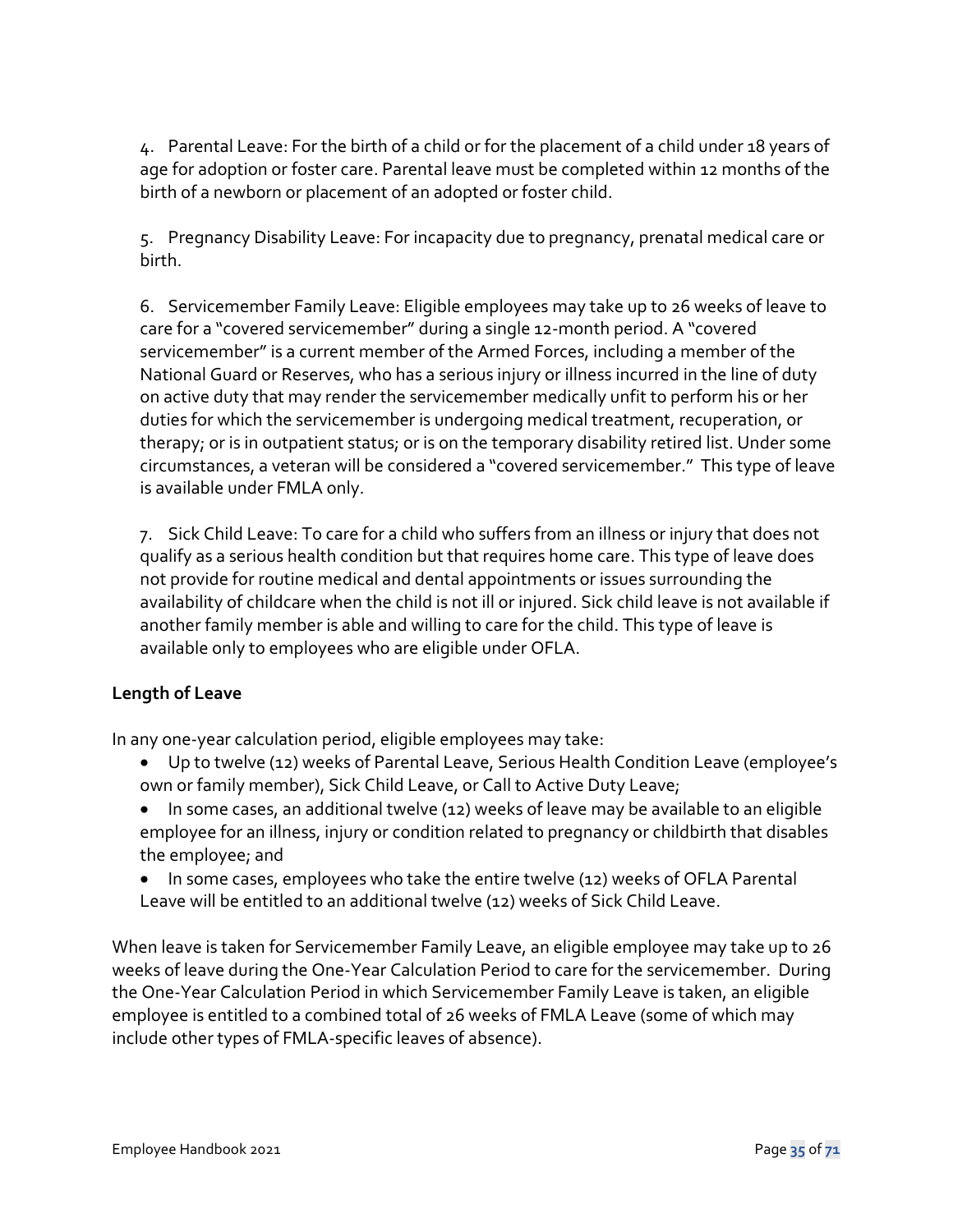4. Parental Leave: For the birth of a child or for the placement of a child under 18 years of age for adoption or foster care. Parental leave must be completed within 12 months of the birth of a newborn or placement of an adopted or foster child.

5. Pregnancy Disability Leave: For incapacity due to pregnancy, prenatal medical care or birth.

6. Servicemember Family Leave: Eligible employees may take up to 26 weeks of leave to care for a "covered servicemember" during a single 12-month period. A "covered servicemember" is a current member of the Armed Forces, including a member of the National Guard or Reserves, who has a serious injury or illness incurred in the line of duty on active duty that may render the servicemember medically unfit to perform his or her duties for which the servicemember is undergoing medical treatment, recuperation, or therapy; or is in outpatient status; or is on the temporary disability retired list. Under some circumstances, a veteran will be considered a "covered servicemember." This type of leave is available under FMLA only.

7. Sick Child Leave: To care for a child who suffers from an illness or injury that does not qualify as a serious health condition but that requires home care. This type of leave does not provide for routine medical and dental appointments or issues surrounding the availability of childcare when the child is not ill or injured. Sick child leave is not available if another family member is able and willing to care for the child. This type of leave is available only to employees who are eligible under OFLA.

**Length of Leave**

In any one-year calculation period, eligible employees may take:

- Up to twelve (12) weeks of Parental Leave, Serious Health Condition Leave (employee's own or family member), Sick Child Leave, or Call to Active Duty Leave;
- In some cases, an additional twelve (12) weeks of leave may be available to an eligible employee for an illness, injury or condition related to pregnancy or childbirth that disables the employee; and
- In some cases, employees who take the entire twelve (12) weeks of OFLA Parental Leave will be entitled to an additional twelve (12) weeks of Sick Child Leave.

When leave is taken for Servicemember Family Leave, an eligible employee may take up to 26 weeks of leave during the One-Year Calculation Period to care for the servicemember. During the One-Year Calculation Period in which Servicemember Family Leave is taken, an eligible employee is entitled to a combined total of 26 weeks of FMLA Leave (some of which may include other types of FMLA-specific leaves of absence).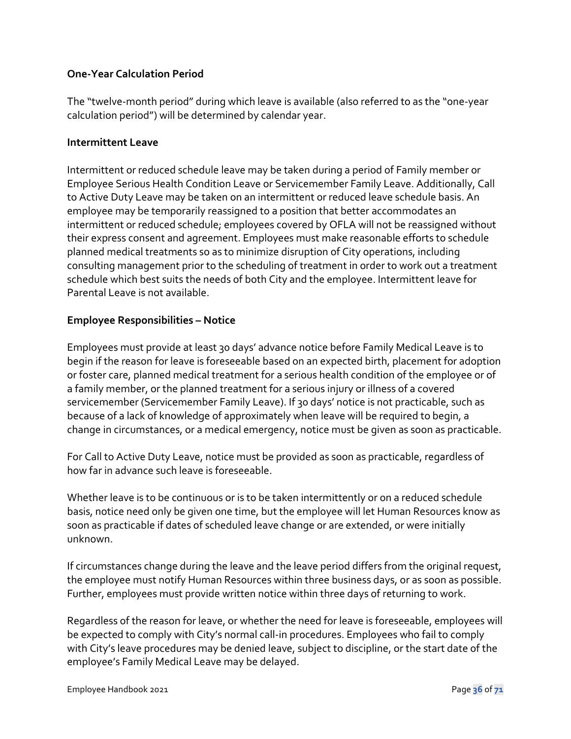### One-Year Calculation Period

The "twelve-month period" during which leave is available (also referred to as the "one-year calculation period") will be determined by calendar year.

### Intermittent Leave

Intermittent or reduced schedule leave may be taken during a period of Family member or Employee Serious Health Condition Leave or Servicemember Family Leave. Additionally, Call to Active Duty Leave may be taken on an intermittent or reduced leave schedule basis. An employee may be temporarily reassigned to a position that better accommodates an intermittent or reduced schedule; employees covered by OFLA will not be reassigned without their express consent and agreement. Employees must make reasonable efforts to schedule planned medical treatments so as to minimize disruption of City operations, including consulting management prior to the scheduling of treatment in order to work out a treatment schedule which best suits the needs of both City and the employee. Intermittent leave for Parental Leave is not available.

### Employee Responsibilities – Notice

Employees must provide at least 30 days' advance notice before Family Medical Leave is to begin if the reason for leave is foreseeable based on an expected birth, placement for adoption or foster care, planned medical treatment for a serious health condition of the employee or of a family member, or the planned treatment for a serious injury or illness of a covered servicemember (Servicemember Family Leave). If 30 days' notice is not practicable, such as because of a lack of knowledge of approximately when leave will be required to begin, a change in circumstances, or a medical emergency, notice must be given as soon as practicable.

For Call to Active Duty Leave, notice must be provided as soon as practicable, regardless of how far in advance such leave is foreseeable.

Whether leave is to be continuous or is to be taken intermittently or on a reduced schedule basis, notice need only be given one time, but the employee will let Human Resources know as soon as practicable if dates of scheduled leave change or are extended, or were initially unknown.

If circumstances change during the leave and the leave period differs from the original request, the employee must notify Human Resources within three business days, or as soon as possible. Further, employees must provide written notice within three days of returning to work.

Regardless of the reason for leave, or whether the need for leave is foreseeable, employees will be expected to comply with City's normal call-in procedures. Employees who fail to comply with City's leave procedures may be denied leave, subject to discipline, or the start date of the employee's Family Medical Leave may be delayed.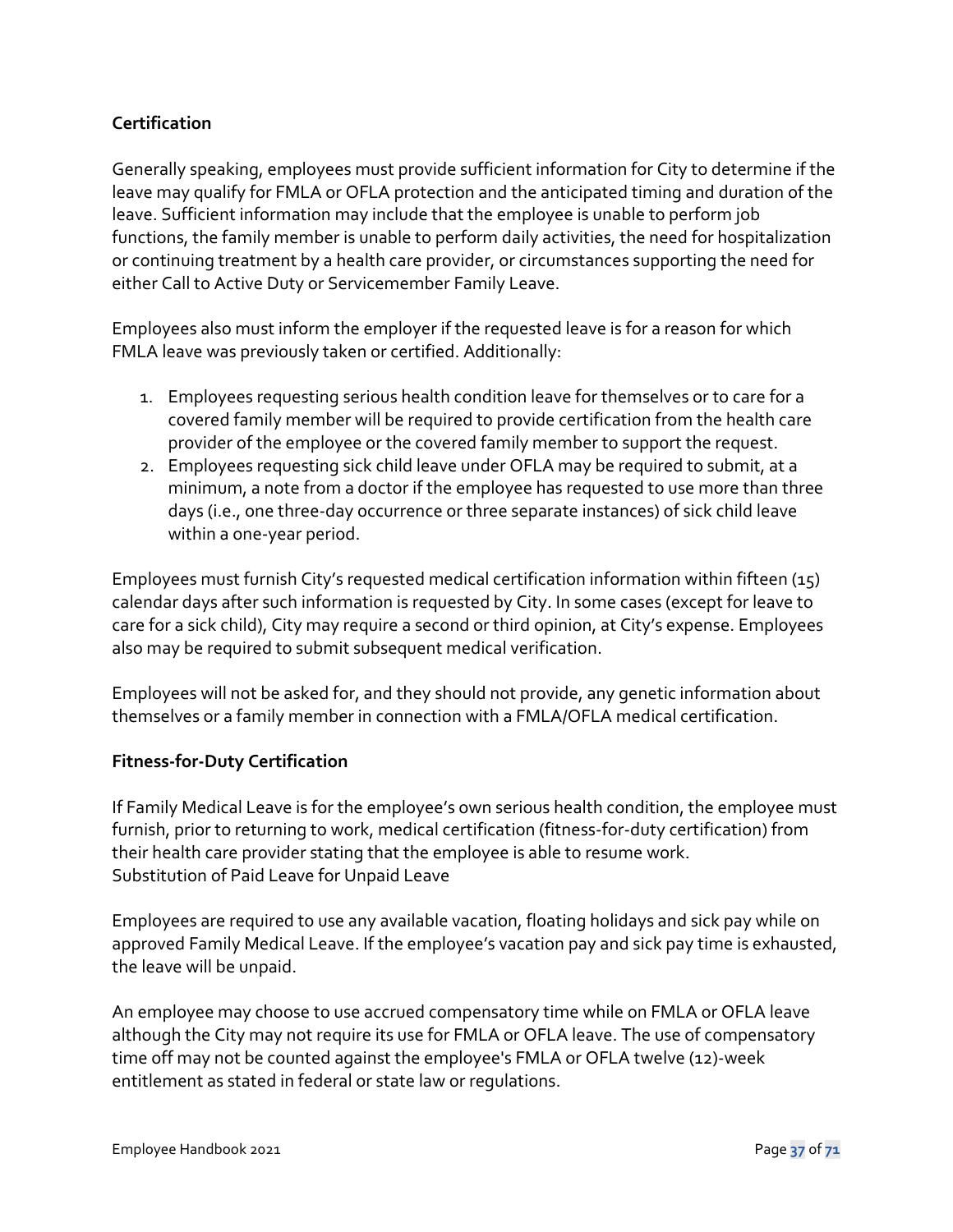**Certification**

Generally speaking, employees must provide sufficient information for City to determine if the leave may qualify for FMLA or OFLA protection and the anticipated timing and duration of the leave. Sufficient information may include that the employee is unable to perform job functions, the family member is unable to perform daily activities, the need for hospitalization or continuing treatment by a health care provider, or circumstances supporting the need for either Call to Active Duty or Servicemember Family Leave.

Employees also must inform the employer if the requested leave is for a reason for which FMLA leave was previously taken or certified. Additionally:

1. Employees requesting serious health condition leave for themselves or to care for a covered family member will be required to provide certification from the health care provider of the employee or the covered family member to support the request.
2. Employees requesting sick child leave under OFLA may be required to submit, at a minimum, a note from a doctor if the employee has requested to use more than three days (i.e., one three-day occurrence or three separate instances) of sick child leave within a one-year period.

Employees must furnish City's requested medical certification information within fifteen (15) calendar days after such information is requested by City. In some cases (except for leave to care for a sick child), City may require a second or third opinion, at City's expense. Employees also may be required to submit subsequent medical verification.

Employees will not be asked for, and they should not provide, any genetic information about themselves or a family member in connection with a FMLA/OFLA medical certification.

**Fitness-for-Duty Certification**

If Family Medical Leave is for the employee's own serious health condition, the employee must furnish, prior to returning to work, medical certification (fitness-for-duty certification) from their health care provider stating that the employee is able to resume work.
Substitution of Paid Leave for Unpaid Leave

Employees are required to use any available vacation, floating holidays and sick pay while on approved Family Medical Leave. If the employee's vacation pay and sick pay time is exhausted, the leave will be unpaid.

An employee may choose to use accrued compensatory time while on FMLA or OFLA leave although the City may not require its use for FMLA or OFLA leave. The use of compensatory time off may not be counted against the employee's FMLA or OFLA twelve (12)-week entitlement as stated in federal or state law or regulations.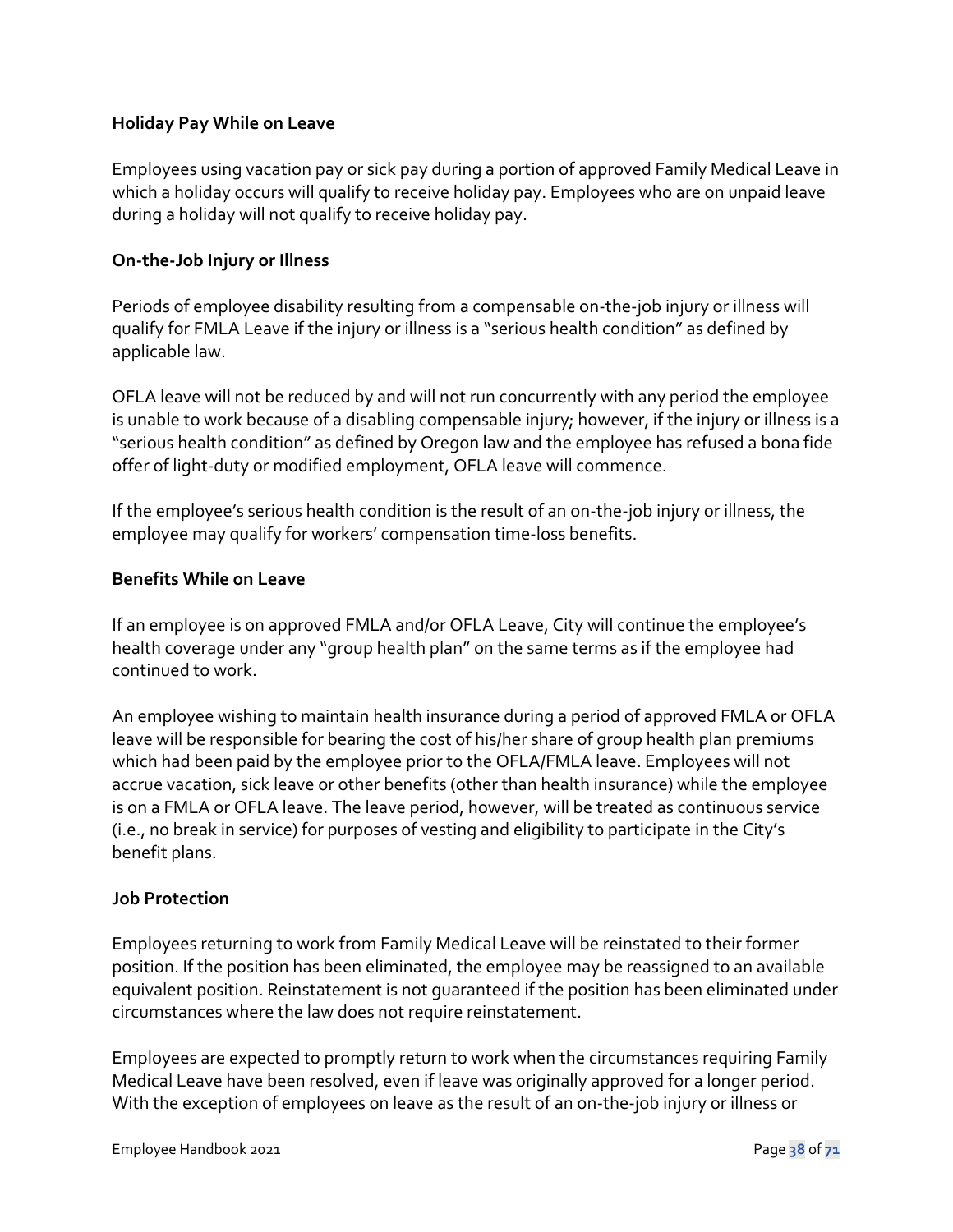### Holiday Pay While on Leave

Employees using vacation pay or sick pay during a portion of approved Family Medical Leave in which a holiday occurs will qualify to receive holiday pay. Employees who are on unpaid leave during a holiday will not qualify to receive holiday pay.

### On-the-Job Injury or Illness

Periods of employee disability resulting from a compensable on-the-job injury or illness will qualify for FMLA Leave if the injury or illness is a "serious health condition" as defined by applicable law.

OFLA leave will not be reduced by and will not run concurrently with any period the employee is unable to work because of a disabling compensable injury; however, if the injury or illness is a "serious health condition" as defined by Oregon law and the employee has refused a bona fide offer of light-duty or modified employment, OFLA leave will commence.

If the employee's serious health condition is the result of an on-the-job injury or illness, the employee may qualify for workers' compensation time-loss benefits.

### Benefits While on Leave

If an employee is on approved FMLA and/or OFLA Leave, City will continue the employee's health coverage under any "group health plan" on the same terms as if the employee had continued to work.

An employee wishing to maintain health insurance during a period of approved FMLA or OFLA leave will be responsible for bearing the cost of his/her share of group health plan premiums which had been paid by the employee prior to the OFLA/FMLA leave. Employees will not accrue vacation, sick leave or other benefits (other than health insurance) while the employee is on a FMLA or OFLA leave. The leave period, however, will be treated as continuous service (i.e., no break in service) for purposes of vesting and eligibility to participate in the City's benefit plans.

### Job Protection

Employees returning to work from Family Medical Leave will be reinstated to their former position. If the position has been eliminated, the employee may be reassigned to an available equivalent position. Reinstatement is not guaranteed if the position has been eliminated under circumstances where the law does not require reinstatement.

Employees are expected to promptly return to work when the circumstances requiring Family Medical Leave have been resolved, even if leave was originally approved for a longer period. With the exception of employees on leave as the result of an on-the-job injury or illness or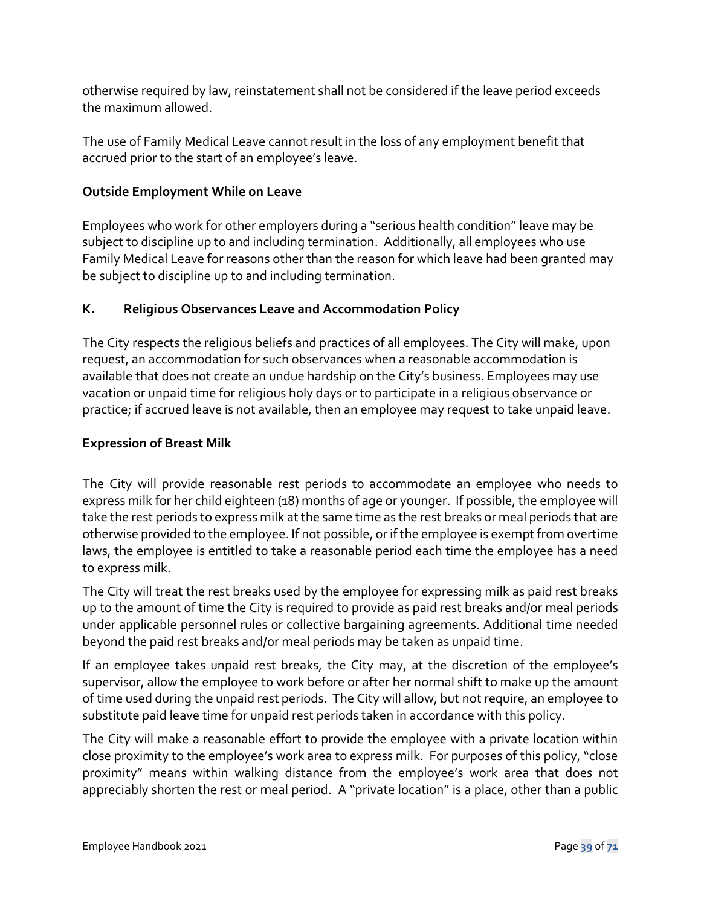otherwise required by law, reinstatement shall not be considered if the leave period exceeds the maximum allowed.

The use of Family Medical Leave cannot result in the loss of any employment benefit that accrued prior to the start of an employee's leave.

**Outside Employment While on Leave**

Employees who work for other employers during a "serious health condition" leave may be subject to discipline up to and including termination. Additionally, all employees who use Family Medical Leave for reasons other than the reason for which leave had been granted may be subject to discipline up to and including termination.

### K. Religious Observances Leave and Accommodation Policy

The City respects the religious beliefs and practices of all employees. The City will make, upon request, an accommodation for such observances when a reasonable accommodation is available that does not create an undue hardship on the City's business. Employees may use vacation or unpaid time for religious holy days or to participate in a religious observance or practice; if accrued leave is not available, then an employee may request to take unpaid leave.

**Expression of Breast Milk**

The City will provide reasonable rest periods to accommodate an employee who needs to express milk for her child eighteen (18) months of age or younger. If possible, the employee will take the rest periods to express milk at the same time as the rest breaks or meal periods that are otherwise provided to the employee. If not possible, or if the employee is exempt from overtime laws, the employee is entitled to take a reasonable period each time the employee has a need to express milk.

The City will treat the rest breaks used by the employee for expressing milk as paid rest breaks up to the amount of time the City is required to provide as paid rest breaks and/or meal periods under applicable personnel rules or collective bargaining agreements. Additional time needed beyond the paid rest breaks and/or meal periods may be taken as unpaid time.

If an employee takes unpaid rest breaks, the City may, at the discretion of the employee's supervisor, allow the employee to work before or after her normal shift to make up the amount of time used during the unpaid rest periods. The City will allow, but not require, an employee to substitute paid leave time for unpaid rest periods taken in accordance with this policy.

The City will make a reasonable effort to provide the employee with a private location within close proximity to the employee's work area to express milk. For purposes of this policy, "close proximity" means within walking distance from the employee's work area that does not appreciably shorten the rest or meal period. A "private location" is a place, other than a public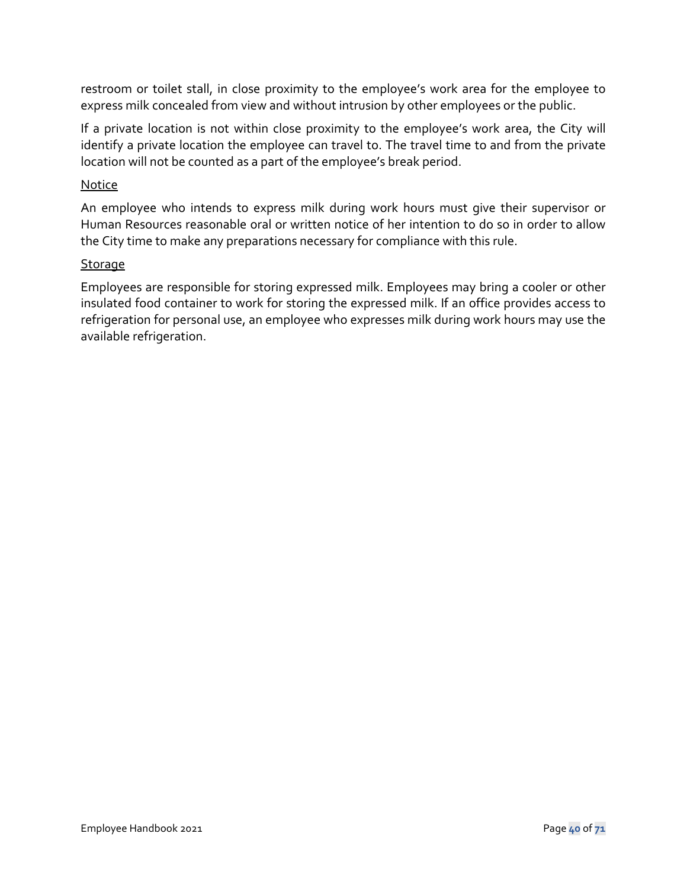restroom or toilet stall, in close proximity to the employee's work area for the employee to express milk concealed from view and without intrusion by other employees or the public.

If a private location is not within close proximity to the employee's work area, the City will identify a private location the employee can travel to. The travel time to and from the private location will not be counted as a part of the employee's break period.

Notice

An employee who intends to express milk during work hours must give their supervisor or Human Resources reasonable oral or written notice of her intention to do so in order to allow the City time to make any preparations necessary for compliance with this rule.

Storage

Employees are responsible for storing expressed milk. Employees may bring a cooler or other insulated food container to work for storing the expressed milk. If an office provides access to refrigeration for personal use, an employee who expresses milk during work hours may use the available refrigeration.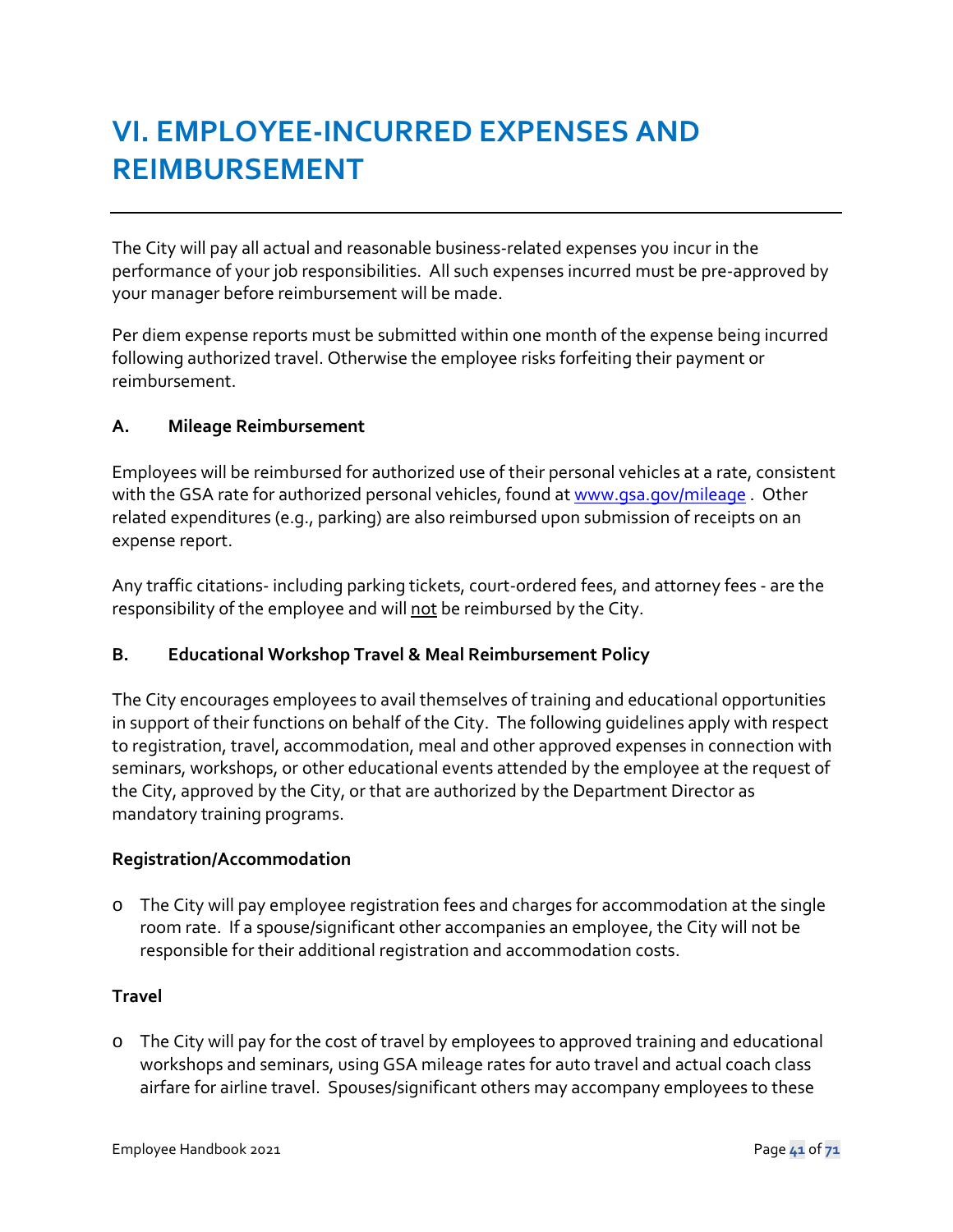# VI. EMPLOYEE-INCURRED EXPENSES AND REIMBURSEMENT

The City will pay all actual and reasonable business-related expenses you incur in the performance of your job responsibilities. All such expenses incurred must be pre-approved by your manager before reimbursement will be made.

Per diem expense reports must be submitted within one month of the expense being incurred following authorized travel. Otherwise the employee risks forfeiting their payment or reimbursement.

### A. Mileage Reimbursement

Employees will be reimbursed for authorized use of their personal vehicles at a rate, consistent with the GSA rate for authorized personal vehicles, found at [www.gsa.gov/mileage](http://www.gsa.gov/mileage) . Other related expenditures (e.g., parking) are also reimbursed upon submission of receipts on an expense report.

Any traffic citations- including parking tickets, court-ordered fees, and attorney fees - are the responsibility of the employee and will not be reimbursed by the City.

### B. Educational Workshop Travel & Meal Reimbursement Policy

The City encourages employees to avail themselves of training and educational opportunities in support of their functions on behalf of the City. The following guidelines apply with respect to registration, travel, accommodation, meal and other approved expenses in connection with seminars, workshops, or other educational events attended by the employee at the request of the City, approved by the City, or that are authorized by the Department Director as mandatory training programs.

**Registration/Accommodation**

- The City will pay employee registration fees and charges for accommodation at the single room rate. If a spouse/significant other accompanies an employee, the City will not be responsible for their additional registration and accommodation costs.

**Travel**

- The City will pay for the cost of travel by employees to approved training and educational workshops and seminars, using GSA mileage rates for auto travel and actual coach class airfare for airline travel. Spouses/significant others may accompany employees to these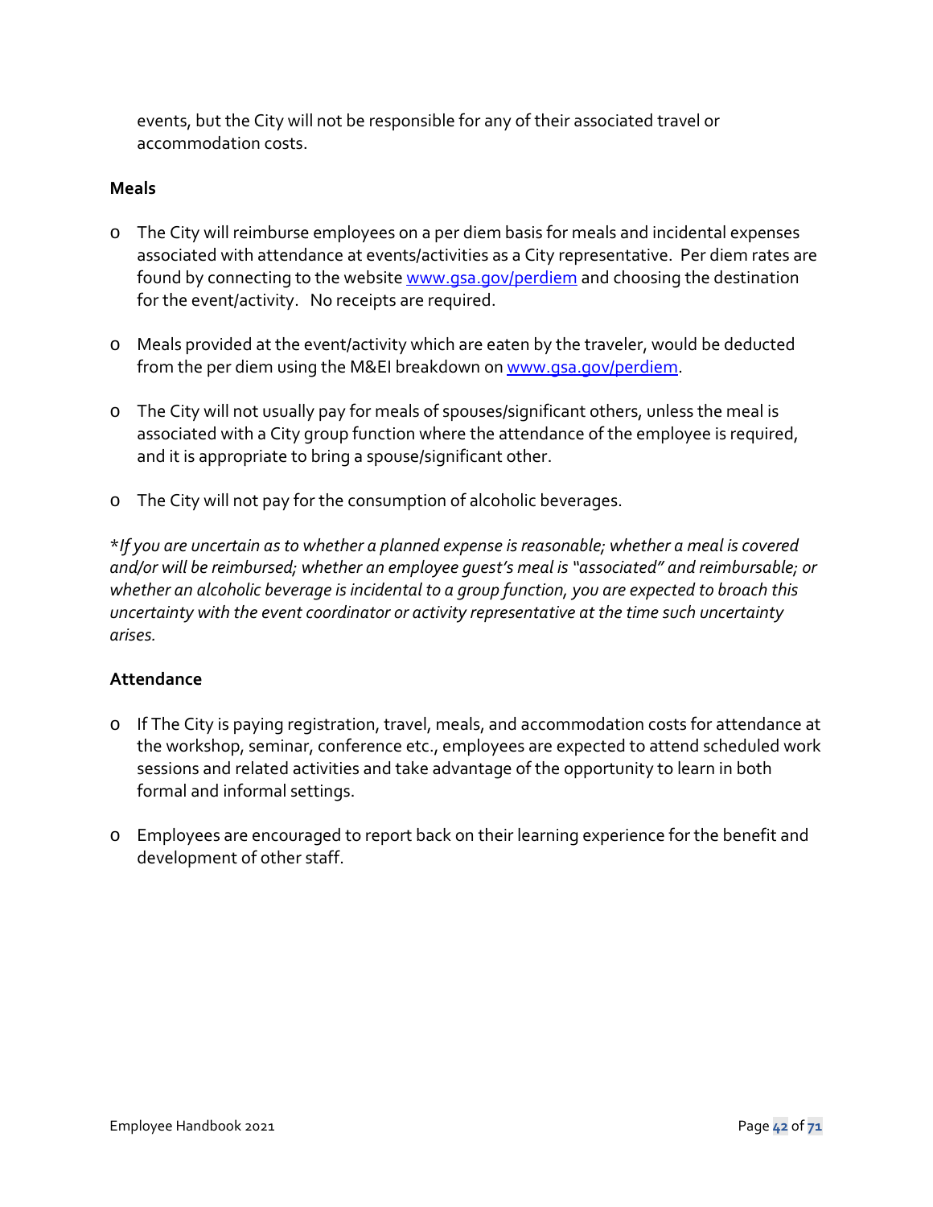events, but the City will not be responsible for any of their associated travel or accommodation costs.

**Meals**

- The City will reimburse employees on a per diem basis for meals and incidental expenses associated with attendance at events/activities as a City representative. Per diem rates are found by connecting to the website [www.gsa.gov/perdiem](http://www.gsa.gov/perdiem) and choosing the destination for the event/activity. No receipts are required.

- Meals provided at the event/activity which are eaten by the traveler, would be deducted from the per diem using the M&EI breakdown on [www.gsa.gov/perdiem](http://www.gsa.gov/perdiem).

- The City will not usually pay for meals of spouses/significant others, unless the meal is associated with a City group function where the attendance of the employee is required, and it is appropriate to bring a spouse/significant other.

- The City will not pay for the consumption of alcoholic beverages.

**If you are uncertain as to whether a planned expense is reasonable; whether a meal is covered and/or will be reimbursed; whether an employee guest's meal is "associated" and reimbursable; or whether an alcoholic beverage is incidental to a group function, you are expected to broach this uncertainty with the event coordinator or activity representative at the time such uncertainty arises.*

**Attendance**

- If The City is paying registration, travel, meals, and accommodation costs for attendance at the workshop, seminar, conference etc., employees are expected to attend scheduled work sessions and related activities and take advantage of the opportunity to learn in both formal and informal settings.

- Employees are encouraged to report back on their learning experience for the benefit and development of other staff.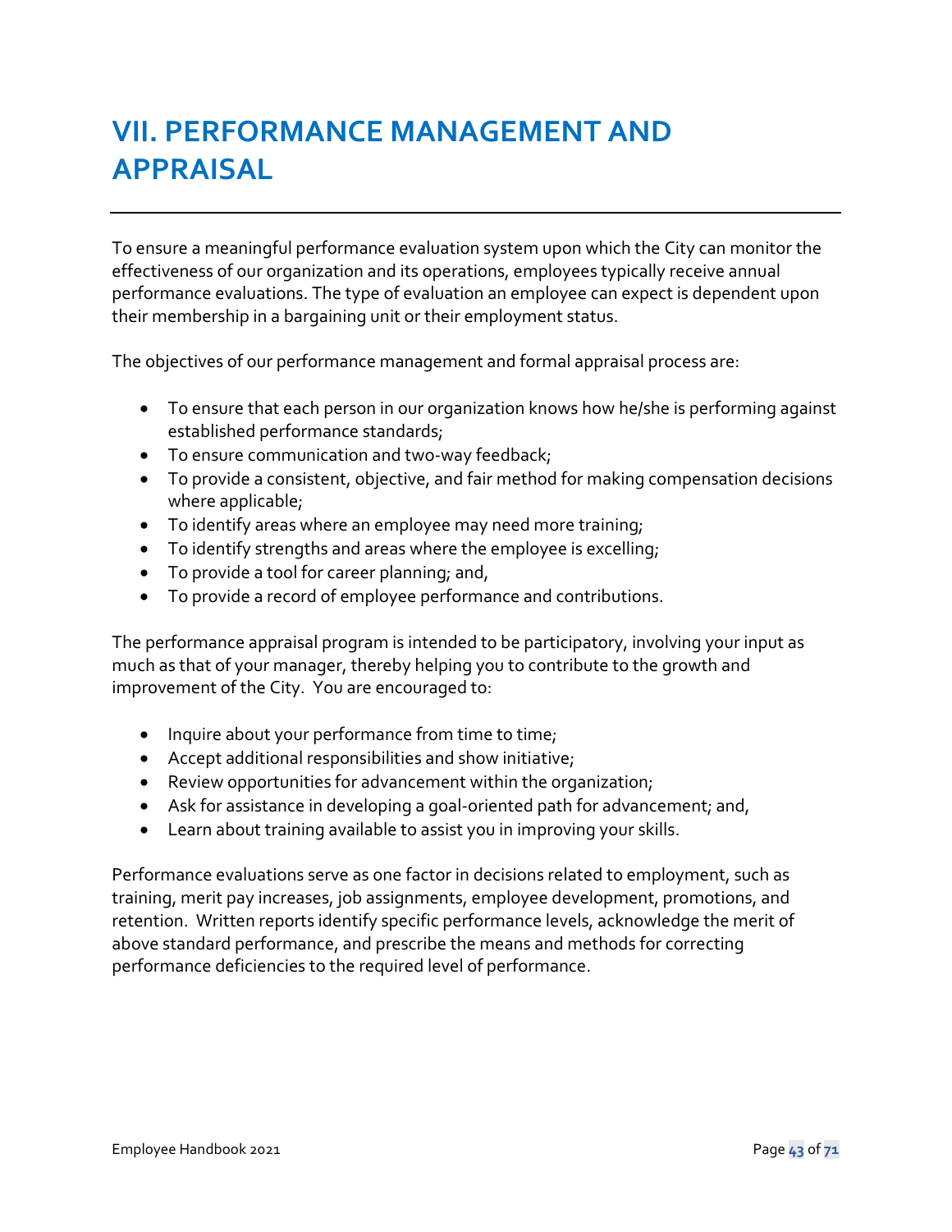# VII. PERFORMANCE MANAGEMENT AND APPRAISAL

To ensure a meaningful performance evaluation system upon which the City can monitor the effectiveness of our organization and its operations, employees typically receive annual performance evaluations. The type of evaluation an employee can expect is dependent upon their membership in a bargaining unit or their employment status.

The objectives of our performance management and formal appraisal process are:

- To ensure that each person in our organization knows how he/she is performing against established performance standards;
- To ensure communication and two-way feedback;
- To provide a consistent, objective, and fair method for making compensation decisions where applicable;
- To identify areas where an employee may need more training;
- To identify strengths and areas where the employee is excelling;
- To provide a tool for career planning; and,
- To provide a record of employee performance and contributions.

The performance appraisal program is intended to be participatory, involving your input as much as that of your manager, thereby helping you to contribute to the growth and improvement of the City. You are encouraged to:

- Inquire about your performance from time to time;
- Accept additional responsibilities and show initiative;
- Review opportunities for advancement within the organization;
- Ask for assistance in developing a goal-oriented path for advancement; and,
- Learn about training available to assist you in improving your skills.

Performance evaluations serve as one factor in decisions related to employment, such as training, merit pay increases, job assignments, employee development, promotions, and retention. Written reports identify specific performance levels, acknowledge the merit of above standard performance, and prescribe the means and methods for correcting performance deficiencies to the required level of performance.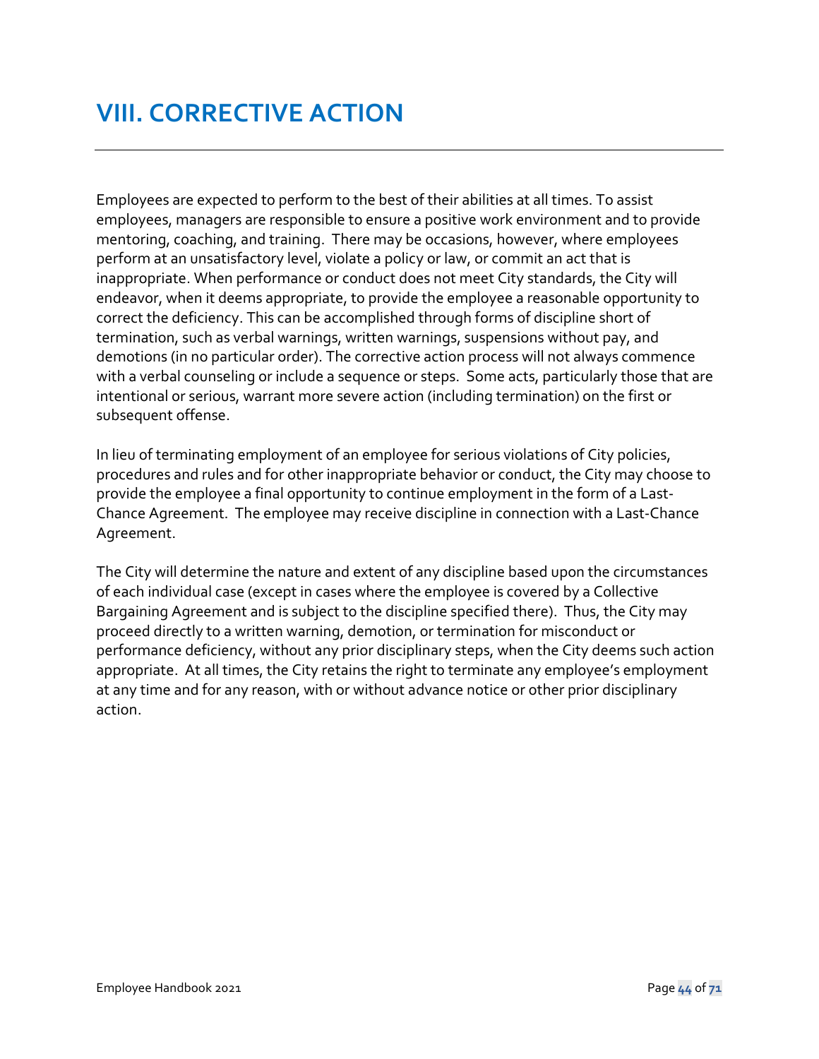# VIII. CORRECTIVE ACTION

Employees are expected to perform to the best of their abilities at all times. To assist employees, managers are responsible to ensure a positive work environment and to provide mentoring, coaching, and training. There may be occasions, however, where employees perform at an unsatisfactory level, violate a policy or law, or commit an act that is inappropriate. When performance or conduct does not meet City standards, the City will endeavor, when it deems appropriate, to provide the employee a reasonable opportunity to correct the deficiency. This can be accomplished through forms of discipline short of termination, such as verbal warnings, written warnings, suspensions without pay, and demotions (in no particular order). The corrective action process will not always commence with a verbal counseling or include a sequence or steps. Some acts, particularly those that are intentional or serious, warrant more severe action (including termination) on the first or subsequent offense.

In lieu of terminating employment of an employee for serious violations of City policies, procedures and rules and for other inappropriate behavior or conduct, the City may choose to provide the employee a final opportunity to continue employment in the form of a Last-Chance Agreement. The employee may receive discipline in connection with a Last-Chance Agreement.

The City will determine the nature and extent of any discipline based upon the circumstances of each individual case (except in cases where the employee is covered by a Collective Bargaining Agreement and is subject to the discipline specified there). Thus, the City may proceed directly to a written warning, demotion, or termination for misconduct or performance deficiency, without any prior disciplinary steps, when the City deems such action appropriate. At all times, the City retains the right to terminate any employee's employment at any time and for any reason, with or without advance notice or other prior disciplinary action.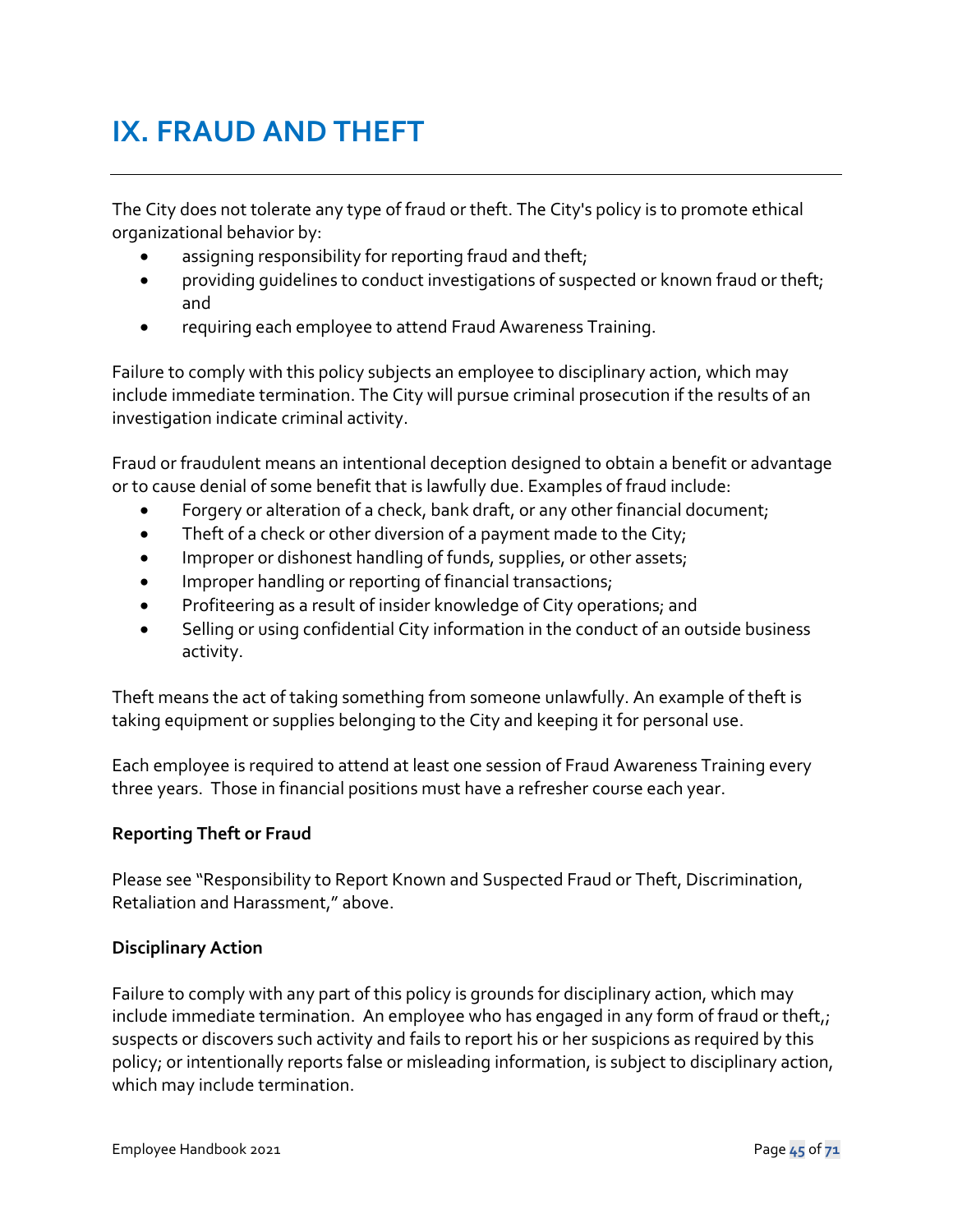# IX. FRAUD AND THEFT

The City does not tolerate any type of fraud or theft. The City's policy is to promote ethical organizational behavior by:

- assigning responsibility for reporting fraud and theft;
- providing guidelines to conduct investigations of suspected or known fraud or theft; and
- requiring each employee to attend Fraud Awareness Training.

Failure to comply with this policy subjects an employee to disciplinary action, which may include immediate termination. The City will pursue criminal prosecution if the results of an investigation indicate criminal activity.

Fraud or fraudulent means an intentional deception designed to obtain a benefit or advantage or to cause denial of some benefit that is lawfully due. Examples of fraud include:

- Forgery or alteration of a check, bank draft, or any other financial document;
- Theft of a check or other diversion of a payment made to the City;
- Improper or dishonest handling of funds, supplies, or other assets;
- Improper handling or reporting of financial transactions;
- Profiteering as a result of insider knowledge of City operations; and
- Selling or using confidential City information in the conduct of an outside business activity.

Theft means the act of taking something from someone unlawfully. An example of theft is taking equipment or supplies belonging to the City and keeping it for personal use.

Each employee is required to attend at least one session of Fraud Awareness Training every three years. Those in financial positions must have a refresher course each year.

**Reporting Theft or Fraud**

Please see "Responsibility to Report Known and Suspected Fraud or Theft, Discrimination, Retaliation and Harassment," above.

**Disciplinary Action**

Failure to comply with any part of this policy is grounds for disciplinary action, which may include immediate termination. An employee who has engaged in any form of fraud or theft,; suspects or discovers such activity and fails to report his or her suspicions as required by this policy; or intentionally reports false or misleading information, is subject to disciplinary action, which may include termination.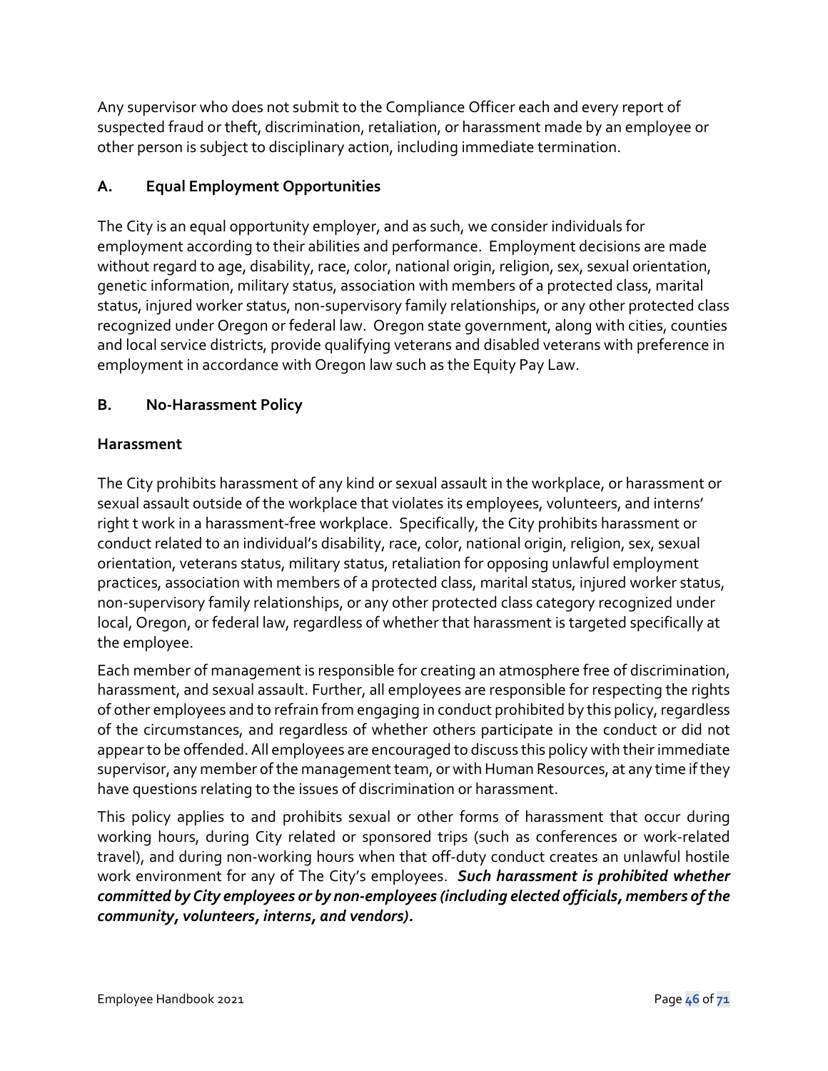Any supervisor who does not submit to the Compliance Officer each and every report of suspected fraud or theft, discrimination, retaliation, or harassment made by an employee or other person is subject to disciplinary action, including immediate termination.

### A. Equal Employment Opportunities

The City is an equal opportunity employer, and as such, we consider individuals for employment according to their abilities and performance. Employment decisions are made without regard to age, disability, race, color, national origin, religion, sex, sexual orientation, genetic information, military status, association with members of a protected class, marital status, injured worker status, non-supervisory family relationships, or any other protected class recognized under Oregon or federal law. Oregon state government, along with cities, counties and local service districts, provide qualifying veterans and disabled veterans with preference in employment in accordance with Oregon law such as the Equity Pay Law.

### B. No-Harassment Policy

#### Harassment

The City prohibits harassment of any kind or sexual assault in the workplace, or harassment or sexual assault outside of the workplace that violates its employees, volunteers, and interns' right t work in a harassment-free workplace. Specifically, the City prohibits harassment or conduct related to an individual's disability, race, color, national origin, religion, sex, sexual orientation, veterans status, military status, retaliation for opposing unlawful employment practices, association with members of a protected class, marital status, injured worker status, non-supervisory family relationships, or any other protected class category recognized under local, Oregon, or federal law, regardless of whether that harassment is targeted specifically at the employee.

Each member of management is responsible for creating an atmosphere free of discrimination, harassment, and sexual assault. Further, all employees are responsible for respecting the rights of other employees and to refrain from engaging in conduct prohibited by this policy, regardless of the circumstances, and regardless of whether others participate in the conduct or did not appear to be offended. All employees are encouraged to discuss this policy with their immediate supervisor, any member of the management team, or with Human Resources, at any time if they have questions relating to the issues of discrimination or harassment.

This policy applies to and prohibits sexual or other forms of harassment that occur during working hours, during City related or sponsored trips (such as conferences or work-related travel), and during non-working hours when that off-duty conduct creates an unlawful hostile work environment for any of The City's employees. ***Such harassment is prohibited whether committed by City employees or by non-employees (including elected officials, members of the community, volunteers, interns, and vendors).***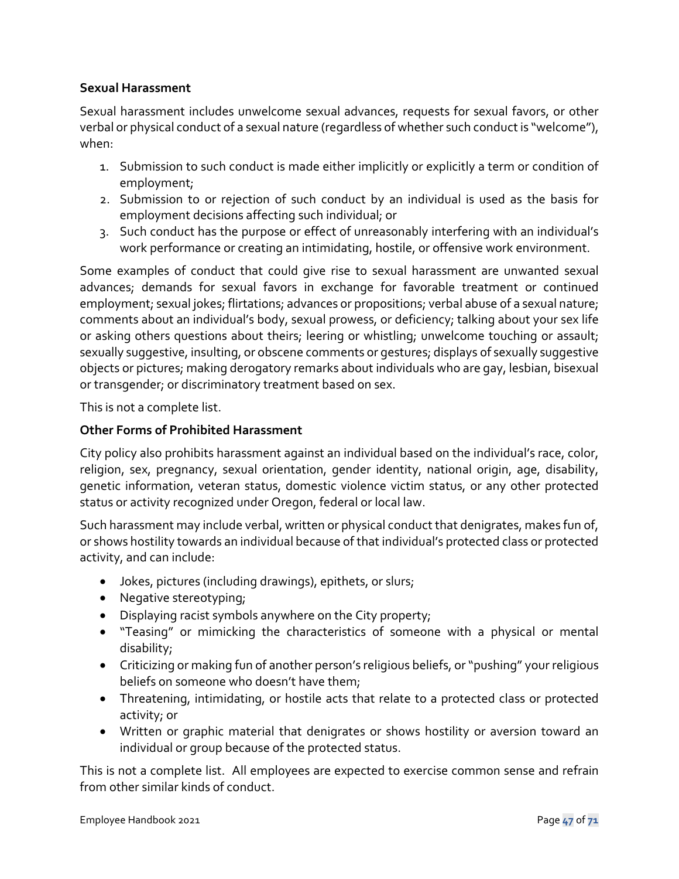### Sexual Harassment

Sexual harassment includes unwelcome sexual advances, requests for sexual favors, or other verbal or physical conduct of a sexual nature (regardless of whether such conduct is "welcome"), when:

1. Submission to such conduct is made either implicitly or explicitly a term or condition of employment;
2. Submission to or rejection of such conduct by an individual is used as the basis for employment decisions affecting such individual; or
3. Such conduct has the purpose or effect of unreasonably interfering with an individual's work performance or creating an intimidating, hostile, or offensive work environment.

Some examples of conduct that could give rise to sexual harassment are unwanted sexual advances; demands for sexual favors in exchange for favorable treatment or continued employment; sexual jokes; flirtations; advances or propositions; verbal abuse of a sexual nature; comments about an individual's body, sexual prowess, or deficiency; talking about your sex life or asking others questions about theirs; leering or whistling; unwelcome touching or assault; sexually suggestive, insulting, or obscene comments or gestures; displays of sexually suggestive objects or pictures; making derogatory remarks about individuals who are gay, lesbian, bisexual or transgender; or discriminatory treatment based on sex.

This is not a complete list.

### Other Forms of Prohibited Harassment

City policy also prohibits harassment against an individual based on the individual's race, color, religion, sex, pregnancy, sexual orientation, gender identity, national origin, age, disability, genetic information, veteran status, domestic violence victim status, or any other protected status or activity recognized under Oregon, federal or local law.

Such harassment may include verbal, written or physical conduct that denigrates, makes fun of, or shows hostility towards an individual because of that individual's protected class or protected activity, and can include:

- Jokes, pictures (including drawings), epithets, or slurs;
- Negative stereotyping;
- Displaying racist symbols anywhere on the City property;
- "Teasing" or mimicking the characteristics of someone with a physical or mental disability;
- Criticizing or making fun of another person's religious beliefs, or "pushing" your religious beliefs on someone who doesn't have them;
- Threatening, intimidating, or hostile acts that relate to a protected class or protected activity; or
- Written or graphic material that denigrates or shows hostility or aversion toward an individual or group because of the protected status.

This is not a complete list. All employees are expected to exercise common sense and refrain from other similar kinds of conduct.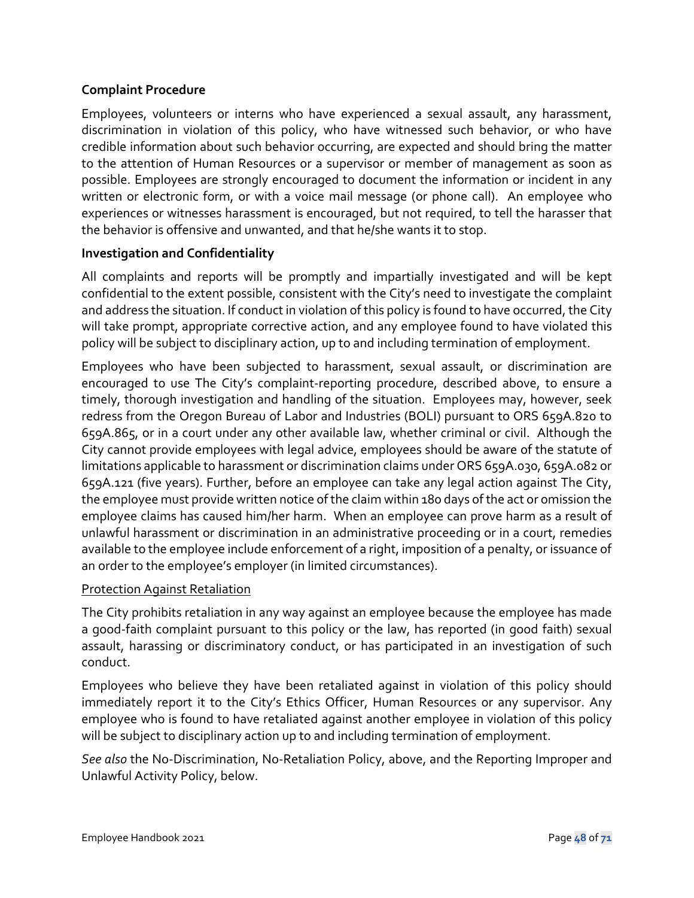**Complaint Procedure**

Employees, volunteers or interns who have experienced a sexual assault, any harassment, discrimination in violation of this policy, who have witnessed such behavior, or who have credible information about such behavior occurring, are expected and should bring the matter to the attention of Human Resources or a supervisor or member of management as soon as possible. Employees are strongly encouraged to document the information or incident in any written or electronic form, or with a voice mail message (or phone call). An employee who experiences or witnesses harassment is encouraged, but not required, to tell the harasser that the behavior is offensive and unwanted, and that he/she wants it to stop.

**Investigation and Confidentiality**

All complaints and reports will be promptly and impartially investigated and will be kept confidential to the extent possible, consistent with the City's need to investigate the complaint and address the situation. If conduct in violation of this policy is found to have occurred, the City will take prompt, appropriate corrective action, and any employee found to have violated this policy will be subject to disciplinary action, up to and including termination of employment.

Employees who have been subjected to harassment, sexual assault, or discrimination are encouraged to use The City's complaint-reporting procedure, described above, to ensure a timely, thorough investigation and handling of the situation. Employees may, however, seek redress from the Oregon Bureau of Labor and Industries (BOLI) pursuant to ORS 659A.820 to 659A.865, or in a court under any other available law, whether criminal or civil. Although the City cannot provide employees with legal advice, employees should be aware of the statute of limitations applicable to harassment or discrimination claims under ORS 659A.030, 659A.082 or 659A.121 (five years). Further, before an employee can take any legal action against The City, the employee must provide written notice of the claim within 180 days of the act or omission the employee claims has caused him/her harm. When an employee can prove harm as a result of unlawful harassment or discrimination in an administrative proceeding or in a court, remedies available to the employee include enforcement of a right, imposition of a penalty, or issuance of an order to the employee's employer (in limited circumstances).

Protection Against Retaliation

The City prohibits retaliation in any way against an employee because the employee has made a good-faith complaint pursuant to this policy or the law, has reported (in good faith) sexual assault, harassing or discriminatory conduct, or has participated in an investigation of such conduct.

Employees who believe they have been retaliated against in violation of this policy should immediately report it to the City's Ethics Officer, Human Resources or any supervisor. Any employee who is found to have retaliated against another employee in violation of this policy will be subject to disciplinary action up to and including termination of employment.

*See also* the No-Discrimination, No-Retaliation Policy, above, and the Reporting Improper and Unlawful Activity Policy, below.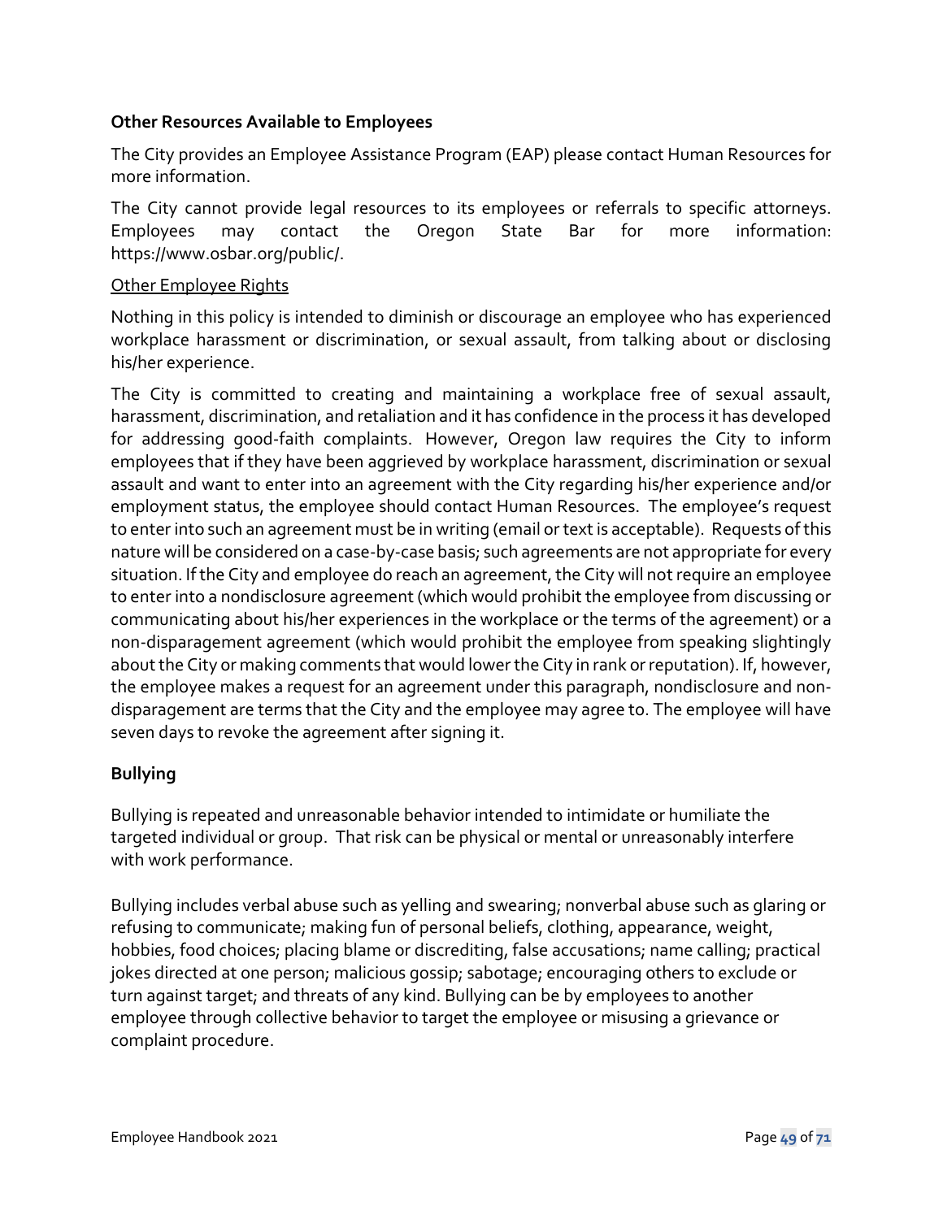**Other Resources Available to Employees**

The City provides an Employee Assistance Program (EAP) please contact Human Resources for more information.

The City cannot provide legal resources to its employees or referrals to specific attorneys. Employees may contact the Oregon State Bar for more information: https://www.osbar.org/public/.

Other Employee Rights

Nothing in this policy is intended to diminish or discourage an employee who has experienced workplace harassment or discrimination, or sexual assault, from talking about or disclosing his/her experience.

The City is committed to creating and maintaining a workplace free of sexual assault, harassment, discrimination, and retaliation and it has confidence in the process it has developed for addressing good-faith complaints. However, Oregon law requires the City to inform employees that if they have been aggrieved by workplace harassment, discrimination or sexual assault and want to enter into an agreement with the City regarding his/her experience and/or employment status, the employee should contact Human Resources. The employee's request to enter into such an agreement must be in writing (email or text is acceptable). Requests of this nature will be considered on a case-by-case basis; such agreements are not appropriate for every situation. If the City and employee do reach an agreement, the City will not require an employee to enter into a nondisclosure agreement (which would prohibit the employee from discussing or communicating about his/her experiences in the workplace or the terms of the agreement) or a non-disparagement agreement (which would prohibit the employee from speaking slightingly about the City or making comments that would lower the City in rank or reputation). If, however, the employee makes a request for an agreement under this paragraph, nondisclosure and non-disparagement are terms that the City and the employee may agree to. The employee will have seven days to revoke the agreement after signing it.

**Bullying**

Bullying is repeated and unreasonable behavior intended to intimidate or humiliate the targeted individual or group. That risk can be physical or mental or unreasonably interfere with work performance.

Bullying includes verbal abuse such as yelling and swearing; nonverbal abuse such as glaring or refusing to communicate; making fun of personal beliefs, clothing, appearance, weight, hobbies, food choices; placing blame or discrediting, false accusations; name calling; practical jokes directed at one person; malicious gossip; sabotage; encouraging others to exclude or turn against target; and threats of any kind. Bullying can be by employees to another employee through collective behavior to target the employee or misusing a grievance or complaint procedure.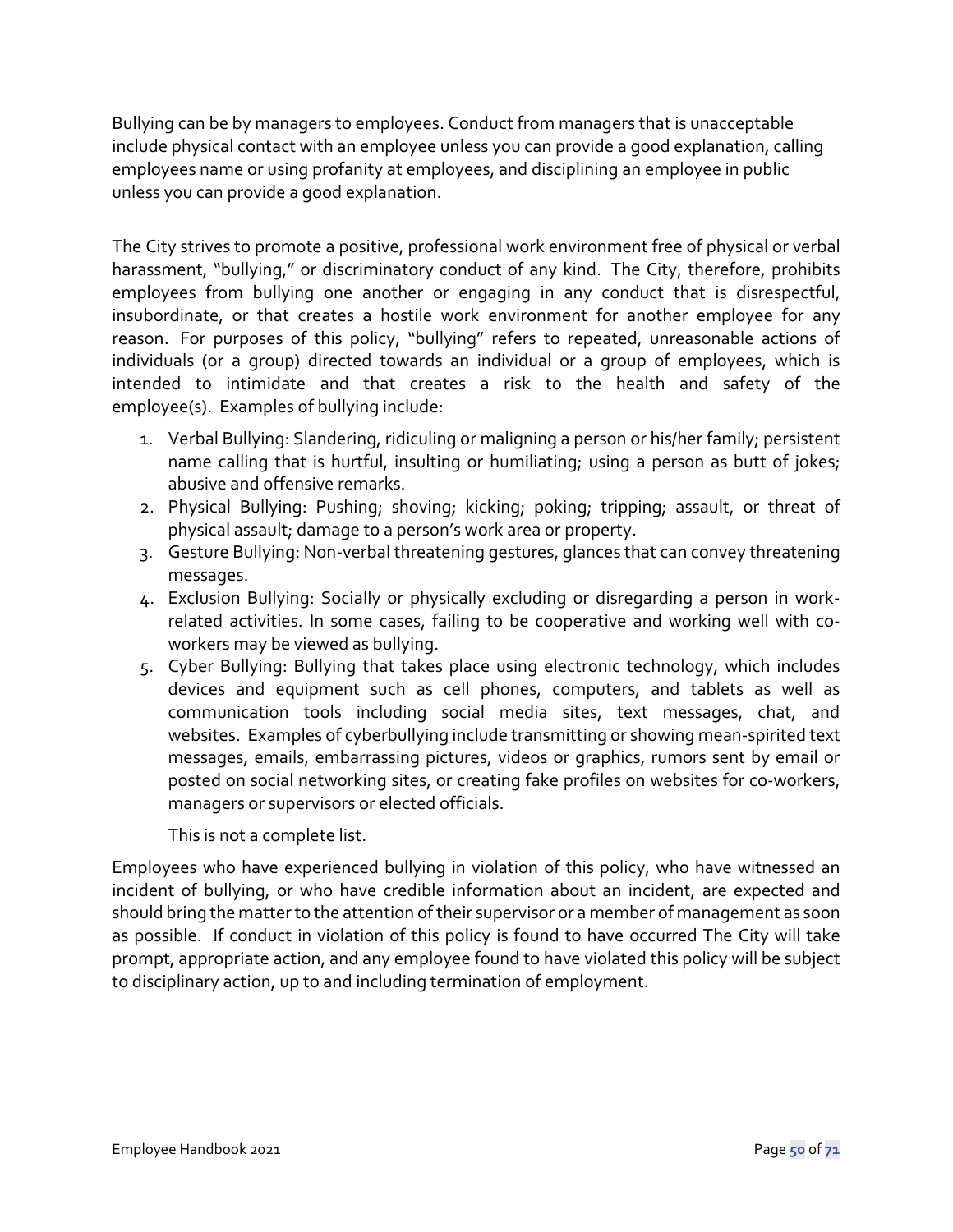Bullying can be by managers to employees. Conduct from managers that is unacceptable include physical contact with an employee unless you can provide a good explanation, calling employees name or using profanity at employees, and disciplining an employee in public unless you can provide a good explanation.

The City strives to promote a positive, professional work environment free of physical or verbal harassment, "bullying," or discriminatory conduct of any kind. The City, therefore, prohibits employees from bullying one another or engaging in any conduct that is disrespectful, insubordinate, or that creates a hostile work environment for another employee for any reason. For purposes of this policy, "bullying" refers to repeated, unreasonable actions of individuals (or a group) directed towards an individual or a group of employees, which is intended to intimidate and that creates a risk to the health and safety of the employee(s). Examples of bullying include:

1. Verbal Bullying: Slandering, ridiculing or maligning a person or his/her family; persistent name calling that is hurtful, insulting or humiliating; using a person as butt of jokes; abusive and offensive remarks.
2. Physical Bullying: Pushing; shoving; kicking; poking; tripping; assault, or threat of physical assault; damage to a person's work area or property.
3. Gesture Bullying: Non-verbal threatening gestures, glances that can convey threatening messages.
4. Exclusion Bullying: Socially or physically excluding or disregarding a person in work-related activities. In some cases, failing to be cooperative and working well with co-workers may be viewed as bullying.
5. Cyber Bullying: Bullying that takes place using electronic technology, which includes devices and equipment such as cell phones, computers, and tablets as well as communication tools including social media sites, text messages, chat, and websites. Examples of cyberbullying include transmitting or showing mean-spirited text messages, emails, embarrassing pictures, videos or graphics, rumors sent by email or posted on social networking sites, or creating fake profiles on websites for co-workers, managers or supervisors or elected officials.

   This is not a complete list.

Employees who have experienced bullying in violation of this policy, who have witnessed an incident of bullying, or who have credible information about an incident, are expected and should bring the matter to the attention of their supervisor or a member of management as soon as possible. If conduct in violation of this policy is found to have occurred The City will take prompt, appropriate action, and any employee found to have violated this policy will be subject to disciplinary action, up to and including termination of employment.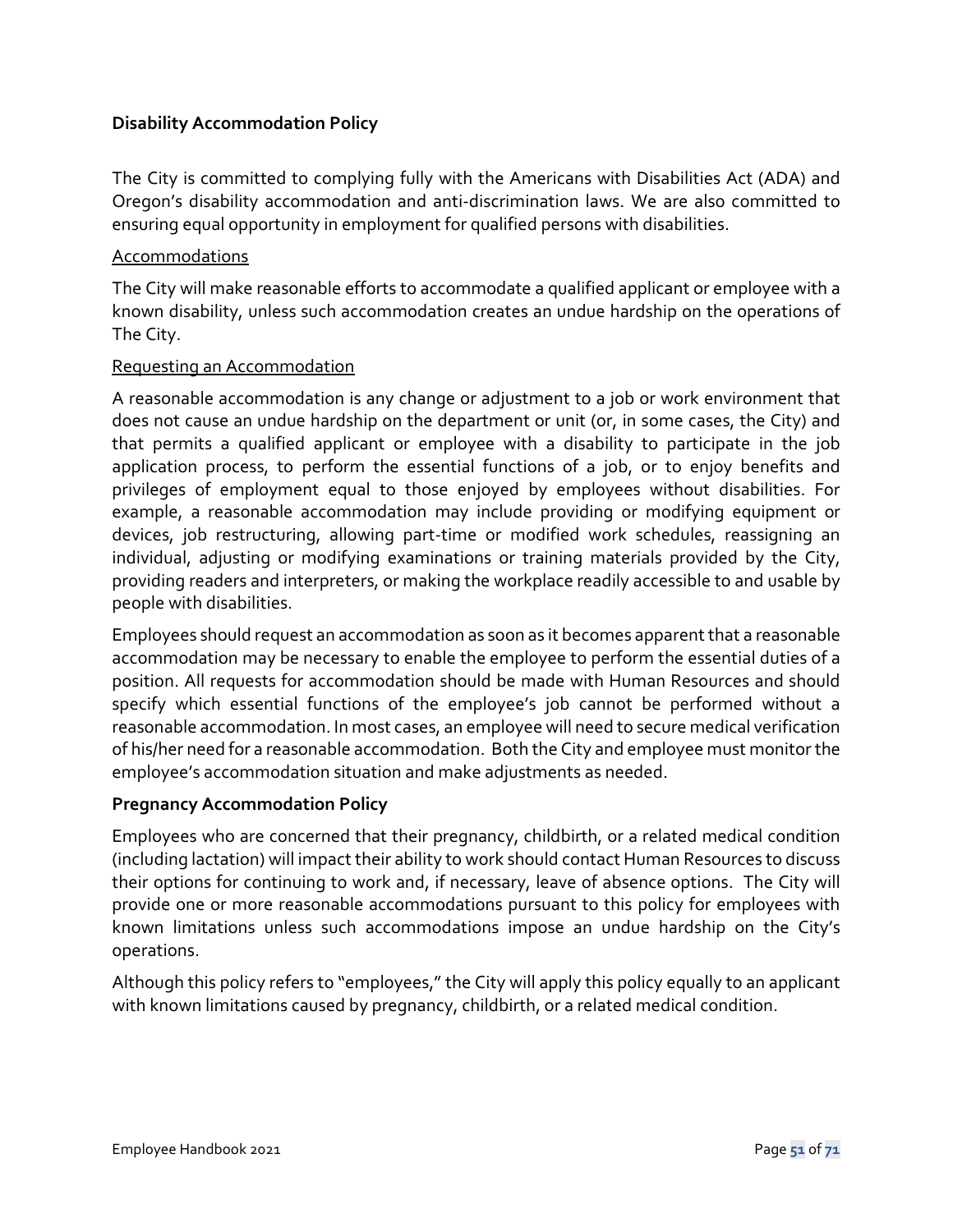## Disability Accommodation Policy

The City is committed to complying fully with the Americans with Disabilities Act (ADA) and Oregon's disability accommodation and anti-discrimination laws. We are also committed to ensuring equal opportunity in employment for qualified persons with disabilities.

### Accommodations

The City will make reasonable efforts to accommodate a qualified applicant or employee with a known disability, unless such accommodation creates an undue hardship on the operations of The City.

### Requesting an Accommodation

A reasonable accommodation is any change or adjustment to a job or work environment that does not cause an undue hardship on the department or unit (or, in some cases, the City) and that permits a qualified applicant or employee with a disability to participate in the job application process, to perform the essential functions of a job, or to enjoy benefits and privileges of employment equal to those enjoyed by employees without disabilities. For example, a reasonable accommodation may include providing or modifying equipment or devices, job restructuring, allowing part-time or modified work schedules, reassigning an individual, adjusting or modifying examinations or training materials provided by the City, providing readers and interpreters, or making the workplace readily accessible to and usable by people with disabilities.

Employees should request an accommodation as soon as it becomes apparent that a reasonable accommodation may be necessary to enable the employee to perform the essential duties of a position. All requests for accommodation should be made with Human Resources and should specify which essential functions of the employee's job cannot be performed without a reasonable accommodation. In most cases, an employee will need to secure medical verification of his/her need for a reasonable accommodation. Both the City and employee must monitor the employee's accommodation situation and make adjustments as needed.

## Pregnancy Accommodation Policy

Employees who are concerned that their pregnancy, childbirth, or a related medical condition (including lactation) will impact their ability to work should contact Human Resources to discuss their options for continuing to work and, if necessary, leave of absence options. The City will provide one or more reasonable accommodations pursuant to this policy for employees with known limitations unless such accommodations impose an undue hardship on the City's operations.

Although this policy refers to "employees," the City will apply this policy equally to an applicant with known limitations caused by pregnancy, childbirth, or a related medical condition.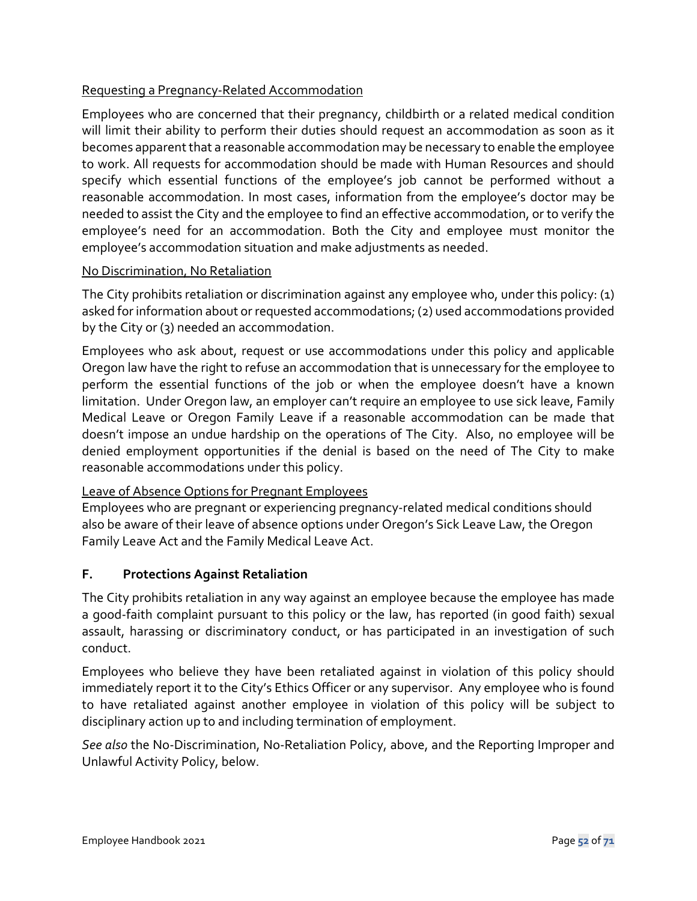Requesting a Pregnancy-Related Accommodation

Employees who are concerned that their pregnancy, childbirth or a related medical condition will limit their ability to perform their duties should request an accommodation as soon as it becomes apparent that a reasonable accommodation may be necessary to enable the employee to work. All requests for accommodation should be made with Human Resources and should specify which essential functions of the employee's job cannot be performed without a reasonable accommodation. In most cases, information from the employee's doctor may be needed to assist the City and the employee to find an effective accommodation, or to verify the employee's need for an accommodation. Both the City and employee must monitor the employee's accommodation situation and make adjustments as needed.

No Discrimination, No Retaliation

The City prohibits retaliation or discrimination against any employee who, under this policy: (1) asked for information about or requested accommodations; (2) used accommodations provided by the City or (3) needed an accommodation.

Employees who ask about, request or use accommodations under this policy and applicable Oregon law have the right to refuse an accommodation that is unnecessary for the employee to perform the essential functions of the job or when the employee doesn't have a known limitation. Under Oregon law, an employer can't require an employee to use sick leave, Family Medical Leave or Oregon Family Leave if a reasonable accommodation can be made that doesn't impose an undue hardship on the operations of The City. Also, no employee will be denied employment opportunities if the denial is based on the need of The City to make reasonable accommodations under this policy.

Leave of Absence Options for Pregnant Employees

Employees who are pregnant or experiencing pregnancy-related medical conditions should also be aware of their leave of absence options under Oregon's Sick Leave Law, the Oregon Family Leave Act and the Family Medical Leave Act.

### F. Protections Against Retaliation

The City prohibits retaliation in any way against an employee because the employee has made a good-faith complaint pursuant to this policy or the law, has reported (in good faith) sexual assault, harassing or discriminatory conduct, or has participated in an investigation of such conduct.

Employees who believe they have been retaliated against in violation of this policy should immediately report it to the City's Ethics Officer or any supervisor. Any employee who is found to have retaliated against another employee in violation of this policy will be subject to disciplinary action up to and including termination of employment.

*See also* the No-Discrimination, No-Retaliation Policy, above, and the Reporting Improper and Unlawful Activity Policy, below.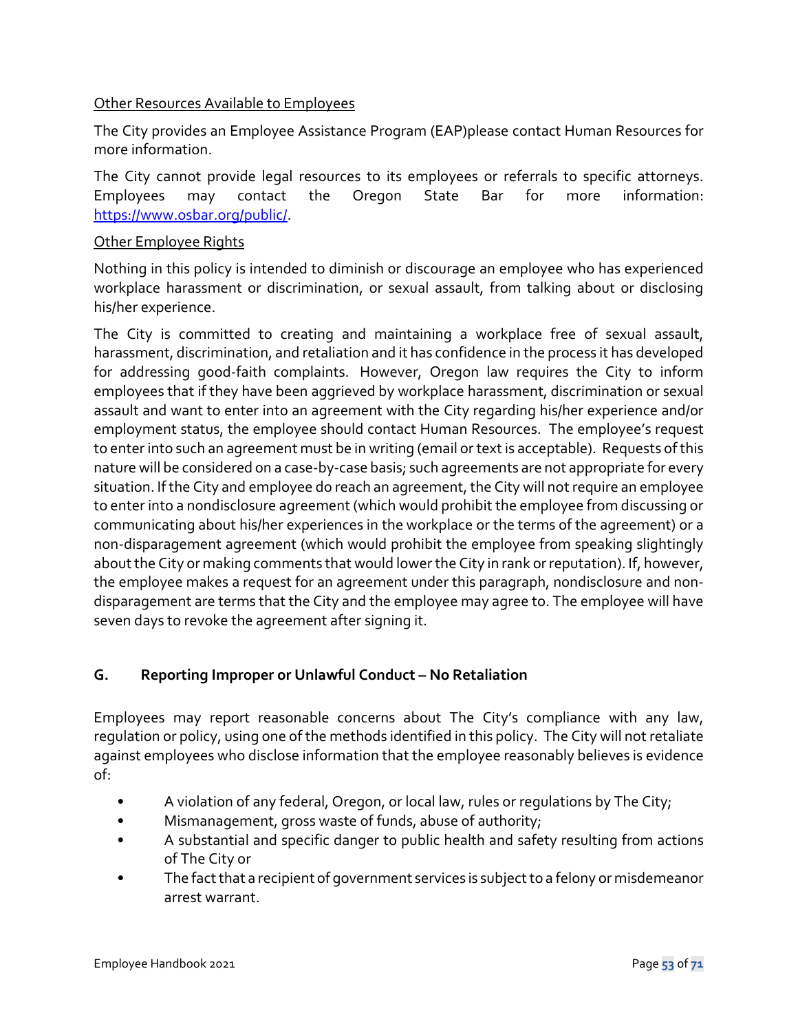Other Resources Available to Employees

The City provides an Employee Assistance Program (EAP)please contact Human Resources for more information.

The City cannot provide legal resources to its employees or referrals to specific attorneys. Employees may contact the Oregon State Bar for more information: https://www.osbar.org/public/.

Other Employee Rights

Nothing in this policy is intended to diminish or discourage an employee who has experienced workplace harassment or discrimination, or sexual assault, from talking about or disclosing his/her experience.

The City is committed to creating and maintaining a workplace free of sexual assault, harassment, discrimination, and retaliation and it has confidence in the process it has developed for addressing good-faith complaints. However, Oregon law requires the City to inform employees that if they have been aggrieved by workplace harassment, discrimination or sexual assault and want to enter into an agreement with the City regarding his/her experience and/or employment status, the employee should contact Human Resources. The employee's request to enter into such an agreement must be in writing (email or text is acceptable). Requests of this nature will be considered on a case-by-case basis; such agreements are not appropriate for every situation. If the City and employee do reach an agreement, the City will not require an employee to enter into a nondisclosure agreement (which would prohibit the employee from discussing or communicating about his/her experiences in the workplace or the terms of the agreement) or a non-disparagement agreement (which would prohibit the employee from speaking slightingly about the City or making comments that would lower the City in rank or reputation). If, however, the employee makes a request for an agreement under this paragraph, nondisclosure and non-disparagement are terms that the City and the employee may agree to. The employee will have seven days to revoke the agreement after signing it.

### G. Reporting Improper or Unlawful Conduct – No Retaliation

Employees may report reasonable concerns about The City's compliance with any law, regulation or policy, using one of the methods identified in this policy. The City will not retaliate against employees who disclose information that the employee reasonably believes is evidence of:

- A violation of any federal, Oregon, or local law, rules or regulations by The City;
- Mismanagement, gross waste of funds, abuse of authority;
- A substantial and specific danger to public health and safety resulting from actions of The City or
- The fact that a recipient of government services is subject to a felony or misdemeanor arrest warrant.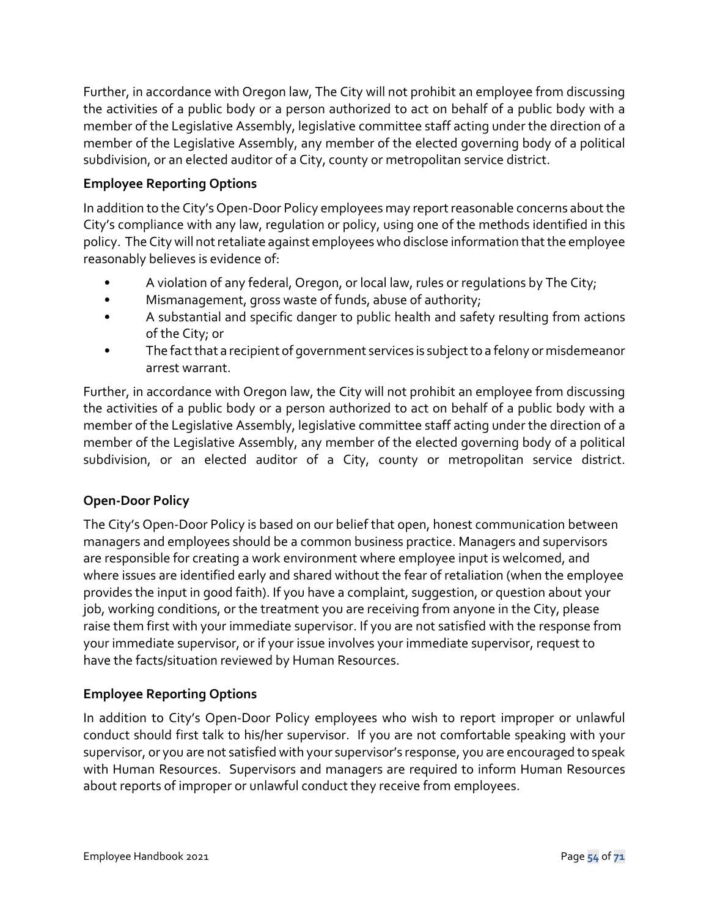Further, in accordance with Oregon law, The City will not prohibit an employee from discussing the activities of a public body or a person authorized to act on behalf of a public body with a member of the Legislative Assembly, legislative committee staff acting under the direction of a member of the Legislative Assembly, any member of the elected governing body of a political subdivision, or an elected auditor of a City, county or metropolitan service district.

**Employee Reporting Options**

In addition to the City's Open-Door Policy employees may report reasonable concerns about the City's compliance with any law, regulation or policy, using one of the methods identified in this policy. The City will not retaliate against employees who disclose information that the employee reasonably believes is evidence of:

- A violation of any federal, Oregon, or local law, rules or regulations by The City;
- Mismanagement, gross waste of funds, abuse of authority;
- A substantial and specific danger to public health and safety resulting from actions of the City; or
- The fact that a recipient of government services is subject to a felony or misdemeanor arrest warrant.

Further, in accordance with Oregon law, the City will not prohibit an employee from discussing the activities of a public body or a person authorized to act on behalf of a public body with a member of the Legislative Assembly, legislative committee staff acting under the direction of a member of the Legislative Assembly, any member of the elected governing body of a political subdivision, or an elected auditor of a City, county or metropolitan service district.

**Open-Door Policy**

The City's Open-Door Policy is based on our belief that open, honest communication between managers and employees should be a common business practice. Managers and supervisors are responsible for creating a work environment where employee input is welcomed, and where issues are identified early and shared without the fear of retaliation (when the employee provides the input in good faith). If you have a complaint, suggestion, or question about your job, working conditions, or the treatment you are receiving from anyone in the City, please raise them first with your immediate supervisor. If you are not satisfied with the response from your immediate supervisor, or if your issue involves your immediate supervisor, request to have the facts/situation reviewed by Human Resources.

**Employee Reporting Options**

In addition to City's Open-Door Policy employees who wish to report improper or unlawful conduct should first talk to his/her supervisor. If you are not comfortable speaking with your supervisor, or you are not satisfied with your supervisor's response, you are encouraged to speak with Human Resources. Supervisors and managers are required to inform Human Resources about reports of improper or unlawful conduct they receive from employees.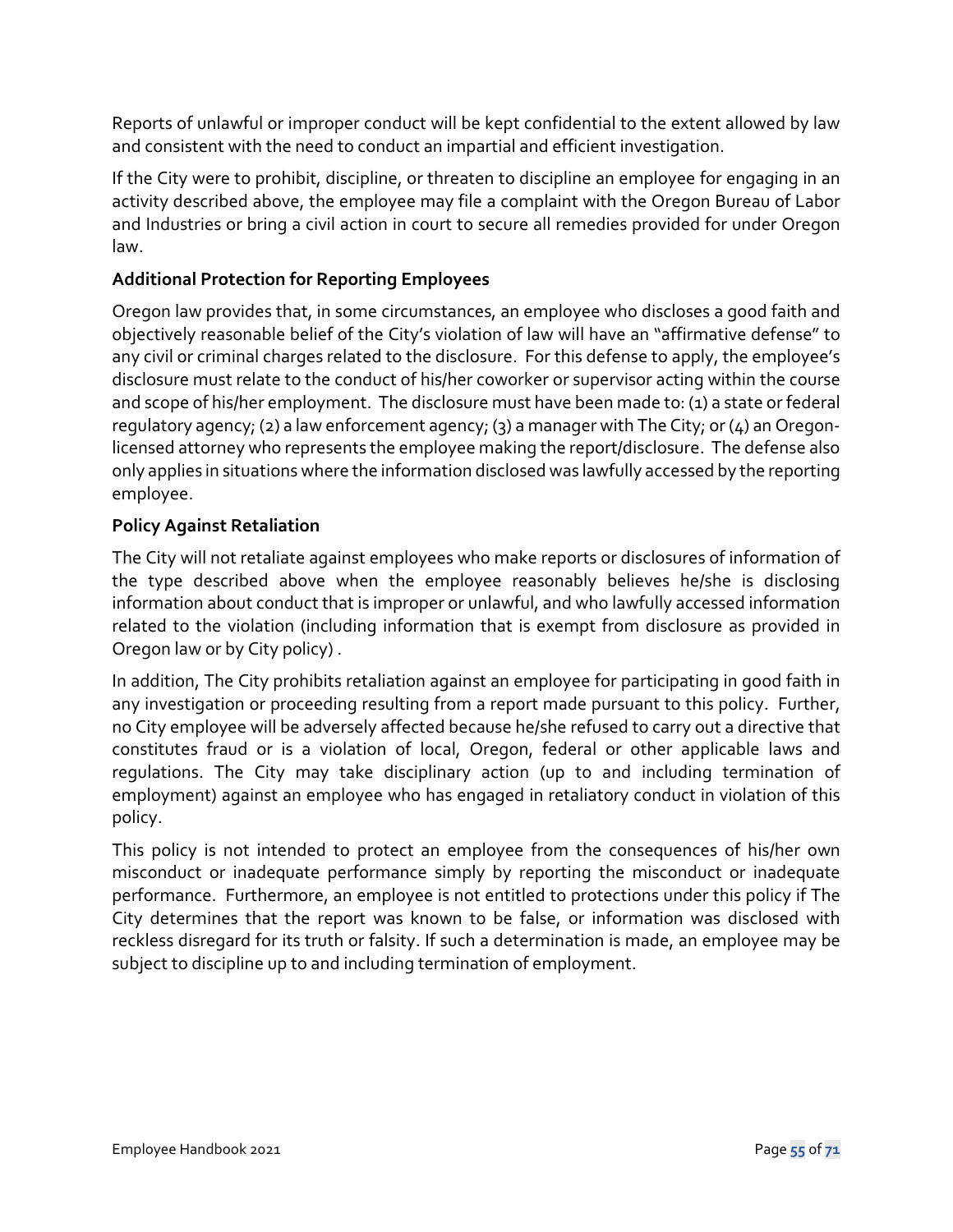Reports of unlawful or improper conduct will be kept confidential to the extent allowed by law and consistent with the need to conduct an impartial and efficient investigation.

If the City were to prohibit, discipline, or threaten to discipline an employee for engaging in an activity described above, the employee may file a complaint with the Oregon Bureau of Labor and Industries or bring a civil action in court to secure all remedies provided for under Oregon law.

**Additional Protection for Reporting Employees**

Oregon law provides that, in some circumstances, an employee who discloses a good faith and objectively reasonable belief of the City's violation of law will have an "affirmative defense" to any civil or criminal charges related to the disclosure. For this defense to apply, the employee's disclosure must relate to the conduct of his/her coworker or supervisor acting within the course and scope of his/her employment. The disclosure must have been made to: (1) a state or federal regulatory agency; (2) a law enforcement agency; (3) a manager with The City; or (4) an Oregon-licensed attorney who represents the employee making the report/disclosure. The defense also only applies in situations where the information disclosed was lawfully accessed by the reporting employee.

**Policy Against Retaliation**

The City will not retaliate against employees who make reports or disclosures of information of the type described above when the employee reasonably believes he/she is disclosing information about conduct that is improper or unlawful, and who lawfully accessed information related to the violation (including information that is exempt from disclosure as provided in Oregon law or by City policy) .

In addition, The City prohibits retaliation against an employee for participating in good faith in any investigation or proceeding resulting from a report made pursuant to this policy. Further, no City employee will be adversely affected because he/she refused to carry out a directive that constitutes fraud or is a violation of local, Oregon, federal or other applicable laws and regulations. The City may take disciplinary action (up to and including termination of employment) against an employee who has engaged in retaliatory conduct in violation of this policy.

This policy is not intended to protect an employee from the consequences of his/her own misconduct or inadequate performance simply by reporting the misconduct or inadequate performance. Furthermore, an employee is not entitled to protections under this policy if The City determines that the report was known to be false, or information was disclosed with reckless disregard for its truth or falsity. If such a determination is made, an employee may be subject to discipline up to and including termination of employment.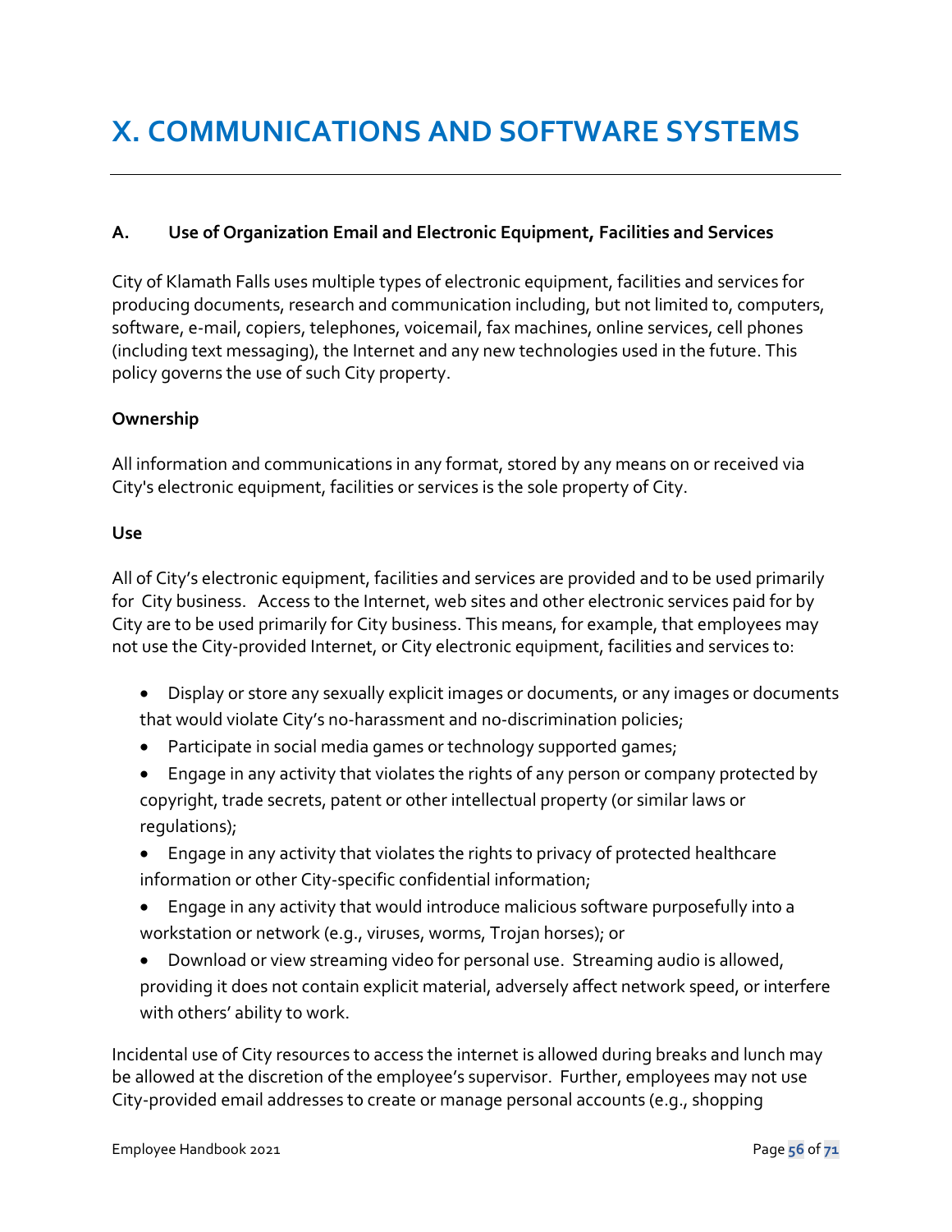# X. COMMUNICATIONS AND SOFTWARE SYSTEMS

**A. Use of Organization Email and Electronic Equipment, Facilities and Services**

City of Klamath Falls uses multiple types of electronic equipment, facilities and services for producing documents, research and communication including, but not limited to, computers, software, e-mail, copiers, telephones, voicemail, fax machines, online services, cell phones (including text messaging), the Internet and any new technologies used in the future. This policy governs the use of such City property.

**Ownership**

All information and communications in any format, stored by any means on or received via City's electronic equipment, facilities or services is the sole property of City.

**Use**

All of City's electronic equipment, facilities and services are provided and to be used primarily for City business. Access to the Internet, web sites and other electronic services paid for by City are to be used primarily for City business. This means, for example, that employees may not use the City-provided Internet, or City electronic equipment, facilities and services to:

- Display or store any sexually explicit images or documents, or any images or documents that would violate City's no-harassment and no-discrimination policies;
- Participate in social media games or technology supported games;
- Engage in any activity that violates the rights of any person or company protected by copyright, trade secrets, patent or other intellectual property (or similar laws or regulations);
- Engage in any activity that violates the rights to privacy of protected healthcare information or other City-specific confidential information;
- Engage in any activity that would introduce malicious software purposefully into a workstation or network (e.g., viruses, worms, Trojan horses); or
- Download or view streaming video for personal use. Streaming audio is allowed, providing it does not contain explicit material, adversely affect network speed, or interfere with others' ability to work.

Incidental use of City resources to access the internet is allowed during breaks and lunch may be allowed at the discretion of the employee's supervisor. Further, employees may not use City-provided email addresses to create or manage personal accounts (e.g., shopping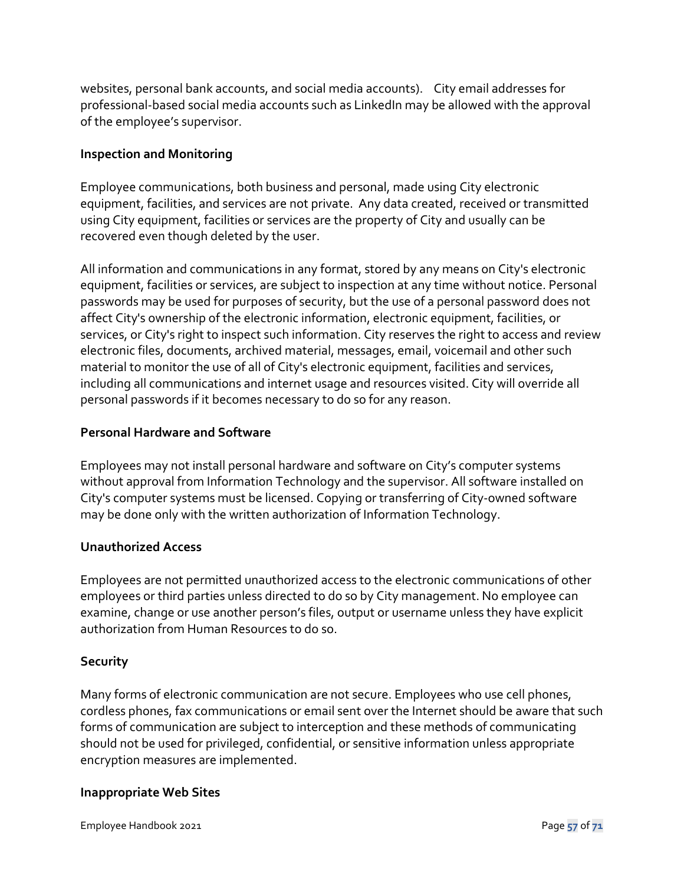websites, personal bank accounts, and social media accounts). City email addresses for professional-based social media accounts such as LinkedIn may be allowed with the approval of the employee's supervisor.

**Inspection and Monitoring**

Employee communications, both business and personal, made using City electronic equipment, facilities, and services are not private. Any data created, received or transmitted using City equipment, facilities or services are the property of City and usually can be recovered even though deleted by the user.

All information and communications in any format, stored by any means on City's electronic equipment, facilities or services, are subject to inspection at any time without notice. Personal passwords may be used for purposes of security, but the use of a personal password does not affect City's ownership of the electronic information, electronic equipment, facilities, or services, or City's right to inspect such information. City reserves the right to access and review electronic files, documents, archived material, messages, email, voicemail and other such material to monitor the use of all of City's electronic equipment, facilities and services, including all communications and internet usage and resources visited. City will override all personal passwords if it becomes necessary to do so for any reason.

**Personal Hardware and Software**

Employees may not install personal hardware and software on City's computer systems without approval from Information Technology and the supervisor. All software installed on City's computer systems must be licensed. Copying or transferring of City-owned software may be done only with the written authorization of Information Technology.

**Unauthorized Access**

Employees are not permitted unauthorized access to the electronic communications of other employees or third parties unless directed to do so by City management. No employee can examine, change or use another person's files, output or username unless they have explicit authorization from Human Resources to do so.

**Security**

Many forms of electronic communication are not secure. Employees who use cell phones, cordless phones, fax communications or email sent over the Internet should be aware that such forms of communication are subject to interception and these methods of communicating should not be used for privileged, confidential, or sensitive information unless appropriate encryption measures are implemented.

**Inappropriate Web Sites**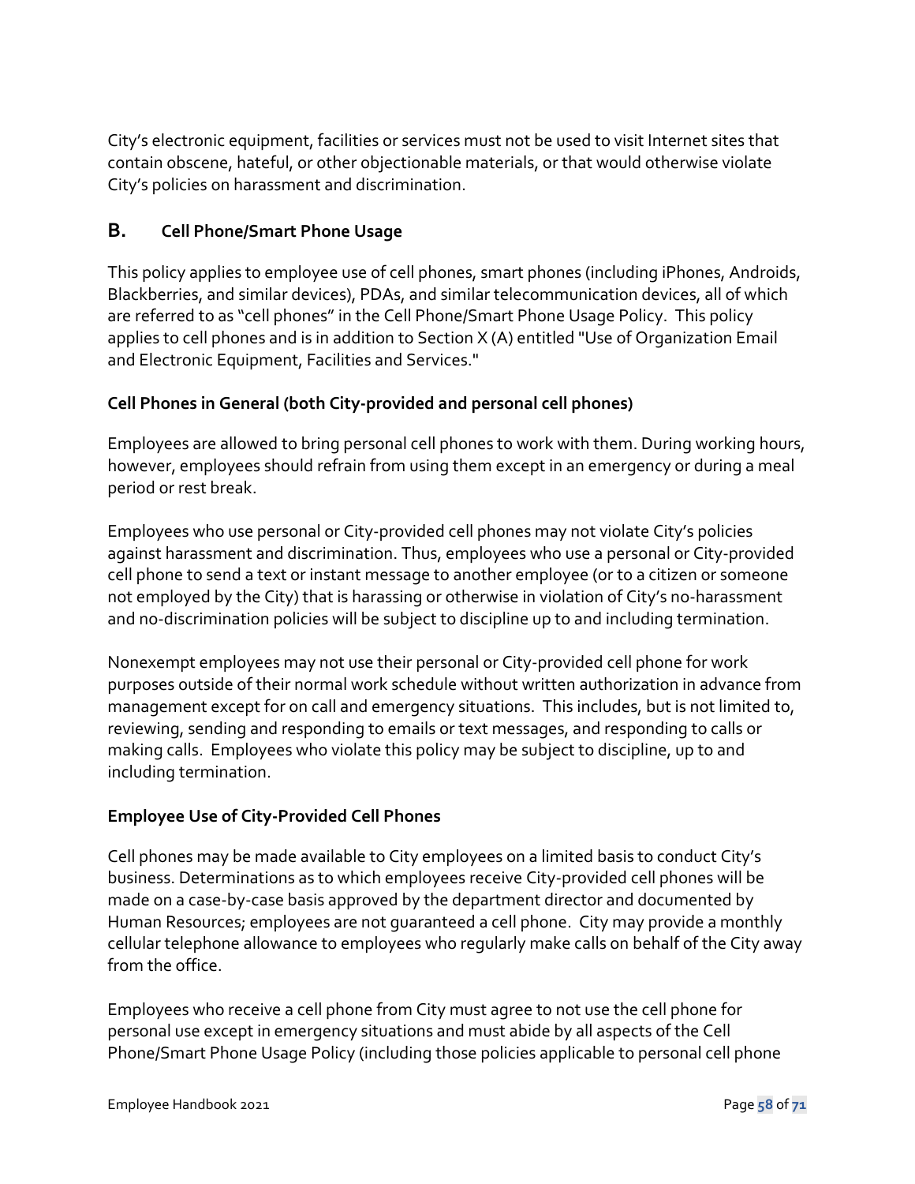City's electronic equipment, facilities or services must not be used to visit Internet sites that contain obscene, hateful, or other objectionable materials, or that would otherwise violate City's policies on harassment and discrimination.

## B. Cell Phone/Smart Phone Usage

This policy applies to employee use of cell phones, smart phones (including iPhones, Androids, Blackberries, and similar devices), PDAs, and similar telecommunication devices, all of which are referred to as "cell phones" in the Cell Phone/Smart Phone Usage Policy. This policy applies to cell phones and is in addition to Section X (A) entitled "Use of Organization Email and Electronic Equipment, Facilities and Services."

### Cell Phones in General (both City-provided and personal cell phones)

Employees are allowed to bring personal cell phones to work with them. During working hours, however, employees should refrain from using them except in an emergency or during a meal period or rest break.

Employees who use personal or City-provided cell phones may not violate City's policies against harassment and discrimination. Thus, employees who use a personal or City-provided cell phone to send a text or instant message to another employee (or to a citizen or someone not employed by the City) that is harassing or otherwise in violation of City's no-harassment and no-discrimination policies will be subject to discipline up to and including termination.

Nonexempt employees may not use their personal or City-provided cell phone for work purposes outside of their normal work schedule without written authorization in advance from management except for on call and emergency situations. This includes, but is not limited to, reviewing, sending and responding to emails or text messages, and responding to calls or making calls. Employees who violate this policy may be subject to discipline, up to and including termination.

### Employee Use of City-Provided Cell Phones

Cell phones may be made available to City employees on a limited basis to conduct City's business. Determinations as to which employees receive City-provided cell phones will be made on a case-by-case basis approved by the department director and documented by Human Resources; employees are not guaranteed a cell phone. City may provide a monthly cellular telephone allowance to employees who regularly make calls on behalf of the City away from the office.

Employees who receive a cell phone from City must agree to not use the cell phone for personal use except in emergency situations and must abide by all aspects of the Cell Phone/Smart Phone Usage Policy (including those policies applicable to personal cell phone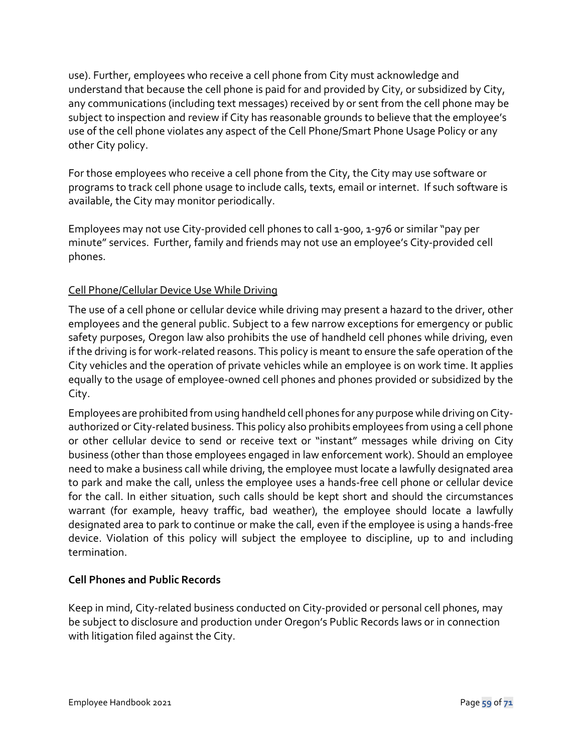use). Further, employees who receive a cell phone from City must acknowledge and understand that because the cell phone is paid for and provided by City, or subsidized by City, any communications (including text messages) received by or sent from the cell phone may be subject to inspection and review if City has reasonable grounds to believe that the employee's use of the cell phone violates any aspect of the Cell Phone/Smart Phone Usage Policy or any other City policy.

For those employees who receive a cell phone from the City, the City may use software or programs to track cell phone usage to include calls, texts, email or internet. If such software is available, the City may monitor periodically.

Employees may not use City-provided cell phones to call 1-900, 1-976 or similar "pay per minute" services. Further, family and friends may not use an employee's City-provided cell phones.

Cell Phone/Cellular Device Use While Driving

The use of a cell phone or cellular device while driving may present a hazard to the driver, other employees and the general public. Subject to a few narrow exceptions for emergency or public safety purposes, Oregon law also prohibits the use of handheld cell phones while driving, even if the driving is for work-related reasons. This policy is meant to ensure the safe operation of the City vehicles and the operation of private vehicles while an employee is on work time. It applies equally to the usage of employee-owned cell phones and phones provided or subsidized by the City.

Employees are prohibited from using handheld cell phones for any purpose while driving on City-authorized or City-related business. This policy also prohibits employees from using a cell phone or other cellular device to send or receive text or "instant" messages while driving on City business (other than those employees engaged in law enforcement work). Should an employee need to make a business call while driving, the employee must locate a lawfully designated area to park and make the call, unless the employee uses a hands-free cell phone or cellular device for the call. In either situation, such calls should be kept short and should the circumstances warrant (for example, heavy traffic, bad weather), the employee should locate a lawfully designated area to park to continue or make the call, even if the employee is using a hands-free device. Violation of this policy will subject the employee to discipline, up to and including termination.

**Cell Phones and Public Records**

Keep in mind, City-related business conducted on City-provided or personal cell phones, may be subject to disclosure and production under Oregon's Public Records laws or in connection with litigation filed against the City.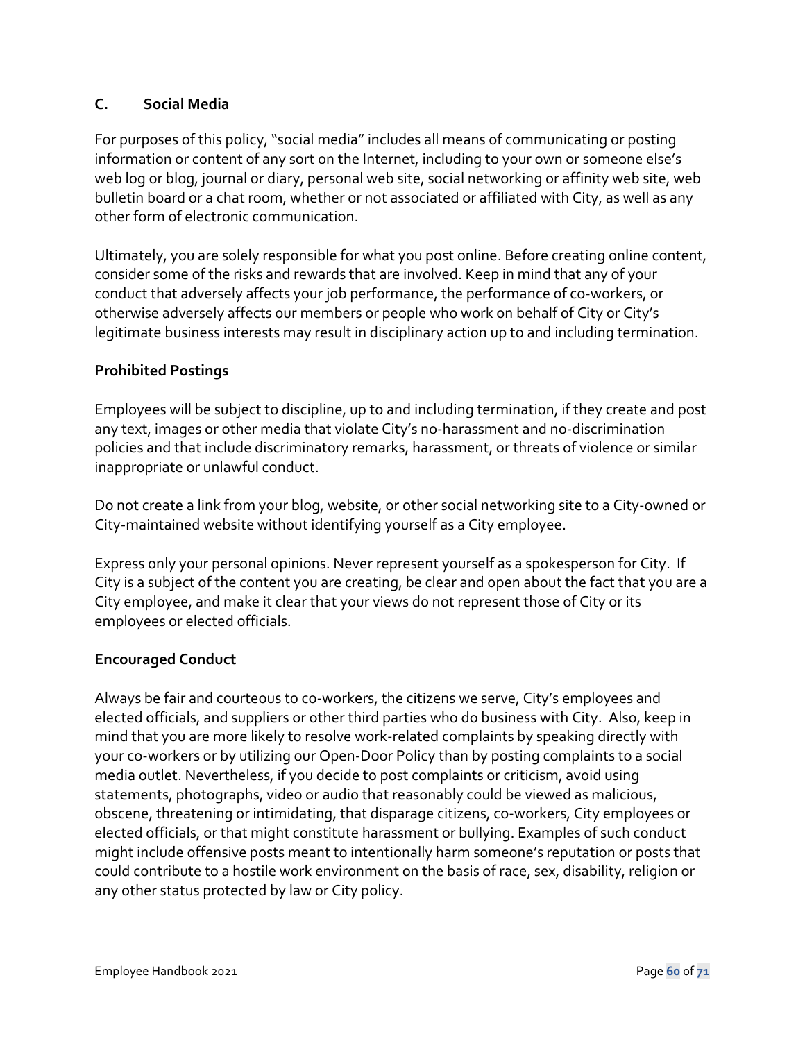### C. Social Media

For purposes of this policy, "social media" includes all means of communicating or posting information or content of any sort on the Internet, including to your own or someone else's web log or blog, journal or diary, personal web site, social networking or affinity web site, web bulletin board or a chat room, whether or not associated or affiliated with City, as well as any other form of electronic communication.

Ultimately, you are solely responsible for what you post online. Before creating online content, consider some of the risks and rewards that are involved. Keep in mind that any of your conduct that adversely affects your job performance, the performance of co-workers, or otherwise adversely affects our members or people who work on behalf of City or City's legitimate business interests may result in disciplinary action up to and including termination.

**Prohibited Postings**

Employees will be subject to discipline, up to and including termination, if they create and post any text, images or other media that violate City's no-harassment and no-discrimination policies and that include discriminatory remarks, harassment, or threats of violence or similar inappropriate or unlawful conduct.

Do not create a link from your blog, website, or other social networking site to a City-owned or City-maintained website without identifying yourself as a City employee.

Express only your personal opinions. Never represent yourself as a spokesperson for City. If City is a subject of the content you are creating, be clear and open about the fact that you are a City employee, and make it clear that your views do not represent those of City or its employees or elected officials.

**Encouraged Conduct**

Always be fair and courteous to co-workers, the citizens we serve, City's employees and elected officials, and suppliers or other third parties who do business with City. Also, keep in mind that you are more likely to resolve work-related complaints by speaking directly with your co-workers or by utilizing our Open-Door Policy than by posting complaints to a social media outlet. Nevertheless, if you decide to post complaints or criticism, avoid using statements, photographs, video or audio that reasonably could be viewed as malicious, obscene, threatening or intimidating, that disparage citizens, co-workers, City employees or elected officials, or that might constitute harassment or bullying. Examples of such conduct might include offensive posts meant to intentionally harm someone's reputation or posts that could contribute to a hostile work environment on the basis of race, sex, disability, religion or any other status protected by law or City policy.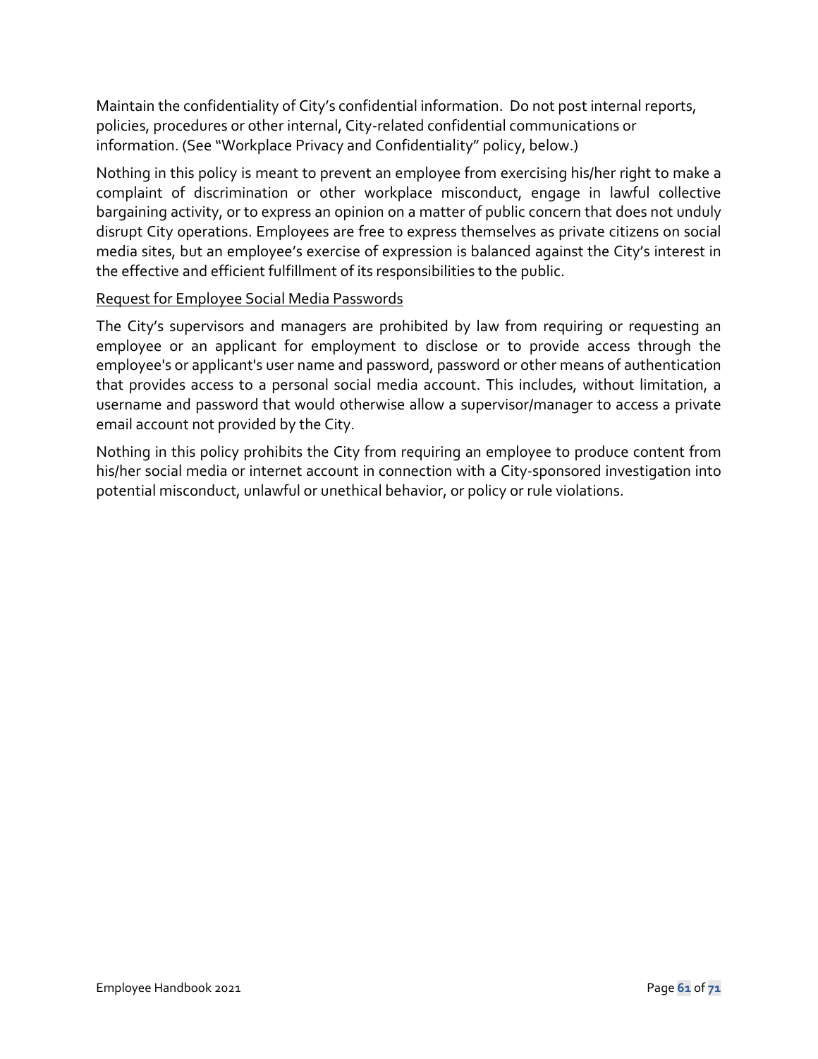Maintain the confidentiality of City's confidential information. Do not post internal reports, policies, procedures or other internal, City-related confidential communications or information. (See "Workplace Privacy and Confidentiality" policy, below.)

Nothing in this policy is meant to prevent an employee from exercising his/her right to make a complaint of discrimination or other workplace misconduct, engage in lawful collective bargaining activity, or to express an opinion on a matter of public concern that does not unduly disrupt City operations. Employees are free to express themselves as private citizens on social media sites, but an employee's exercise of expression is balanced against the City's interest in the effective and efficient fulfillment of its responsibilities to the public.

<u>Request for Employee Social Media Passwords</u>

The City's supervisors and managers are prohibited by law from requiring or requesting an employee or an applicant for employment to disclose or to provide access through the employee's or applicant's user name and password, password or other means of authentication that provides access to a personal social media account. This includes, without limitation, a username and password that would otherwise allow a supervisor/manager to access a private email account not provided by the City.

Nothing in this policy prohibits the City from requiring an employee to produce content from his/her social media or internet account in connection with a City-sponsored investigation into potential misconduct, unlawful or unethical behavior, or policy or rule violations.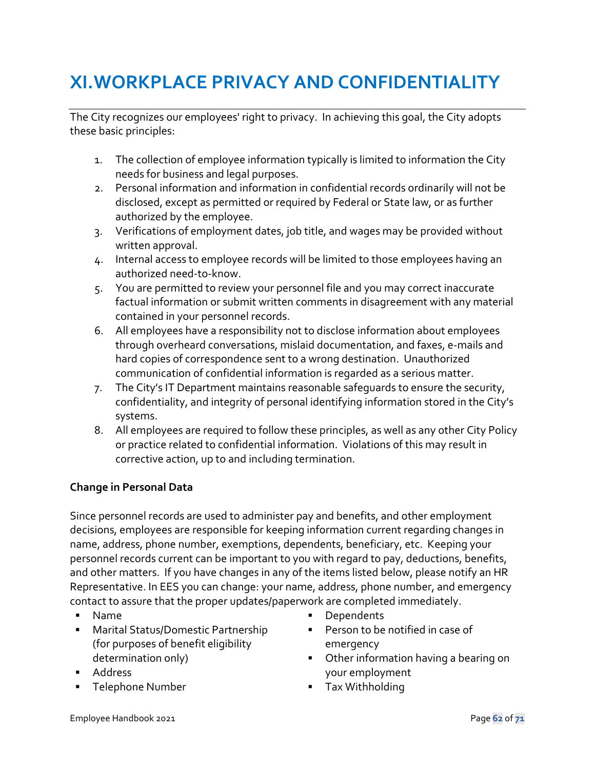# XI. WORKPLACE PRIVACY AND CONFIDENTIALITY

The City recognizes our employees' right to privacy. In achieving this goal, the City adopts these basic principles:

1. The collection of employee information typically is limited to information the City needs for business and legal purposes.
2. Personal information and information in confidential records ordinarily will not be disclosed, except as permitted or required by Federal or State law, or as further authorized by the employee.
3. Verifications of employment dates, job title, and wages may be provided without written approval.
4. Internal access to employee records will be limited to those employees having an authorized need-to-know.
5. You are permitted to review your personnel file and you may correct inaccurate factual information or submit written comments in disagreement with any material contained in your personnel records.
6. All employees have a responsibility not to disclose information about employees through overheard conversations, mislaid documentation, and faxes, e-mails and hard copies of correspondence sent to a wrong destination. Unauthorized communication of confidential information is regarded as a serious matter.
7. The City's IT Department maintains reasonable safeguards to ensure the security, confidentiality, and integrity of personal identifying information stored in the City's systems.
8. All employees are required to follow these principles, as well as any other City Policy or practice related to confidential information. Violations of this may result in corrective action, up to and including termination.

**Change in Personal Data**

Since personnel records are used to administer pay and benefits, and other employment decisions, employees are responsible for keeping information current regarding changes in name, address, phone number, exemptions, dependents, beneficiary, etc. Keeping your personnel records current can be important to you with regard to pay, deductions, benefits, and other matters. If you have changes in any of the items listed below, please notify an HR Representative. In EES you can change: your name, address, phone number, and emergency contact to assure that the proper updates/paperwork are completed immediately.

- Name
- Marital Status/Domestic Partnership (for purposes of benefit eligibility determination only)
- Address
- Telephone Number
- Dependents
- Person to be notified in case of emergency
- Other information having a bearing on your employment
- Tax Withholding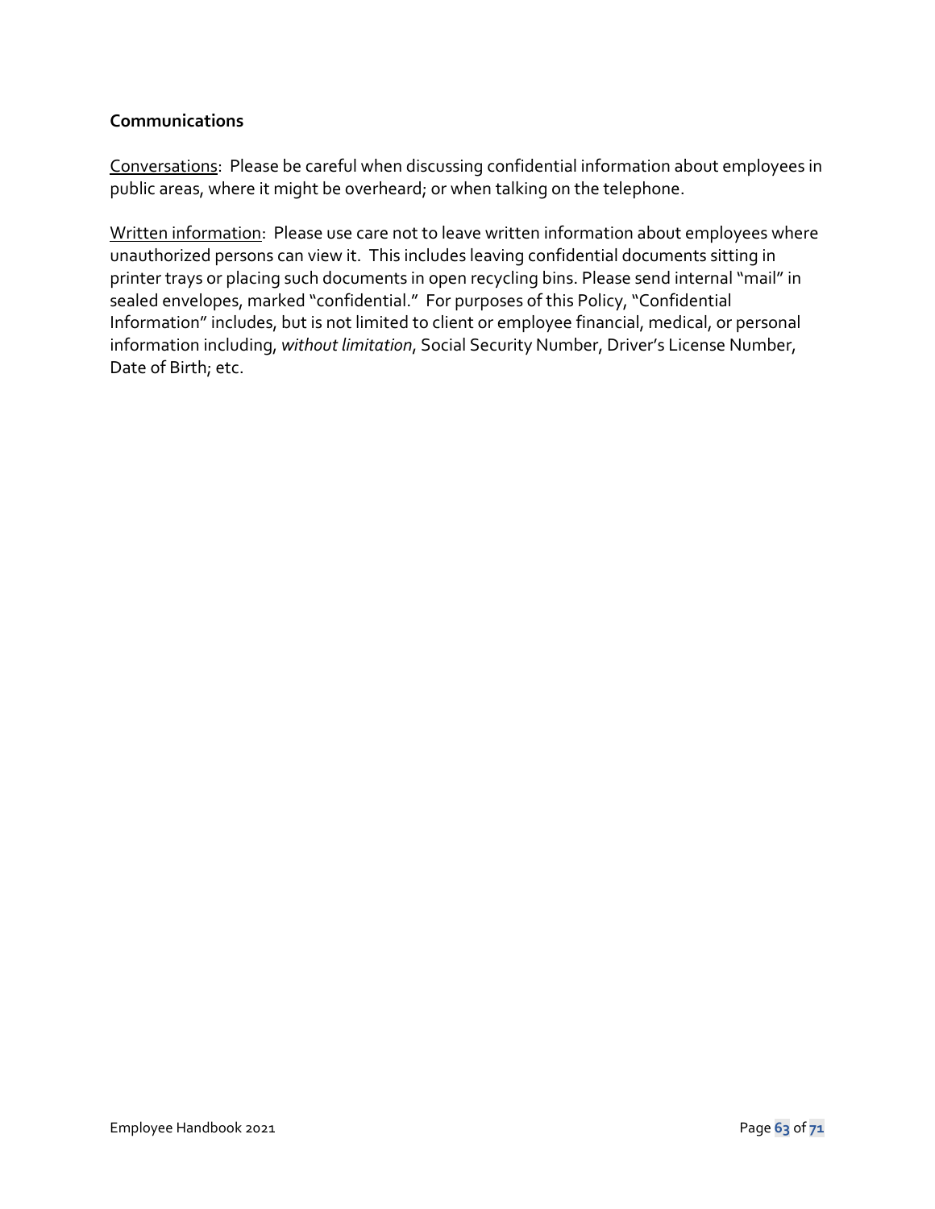**Communications**

Conversations: Please be careful when discussing confidential information about employees in public areas, where it might be overheard; or when talking on the telephone.

Written information: Please use care not to leave written information about employees where unauthorized persons can view it. This includes leaving confidential documents sitting in printer trays or placing such documents in open recycling bins. Please send internal "mail" in sealed envelopes, marked "confidential." For purposes of this Policy, "Confidential Information" includes, but is not limited to client or employee financial, medical, or personal information including, *without limitation*, Social Security Number, Driver's License Number, Date of Birth; etc.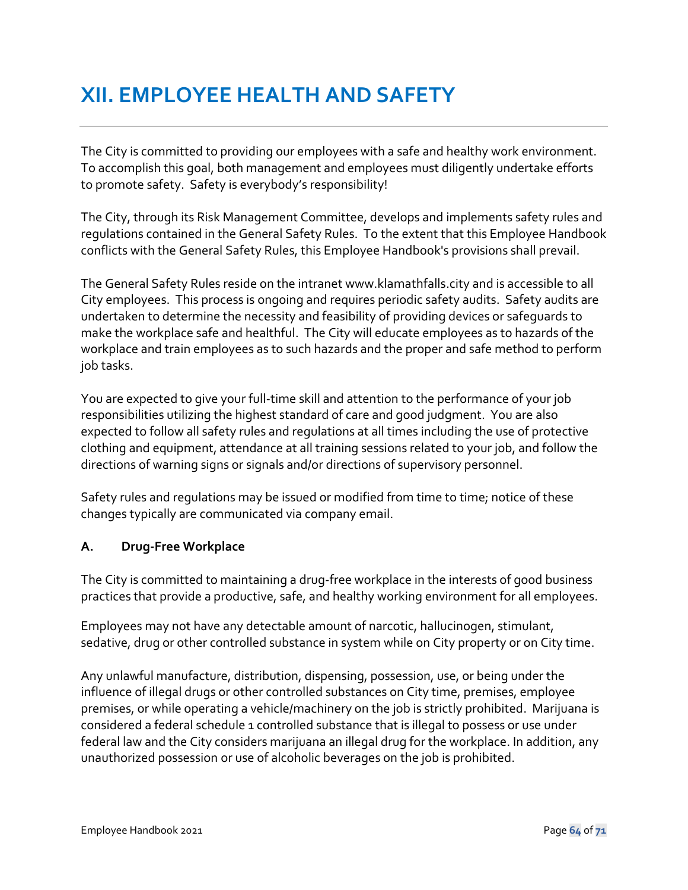# XII. EMPLOYEE HEALTH AND SAFETY

The City is committed to providing our employees with a safe and healthy work environment. To accomplish this goal, both management and employees must diligently undertake efforts to promote safety. Safety is everybody's responsibility!

The City, through its Risk Management Committee, develops and implements safety rules and regulations contained in the General Safety Rules. To the extent that this Employee Handbook conflicts with the General Safety Rules, this Employee Handbook's provisions shall prevail.

The General Safety Rules reside on the intranet www.klamathfalls.city and is accessible to all City employees. This process is ongoing and requires periodic safety audits. Safety audits are undertaken to determine the necessity and feasibility of providing devices or safeguards to make the workplace safe and healthful. The City will educate employees as to hazards of the workplace and train employees as to such hazards and the proper and safe method to perform job tasks.

You are expected to give your full-time skill and attention to the performance of your job responsibilities utilizing the highest standard of care and good judgment. You are also expected to follow all safety rules and regulations at all times including the use of protective clothing and equipment, attendance at all training sessions related to your job, and follow the directions of warning signs or signals and/or directions of supervisory personnel.

Safety rules and regulations may be issued or modified from time to time; notice of these changes typically are communicated via company email.

### A. Drug-Free Workplace

The City is committed to maintaining a drug-free workplace in the interests of good business practices that provide a productive, safe, and healthy working environment for all employees.

Employees may not have any detectable amount of narcotic, hallucinogen, stimulant, sedative, drug or other controlled substance in system while on City property or on City time.

Any unlawful manufacture, distribution, dispensing, possession, use, or being under the influence of illegal drugs or other controlled substances on City time, premises, employee premises, or while operating a vehicle/machinery on the job is strictly prohibited. Marijuana is considered a federal schedule 1 controlled substance that is illegal to possess or use under federal law and the City considers marijuana an illegal drug for the workplace. In addition, any unauthorized possession or use of alcoholic beverages on the job is prohibited.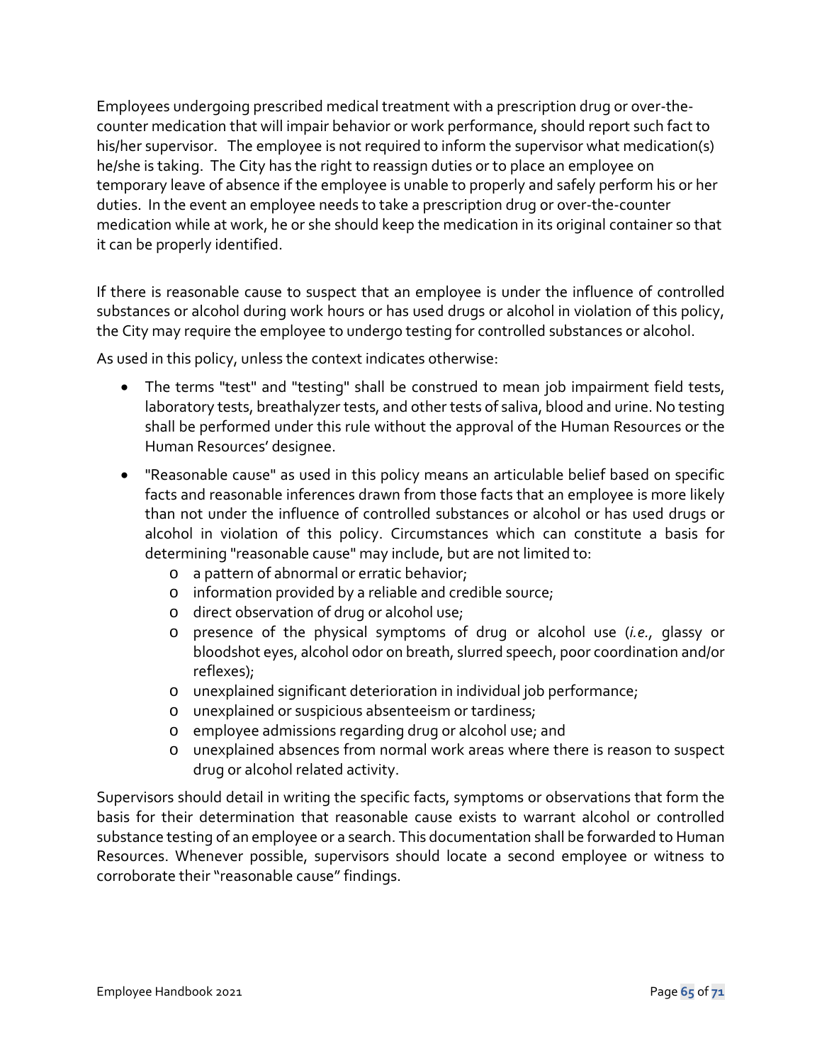Employees undergoing prescribed medical treatment with a prescription drug or over-the-counter medication that will impair behavior or work performance, should report such fact to his/her supervisor. The employee is not required to inform the supervisor what medication(s) he/she is taking. The City has the right to reassign duties or to place an employee on temporary leave of absence if the employee is unable to properly and safely perform his or her duties. In the event an employee needs to take a prescription drug or over-the-counter medication while at work, he or she should keep the medication in its original container so that it can be properly identified.

If there is reasonable cause to suspect that an employee is under the influence of controlled substances or alcohol during work hours or has used drugs or alcohol in violation of this policy, the City may require the employee to undergo testing for controlled substances or alcohol.

As used in this policy, unless the context indicates otherwise:

- The terms "test" and "testing" shall be construed to mean job impairment field tests, laboratory tests, breathalyzer tests, and other tests of saliva, blood and urine. No testing shall be performed under this rule without the approval of the Human Resources or the Human Resources' designee.
- "Reasonable cause" as used in this policy means an articulable belief based on specific facts and reasonable inferences drawn from those facts that an employee is more likely than not under the influence of controlled substances or alcohol or has used drugs or alcohol in violation of this policy. Circumstances which can constitute a basis for determining "reasonable cause" may include, but are not limited to:
    - a pattern of abnormal or erratic behavior;
    - information provided by a reliable and credible source;
    - direct observation of drug or alcohol use;
    - presence of the physical symptoms of drug or alcohol use (*i.e.*, glassy or bloodshot eyes, alcohol odor on breath, slurred speech, poor coordination and/or reflexes);
    - unexplained significant deterioration in individual job performance;
    - unexplained or suspicious absenteeism or tardiness;
    - employee admissions regarding drug or alcohol use; and
    - unexplained absences from normal work areas where there is reason to suspect drug or alcohol related activity.

Supervisors should detail in writing the specific facts, symptoms or observations that form the basis for their determination that reasonable cause exists to warrant alcohol or controlled substance testing of an employee or a search. This documentation shall be forwarded to Human Resources. Whenever possible, supervisors should locate a second employee or witness to corroborate their "reasonable cause" findings.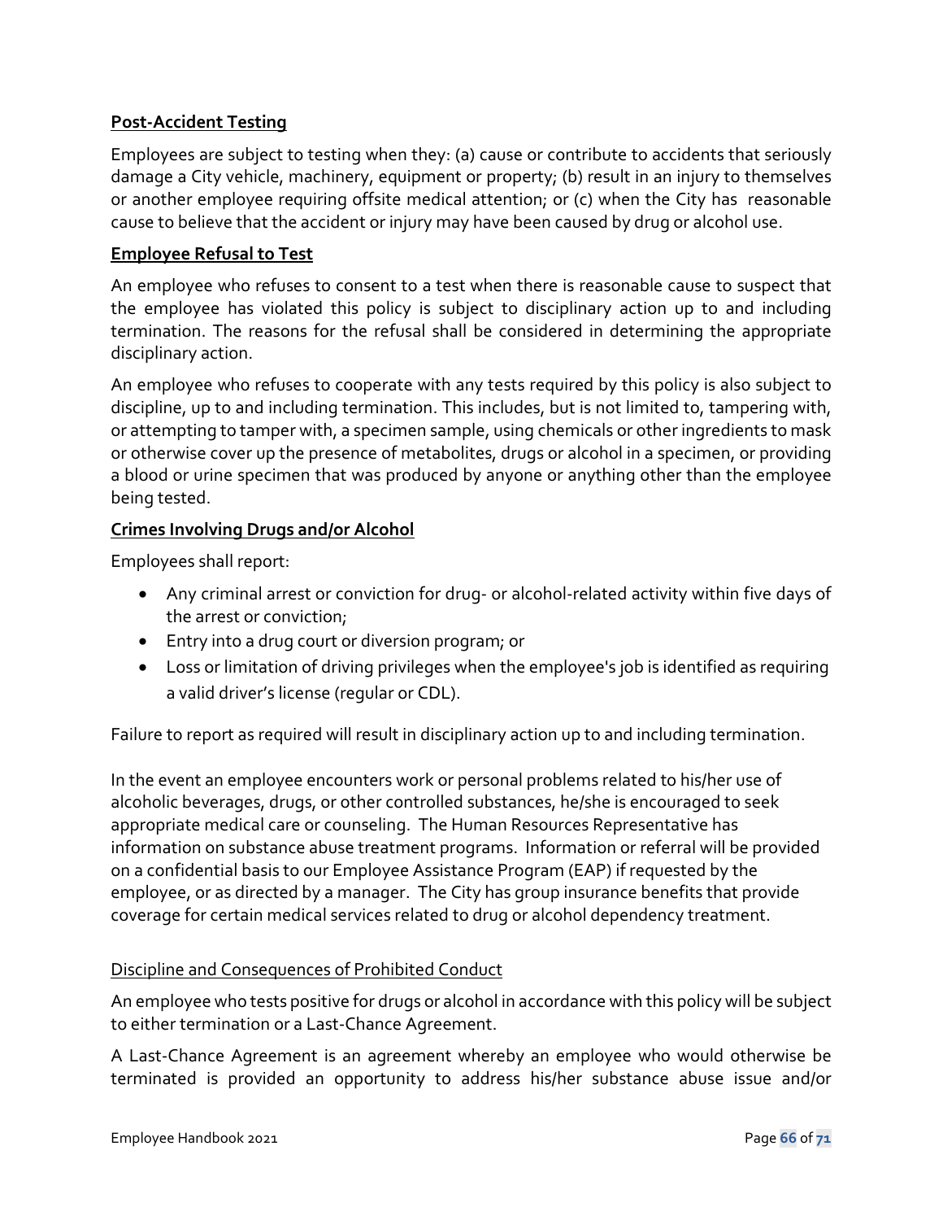**Post-Accident Testing**

Employees are subject to testing when they: (a) cause or contribute to accidents that seriously damage a City vehicle, machinery, equipment or property; (b) result in an injury to themselves or another employee requiring offsite medical attention; or (c) when the City has reasonable cause to believe that the accident or injury may have been caused by drug or alcohol use.

**Employee Refusal to Test**

An employee who refuses to consent to a test when there is reasonable cause to suspect that the employee has violated this policy is subject to disciplinary action up to and including termination. The reasons for the refusal shall be considered in determining the appropriate disciplinary action.

An employee who refuses to cooperate with any tests required by this policy is also subject to discipline, up to and including termination. This includes, but is not limited to, tampering with, or attempting to tamper with, a specimen sample, using chemicals or other ingredients to mask or otherwise cover up the presence of metabolites, drugs or alcohol in a specimen, or providing a blood or urine specimen that was produced by anyone or anything other than the employee being tested.

**Crimes Involving Drugs and/or Alcohol**

Employees shall report:

- Any criminal arrest or conviction for drug- or alcohol-related activity within five days of the arrest or conviction;
- Entry into a drug court or diversion program; or
- Loss or limitation of driving privileges when the employee's job is identified as requiring a valid driver's license (regular or CDL).

Failure to report as required will result in disciplinary action up to and including termination.

In the event an employee encounters work or personal problems related to his/her use of alcoholic beverages, drugs, or other controlled substances, he/she is encouraged to seek appropriate medical care or counseling. The Human Resources Representative has information on substance abuse treatment programs. Information or referral will be provided on a confidential basis to our Employee Assistance Program (EAP) if requested by the employee, or as directed by a manager. The City has group insurance benefits that provide coverage for certain medical services related to drug or alcohol dependency treatment.

Discipline and Consequences of Prohibited Conduct

An employee who tests positive for drugs or alcohol in accordance with this policy will be subject to either termination or a Last-Chance Agreement.

A Last-Chance Agreement is an agreement whereby an employee who would otherwise be terminated is provided an opportunity to address his/her substance abuse issue and/or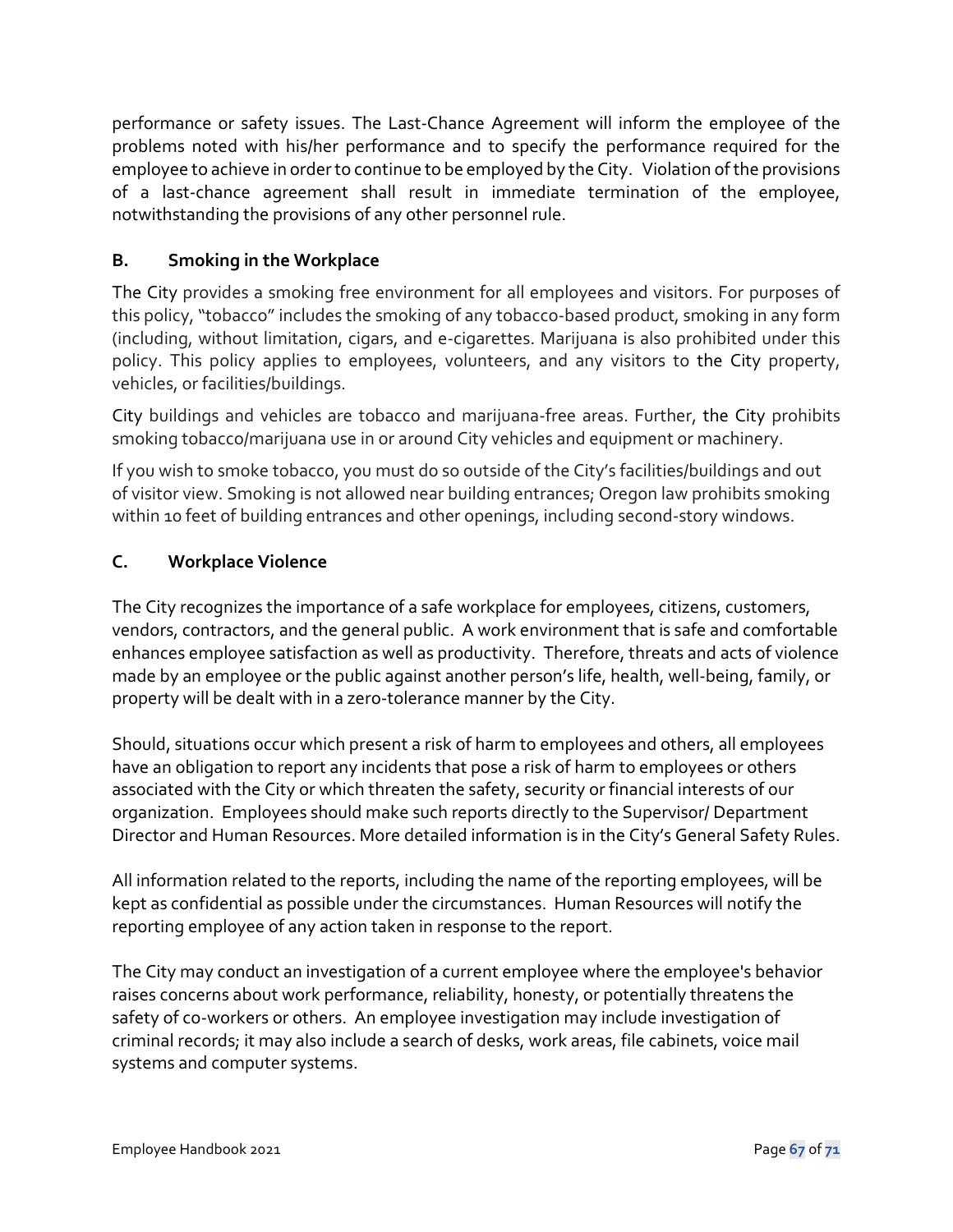performance or safety issues. The Last-Chance Agreement will inform the employee of the problems noted with his/her performance and to specify the performance required for the employee to achieve in order to continue to be employed by the City. Violation of the provisions of a last-chance agreement shall result in immediate termination of the employee, notwithstanding the provisions of any other personnel rule.

### B. Smoking in the Workplace

The City provides a smoking free environment for all employees and visitors. For purposes of this policy, "tobacco" includes the smoking of any tobacco-based product, smoking in any form (including, without limitation, cigars, and e-cigarettes. Marijuana is also prohibited under this policy. This policy applies to employees, volunteers, and any visitors to the City property, vehicles, or facilities/buildings.

City buildings and vehicles are tobacco and marijuana-free areas. Further, the City prohibits smoking tobacco/marijuana use in or around City vehicles and equipment or machinery.

If you wish to smoke tobacco, you must do so outside of the City's facilities/buildings and out of visitor view. Smoking is not allowed near building entrances; Oregon law prohibits smoking within 10 feet of building entrances and other openings, including second-story windows.

### C. Workplace Violence

The City recognizes the importance of a safe workplace for employees, citizens, customers, vendors, contractors, and the general public. A work environment that is safe and comfortable enhances employee satisfaction as well as productivity. Therefore, threats and acts of violence made by an employee or the public against another person's life, health, well-being, family, or property will be dealt with in a zero-tolerance manner by the City.

Should, situations occur which present a risk of harm to employees and others, all employees have an obligation to report any incidents that pose a risk of harm to employees or others associated with the City or which threaten the safety, security or financial interests of our organization. Employees should make such reports directly to the Supervisor/ Department Director and Human Resources. More detailed information is in the City's General Safety Rules.

All information related to the reports, including the name of the reporting employees, will be kept as confidential as possible under the circumstances. Human Resources will notify the reporting employee of any action taken in response to the report.

The City may conduct an investigation of a current employee where the employee's behavior raises concerns about work performance, reliability, honesty, or potentially threatens the safety of co-workers or others. An employee investigation may include investigation of criminal records; it may also include a search of desks, work areas, file cabinets, voice mail systems and computer systems.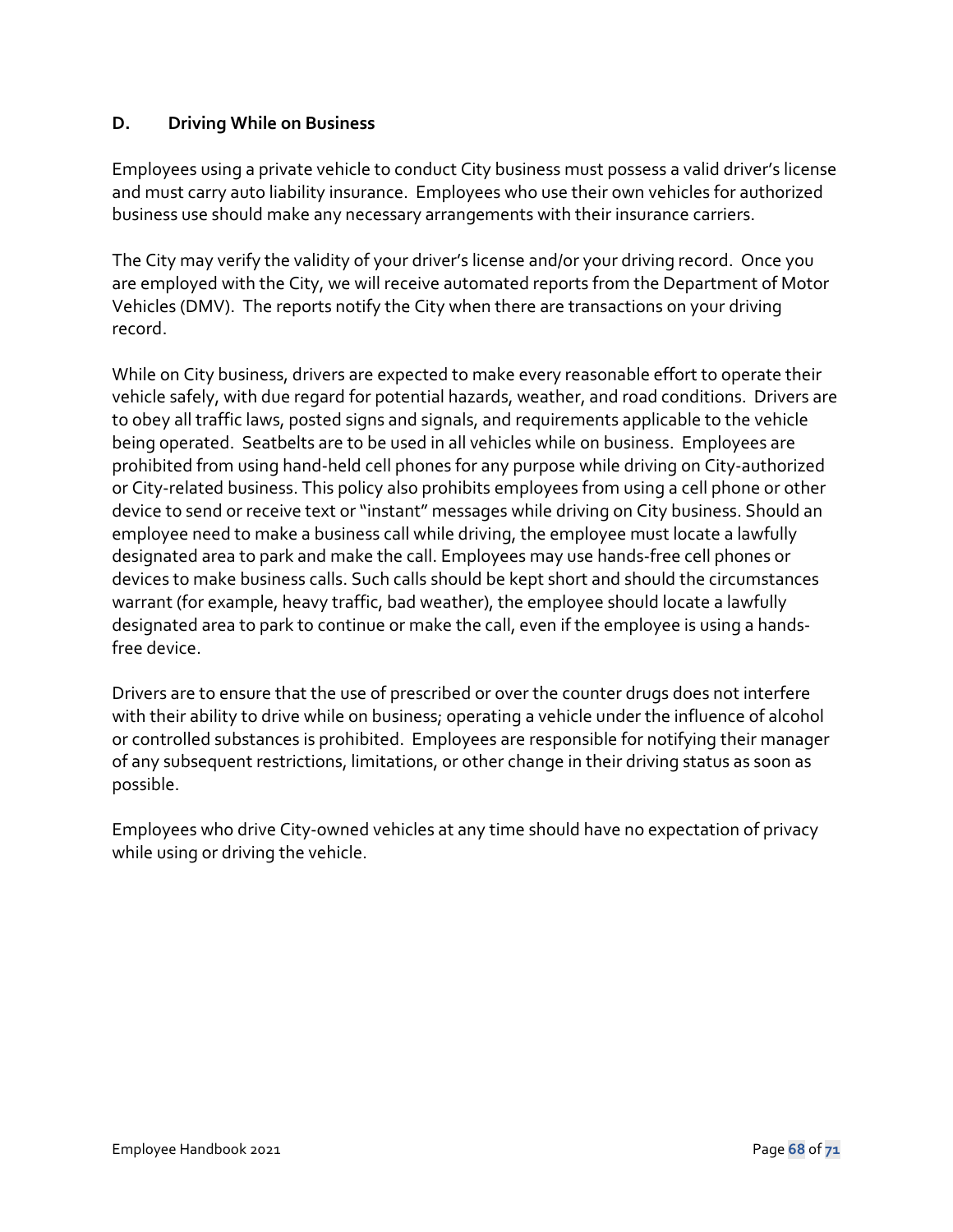### D. Driving While on Business

Employees using a private vehicle to conduct City business must possess a valid driver's license and must carry auto liability insurance. Employees who use their own vehicles for authorized business use should make any necessary arrangements with their insurance carriers.

The City may verify the validity of your driver's license and/or your driving record. Once you are employed with the City, we will receive automated reports from the Department of Motor Vehicles (DMV). The reports notify the City when there are transactions on your driving record.

While on City business, drivers are expected to make every reasonable effort to operate their vehicle safely, with due regard for potential hazards, weather, and road conditions. Drivers are to obey all traffic laws, posted signs and signals, and requirements applicable to the vehicle being operated. Seatbelts are to be used in all vehicles while on business. Employees are prohibited from using hand-held cell phones for any purpose while driving on City-authorized or City-related business. This policy also prohibits employees from using a cell phone or other device to send or receive text or "instant" messages while driving on City business. Should an employee need to make a business call while driving, the employee must locate a lawfully designated area to park and make the call. Employees may use hands-free cell phones or devices to make business calls. Such calls should be kept short and should the circumstances warrant (for example, heavy traffic, bad weather), the employee should locate a lawfully designated area to park to continue or make the call, even if the employee is using a hands-free device.

Drivers are to ensure that the use of prescribed or over the counter drugs does not interfere with their ability to drive while on business; operating a vehicle under the influence of alcohol or controlled substances is prohibited. Employees are responsible for notifying their manager of any subsequent restrictions, limitations, or other change in their driving status as soon as possible.

Employees who drive City-owned vehicles at any time should have no expectation of privacy while using or driving the vehicle.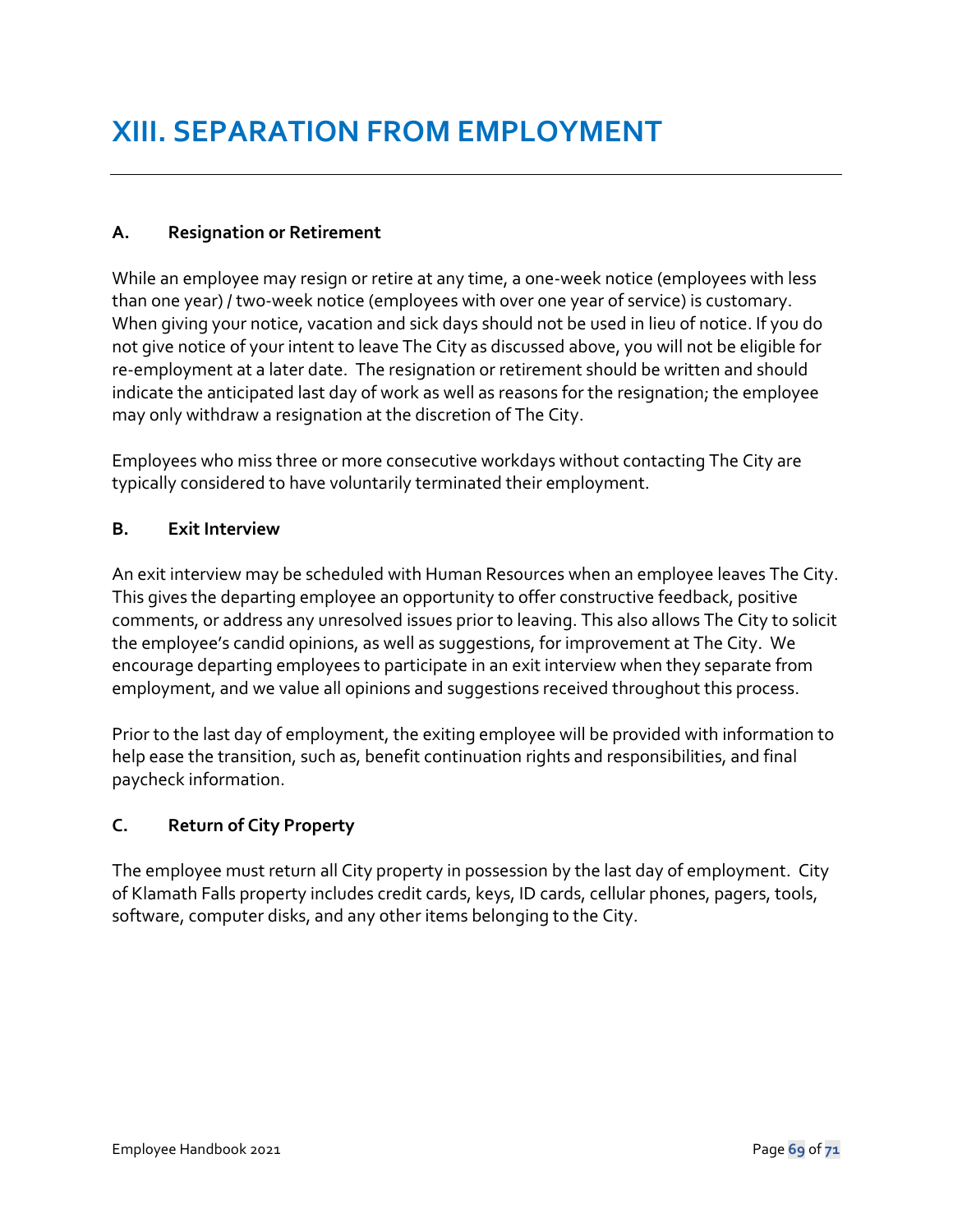# XIII. SEPARATION FROM EMPLOYMENT

### A. Resignation or Retirement

While an employee may resign or retire at any time, a one-week notice (employees with less than one year) / two-week notice (employees with over one year of service) is customary. When giving your notice, vacation and sick days should not be used in lieu of notice. If you do not give notice of your intent to leave The City as discussed above, you will not be eligible for re-employment at a later date. The resignation or retirement should be written and should indicate the anticipated last day of work as well as reasons for the resignation; the employee may only withdraw a resignation at the discretion of The City.

Employees who miss three or more consecutive workdays without contacting The City are typically considered to have voluntarily terminated their employment.

### B. Exit Interview

An exit interview may be scheduled with Human Resources when an employee leaves The City. This gives the departing employee an opportunity to offer constructive feedback, positive comments, or address any unresolved issues prior to leaving. This also allows The City to solicit the employee's candid opinions, as well as suggestions, for improvement at The City. We encourage departing employees to participate in an exit interview when they separate from employment, and we value all opinions and suggestions received throughout this process.

Prior to the last day of employment, the exiting employee will be provided with information to help ease the transition, such as, benefit continuation rights and responsibilities, and final paycheck information.

### C. Return of City Property

The employee must return all City property in possession by the last day of employment. City of Klamath Falls property includes credit cards, keys, ID cards, cellular phones, pagers, tools, software, computer disks, and any other items belonging to the City.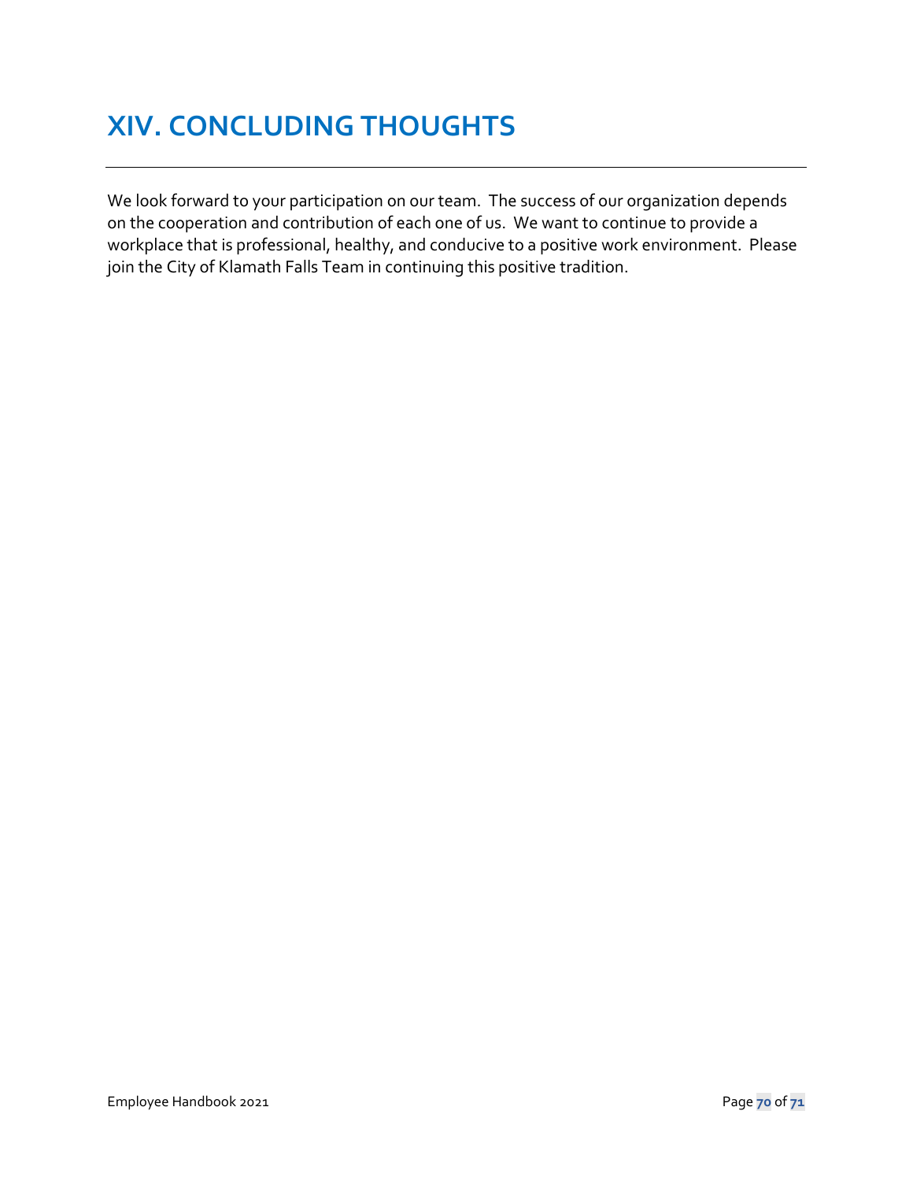# XIV. CONCLUDING THOUGHTS

We look forward to your participation on our team. The success of our organization depends on the cooperation and contribution of each one of us. We want to continue to provide a workplace that is professional, healthy, and conducive to a positive work environment. Please join the City of Klamath Falls Team in continuing this positive tradition.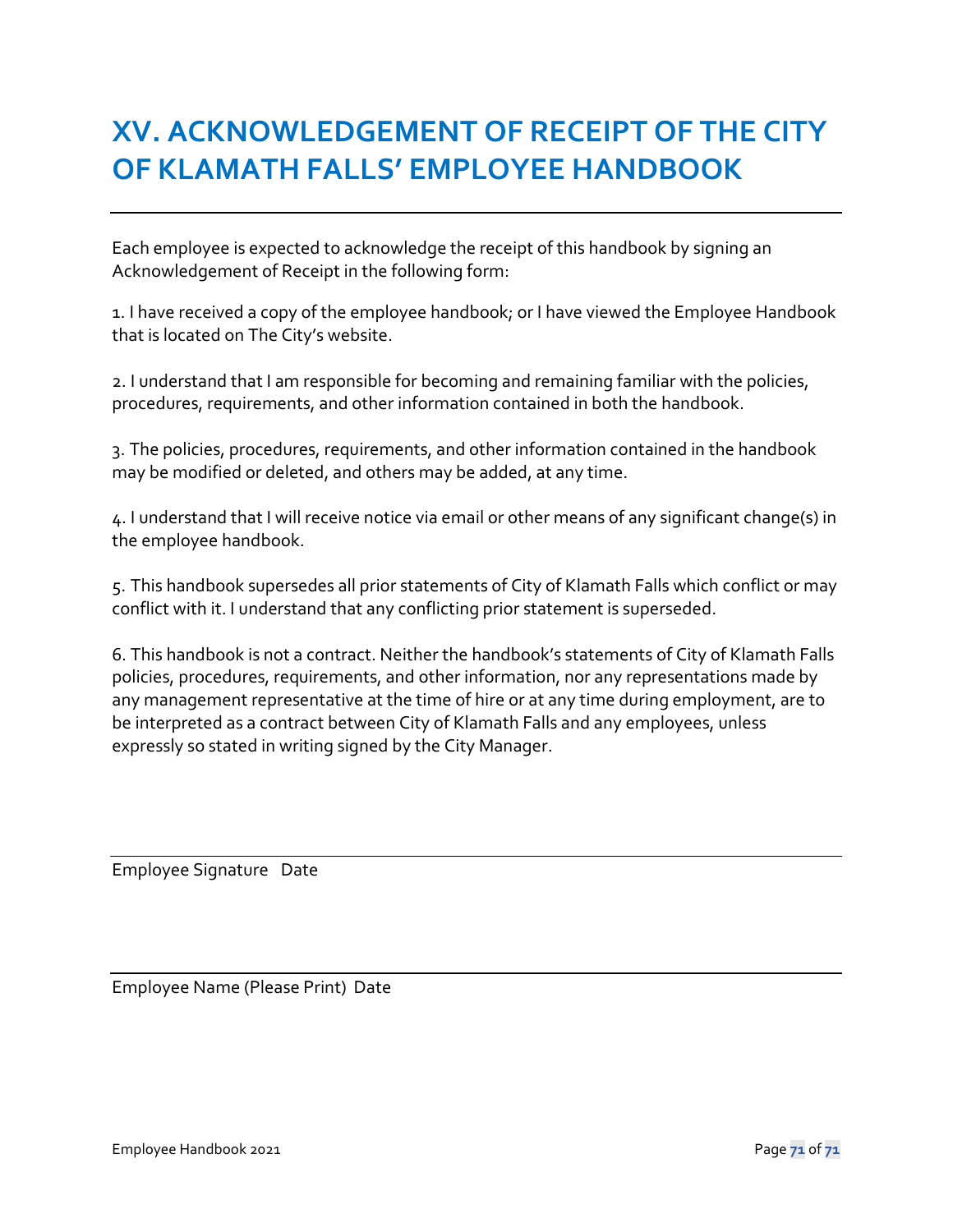# XV. ACKNOWLEDGEMENT OF RECEIPT OF THE CITY OF KLAMATH FALLS' EMPLOYEE HANDBOOK

---

Each employee is expected to acknowledge the receipt of this handbook by signing an Acknowledgement of Receipt in the following form:

1. I have received a copy of the employee handbook; or I have viewed the Employee Handbook that is located on The City's website.

2. I understand that I am responsible for becoming and remaining familiar with the policies, procedures, requirements, and other information contained in both the handbook.

3. The policies, procedures, requirements, and other information contained in the handbook may be modified or deleted, and others may be added, at any time.

4. I understand that I will receive notice via email or other means of any significant change(s) in the employee handbook.

5. This handbook supersedes all prior statements of City of Klamath Falls which conflict or may conflict with it. I understand that any conflicting prior statement is superseded.

6. This handbook is not a contract. Neither the handbook's statements of City of Klamath Falls policies, procedures, requirements, and other information, nor any representations made by any management representative at the time of hire or at any time during employment, are to be interpreted as a contract between City of Klamath Falls and any employees, unless expressly so stated in writing signed by the City Manager.

\_\_\_\_\_\_\_\_\_\_\_\_\_\_\_\_\_\_\_\_\_\_\_\_\_\_\_\_\_\_\_\_\_\_\_\_\_\_\_\_\_\_\_\_

Employee Signature Date

\_\_\_\_\_\_\_\_\_\_\_\_\_\_\_\_\_\_\_\_\_\_\_\_\_\_\_\_\_\_\_\_\_\_\_\_\_\_\_\_\_\_\_\_

Employee Name (Please Print) Date